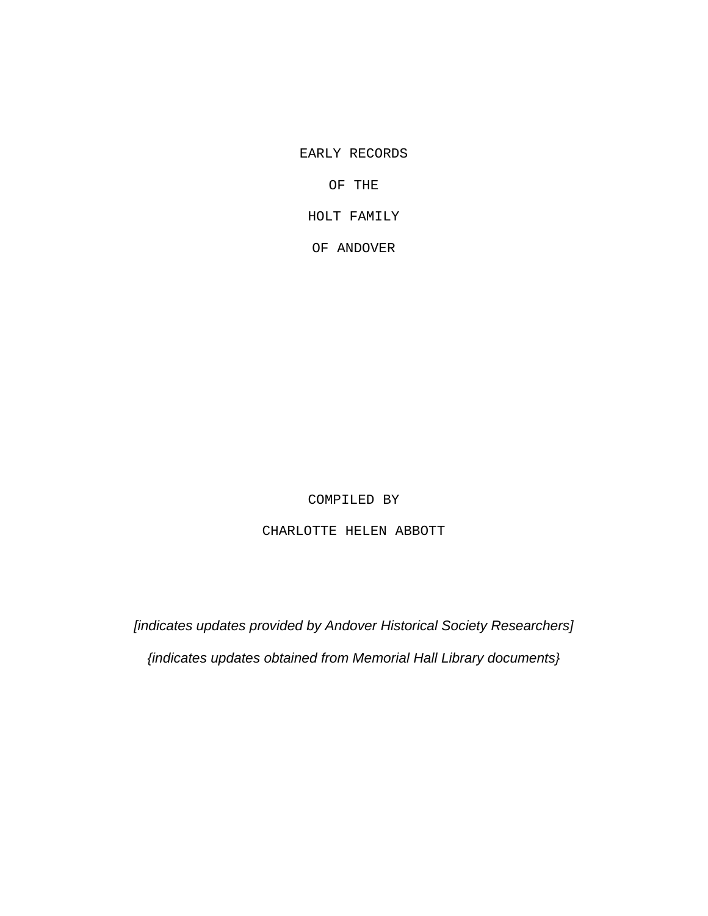# EARLY RECORDS

# OF THE

# HOLT FAMILY

# OF ANDOVER

COMPILED BY

CHARLOTTE HELEN ABBOTT

*[indicates updates provided by Andover Historical Society Researchers]*

*{indicates updates obtained from Memorial Hall Library documents}*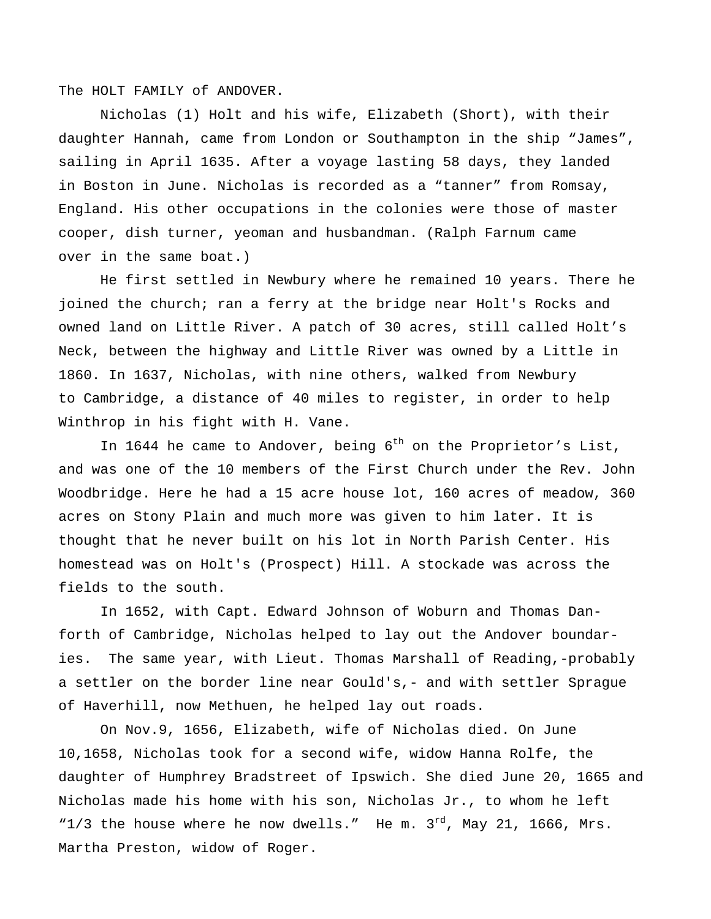The HOLT FAMILY of ANDOVER.

Nicholas (1) Holt and his wife, Elizabeth (Short), with their daughter Hannah, came from London or Southampton in the ship "James", sailing in April 1635. After a voyage lasting 58 days, they landed in Boston in June. Nicholas is recorded as a "tanner" from Romsay, England. His other occupations in the colonies were those of master cooper, dish turner, yeoman and husbandman. (Ralph Farnum came over in the same boat.)

He first settled in Newbury where he remained 10 years. There he joined the church; ran a ferry at the bridge near Holt's Rocks and owned land on Little River. A patch of 30 acres, still called Holt's Neck, between the highway and Little River was owned by a Little in 1860. In 1637, Nicholas, with nine others, walked from Newbury to Cambridge, a distance of 40 miles to register, in order to help Winthrop in his fight with H. Vane.

In 1644 he came to Andover, being 6th on the Proprietor's List, and was one of the 10 members of the First Church under the Rev. John Woodbridge. Here he had a 15 acre house lot, 160 acres of meadow, 360 acres on Stony Plain and much more was given to him later. It is thought that he never built on his lot in North Parish Center. His homestead was on Holt's (Prospect) Hill. A stockade was across the fields to the south.

In 1652, with Capt. Edward Johnson of Woburn and Thomas Danforth of Cambridge, Nicholas helped to lay out the Andover boundaries. The same year, with Lieut. Thomas Marshall of Reading,-probably a settler on the border line near Gould's,- and with settler Sprague of Haverhill, now Methuen, he helped lay out roads.

On Nov.9, 1656, Elizabeth, wife of Nicholas died. On June 10,1658, Nicholas took for a second wife, widow Hanna Rolfe, the daughter of Humphrey Bradstreet of Ipswich. She died June 20, 1665 and Nicholas made his home with his son, Nicholas Jr., to whom he left "1/3 the house where he now dwells." He m. 3rd, May 21, 1666, Mrs. Martha Preston, widow of Roger.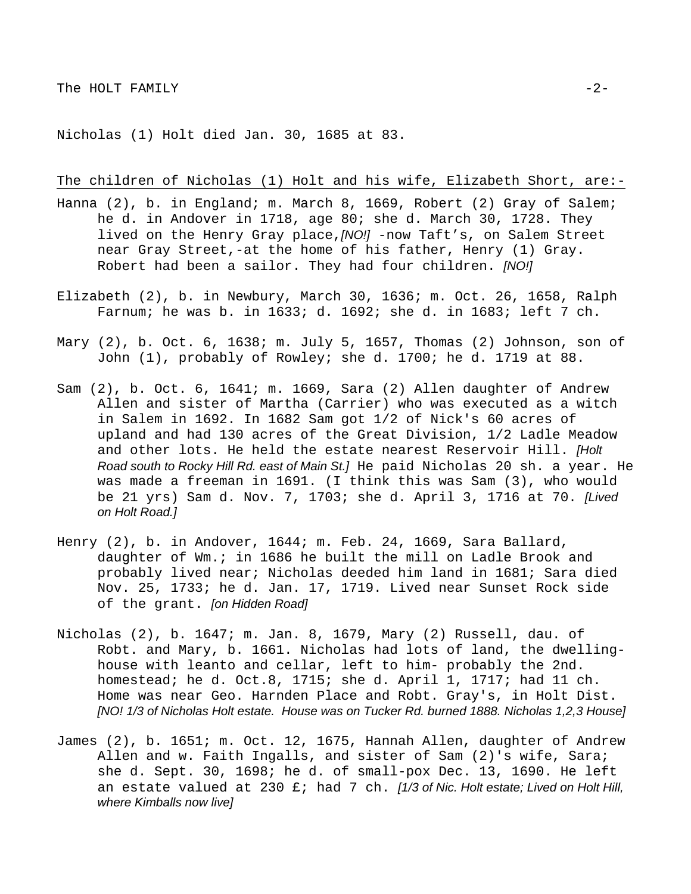Nicholas (1) Holt died Jan. 30, 1685 at 83.

The children of Nicholas (1) Holt and his wife, Elizabeth Short, are:-

Hanna (2), b. in England; m. March 8, 1669, Robert (2) Gray of Salem; he d. in Andover in 1718, age 80; she d. March 30, 1728. They lived on the Henry Gray place,*[NO!]* -now Taft's, on Salem Street near Gray Street,-at the home of his father, Henry (1) Gray. Robert had been a sailor. They had four children. *[NO!]*

Elizabeth (2), b. in Newbury, March 30, 1636; m. Oct. 26, 1658, Ralph Farnum; he was b. in 1633; d. 1692; she d. in 1683; left 7 ch.

Mary (2), b. Oct. 6, 1638; m. July 5, 1657, Thomas (2) Johnson, son of John (1), probably of Rowley; she d. 1700; he d. 1719 at 88.

Sam (2), b. Oct. 6, 1641; m. 1669, Sara (2) Allen daughter of Andrew Allen and sister of Martha (Carrier) who was executed as a witch in Salem in 1692. In 1682 Sam got 1/2 of Nick's 60 acres of upland and had 130 acres of the Great Division, 1/2 Ladle Meadow and other lots. He held the estate nearest Reservoir Hill. *[Holt Road south to Rocky Hill Rd. east of Main St.]* He paid Nicholas 20 sh. a year. He was made a freeman in 1691. (I think this was Sam (3), who would be 21 yrs) Sam d. Nov. 7, 1703; she d. April 3, 1716 at 70. *[Lived on Holt Road.]*

Henry (2), b. in Andover, 1644; m. Feb. 24, 1669, Sara Ballard, daughter of Wm.; in 1686 he built the mill on Ladle Brook and probably lived near; Nicholas deeded him land in 1681; Sara died Nov. 25, 1733; he d. Jan. 17, 1719. Lived near Sunset Rock side of the grant. *[on Hidden Road]*

Nicholas (2), b. 1647; m. Jan. 8, 1679, Mary (2) Russell, dau. of Robt. and Mary, b. 1661. Nicholas had lots of land, the dwelling-house with leanto and cellar, left to him- probably the 2nd. homestead; he d. Oct.8, 1715; she d. April 1, 1717; had 11 ch. Home was near Geo. Harnden Place and Robt. Gray's, in Holt Dist. *[NO! 1/3 of Nicholas Holt estate. House was on Tucker Rd. burned 1888. Nicholas 1,2,3 House]*

James (2), b. 1651; m. Oct. 12, 1675, Hannah Allen, daughter of Andrew Allen and w. Faith Ingalls, and sister of Sam (2)'s wife, Sara; she d. Sept. 30, 1698; he d. of small-pox Dec. 13, 1690. He left an estate valued at 230 £; had 7 ch. *[1/3 of Nic. Holt estate; Lived on Holt Hill, where Kimballs now live]*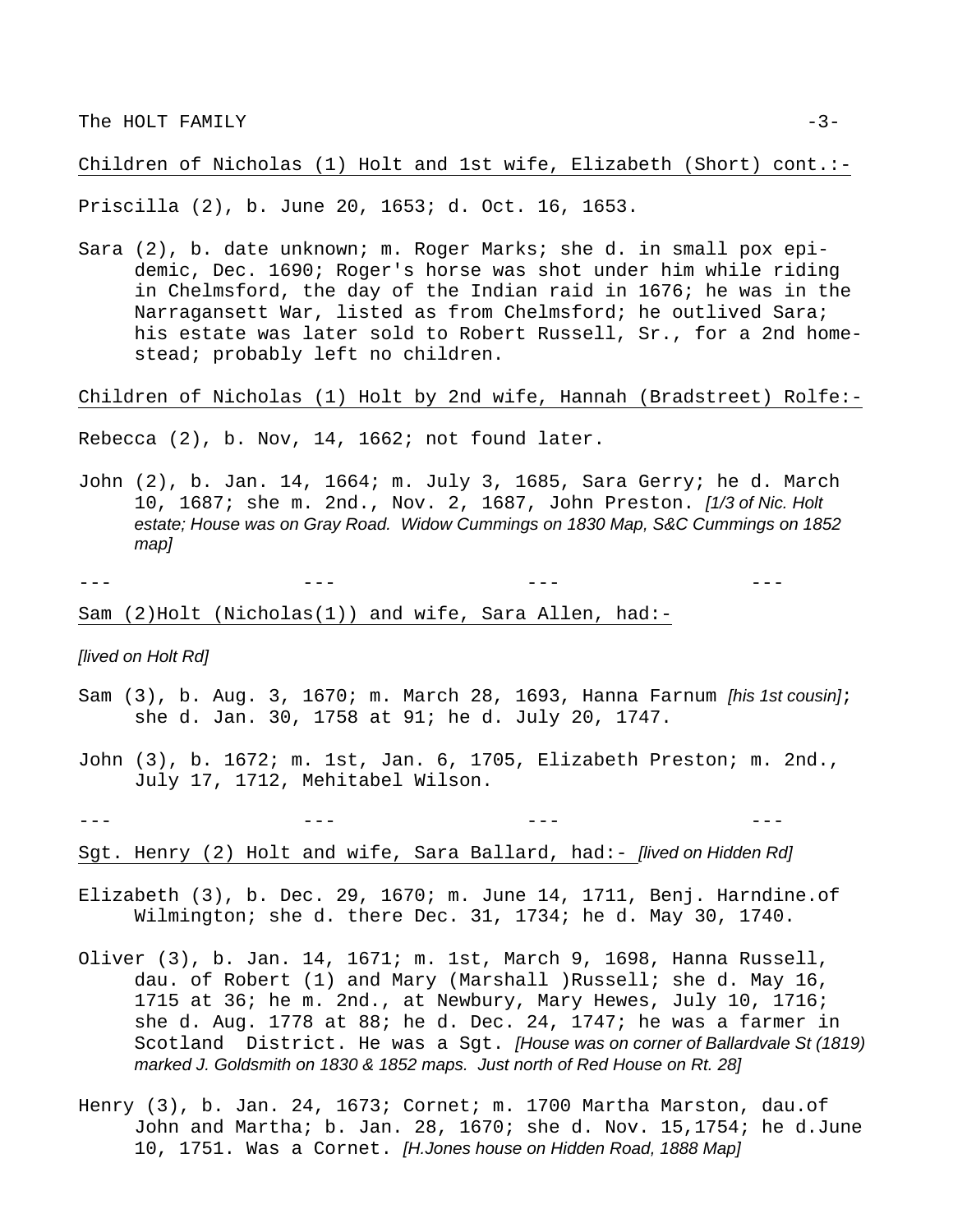Children of Nicholas (1) Holt and 1st wife, Elizabeth (Short) cont.:-

Priscilla (2), b. June 20, 1653; d. Oct. 16, 1653.

Sara (2), b. date unknown; m. Roger Marks; she d. in small pox epidemic, Dec. 1690; Roger's horse was shot under him while riding in Chelmsford, the day of the Indian raid in 1676; he was in the Narragansett War, listed as from Chelmsford; he outlived Sara; his estate was later sold to Robert Russell, Sr., for a 2nd homestead; probably left no children.

Children of Nicholas (1) Holt by 2nd wife, Hannah (Bradstreet) Rolfe:-

Rebecca (2), b. Nov, 14, 1662; not found later.

John (2), b. Jan. 14, 1664; m. July 3, 1685, Sara Gerry; he d. March 10, 1687; she m. 2nd., Nov. 2, 1687, John Preston. *[1/3 of Nic. Holt estate; House was on Gray Road. Widow Cummings on 1830 Map, S&C Cummings on 1852 map]*

--- --- --- ---

Sam (2)Holt (Nicholas(1)) and wife, Sara Allen, had:-

*[lived on Holt Rd]*

Sam (3), b. Aug. 3, 1670; m. March 28, 1693, Hanna Farnum *[his 1st cousin]*; she d. Jan. 30, 1758 at 91; he d. July 20, 1747.

John (3), b. 1672; m. 1st, Jan. 6, 1705, Elizabeth Preston; m. 2nd., July 17, 1712, Mehitabel Wilson.

--- --- --- ---

Sgt. Henry (2) Holt and wife, Sara Ballard, had:- *[lived on Hidden Rd]*

Elizabeth (3), b. Dec. 29, 1670; m. June 14, 1711, Benj. Harndine.of Wilmington; she d. there Dec. 31, 1734; he d. May 30, 1740.

Oliver (3), b. Jan. 14, 1671; m. 1st, March 9, 1698, Hanna Russell, dau. of Robert (1) and Mary (Marshall )Russell; she d. May 16, 1715 at 36; he m. 2nd., at Newbury, Mary Hewes, July 10, 1716; she d. Aug. 1778 at 88; he d. Dec. 24, 1747; he was a farmer in Scotland District. He was a Sgt. *[House was on corner of Ballardvale St (1819) marked J. Goldsmith on 1830 & 1852 maps. Just north of Red House on Rt. 28]*

Henry (3), b. Jan. 24, 1673; Cornet; m. 1700 Martha Marston, dau.of John and Martha; b. Jan. 28, 1670; she d. Nov. 15,1754; he d.June 10, 1751. Was a Cornet. *[H.Jones house on Hidden Road, 1888 Map]*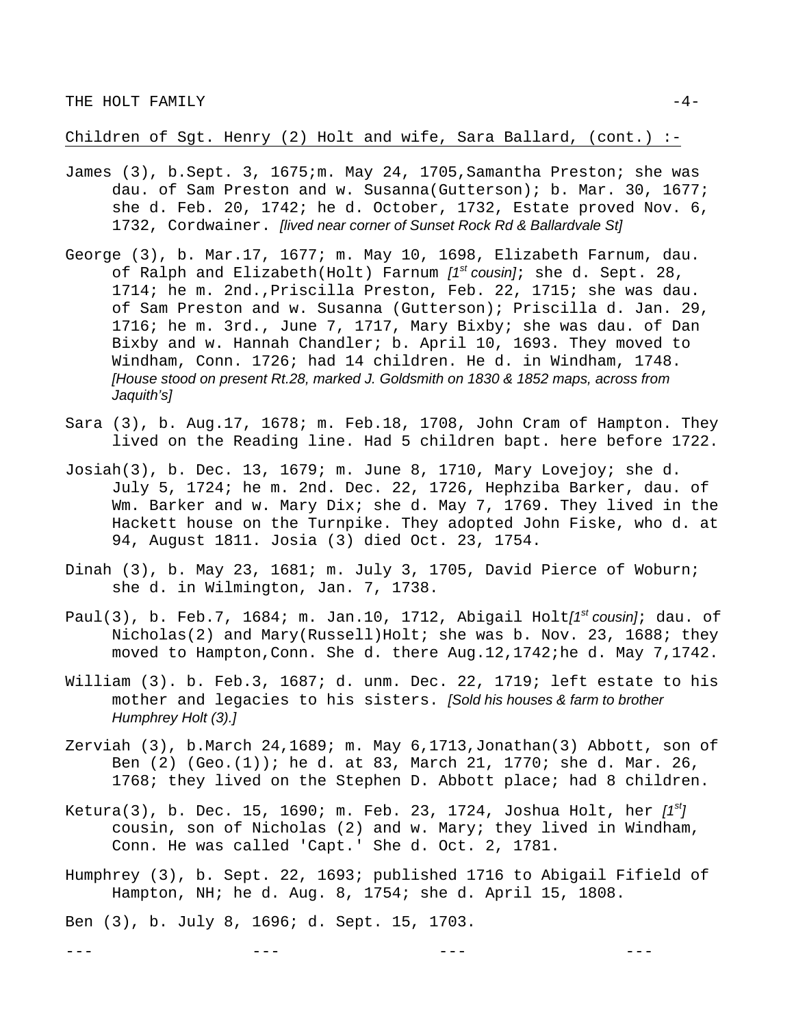Children of Sgt. Henry (2) Holt and wife, Sara Ballard, (cont.) :-

James (3), b.Sept. 3, 1675;m. May 24, 1705,Samantha Preston; she was dau. of Sam Preston and w. Susanna(Gutterson); b. Mar. 30, 1677; she d. Feb. 20, 1742; he d. October, 1732, Estate proved Nov. 6, 1732, Cordwainer. *[lived near corner of Sunset Rock Rd & Ballardvale St]*

George (3), b. Mar.17, 1677; m. May 10, 1698, Elizabeth Farnum, dau. of Ralph and Elizabeth(Holt) Farnum *[1st cousin]*; she d. Sept. 28, 1714; he m. 2nd.,Priscilla Preston, Feb. 22, 1715; she was dau. of Sam Preston and w. Susanna (Gutterson); Priscilla d. Jan. 29, 1716; he m. 3rd., June 7, 1717, Mary Bixby; she was dau. of Dan Bixby and w. Hannah Chandler; b. April 10, 1693. They moved to Windham, Conn. 1726; had 14 children. He d. in Windham, 1748. *[House stood on present Rt.28, marked J. Goldsmith on 1830 & 1852 maps, across from Jaquith's]*

Sara (3), b. Aug.17, 1678; m. Feb.18, 1708, John Cram of Hampton. They lived on the Reading line. Had 5 children bapt. here before 1722.

Josiah(3), b. Dec. 13, 1679; m. June 8, 1710, Mary Lovejoy; she d. July 5, 1724; he m. 2nd. Dec. 22, 1726, Hephziba Barker, dau. of Wm. Barker and w. Mary Dix; she d. May 7, 1769. They lived in the Hackett house on the Turnpike. They adopted John Fiske, who d. at 94, August 1811. Josia (3) died Oct. 23, 1754.

Dinah (3), b. May 23, 1681; m. July 3, 1705, David Pierce of Woburn; she d. in Wilmington, Jan. 7, 1738.

Paul(3), b. Feb.7, 1684; m. Jan.10, 1712, Abigail Holt*[1st cousin]*; dau. of Nicholas(2) and Mary(Russell)Holt; she was b. Nov. 23, 1688; they moved to Hampton,Conn. She d. there Aug.12,1742;he d. May 7,1742.

William (3). b. Feb.3, 1687; d. unm. Dec. 22, 1719; left estate to his mother and legacies to his sisters. *[Sold his houses & farm to brother Humphrey Holt (3).]*

Zerviah (3), b.March 24,1689; m. May 6,1713,Jonathan(3) Abbott, son of Ben (2) (Geo.(1)); he d. at 83, March 21, 1770; she d. Mar. 26, 1768; they lived on the Stephen D. Abbott place; had 8 children.

Ketura(3), b. Dec. 15, 1690; m. Feb. 23, 1724, Joshua Holt, her *[1st]* cousin, son of Nicholas (2) and w. Mary; they lived in Windham, Conn. He was called 'Capt.' She d. Oct. 2, 1781.

Humphrey (3), b. Sept. 22, 1693; published 1716 to Abigail Fifield of Hampton, NH; he d. Aug. 8, 1754; she d. April 15, 1808.

Ben (3), b. July 8, 1696; d. Sept. 15, 1703.

--- --- --- ---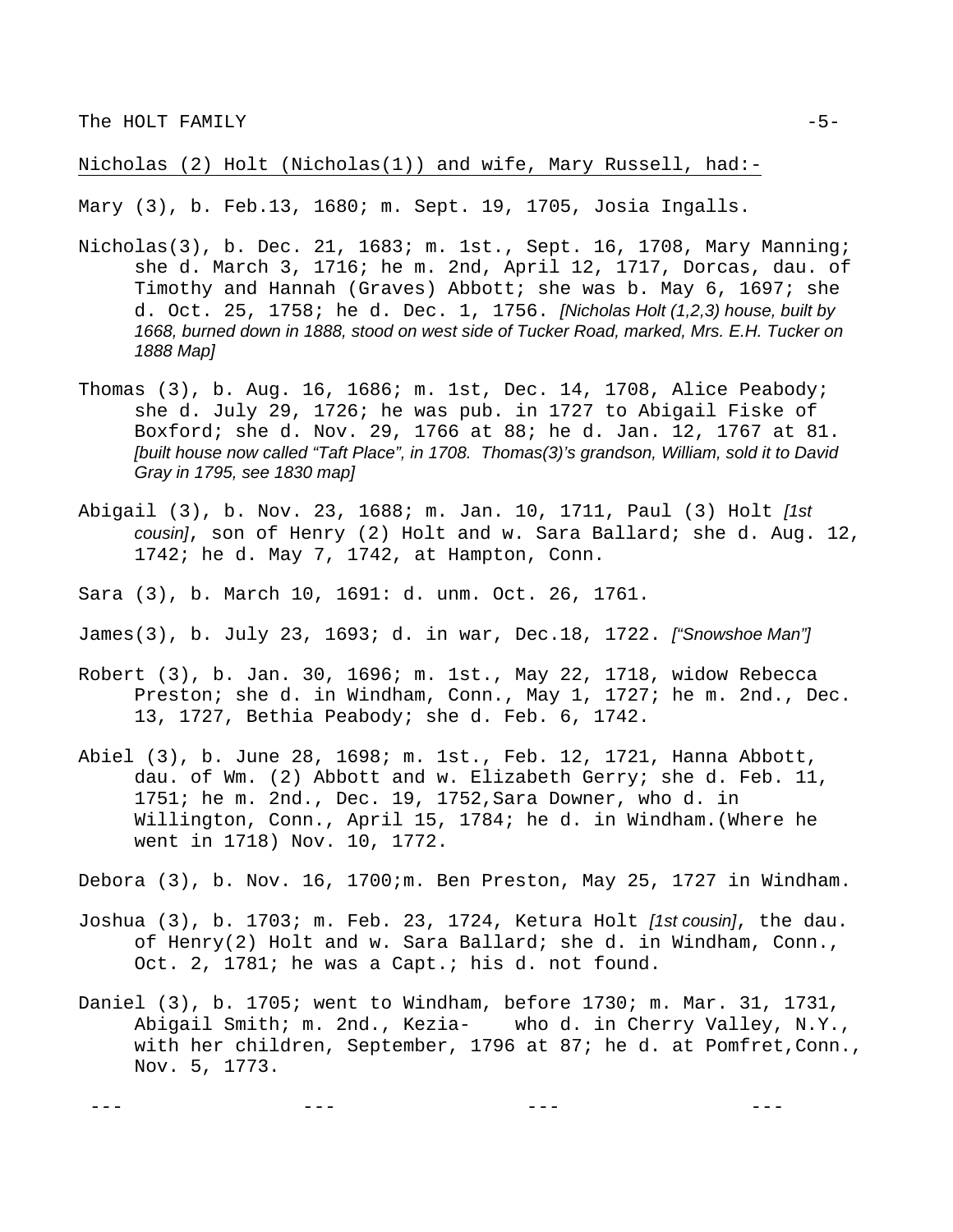Nicholas (2) Holt (Nicholas(1)) and wife, Mary Russell, had:-

Mary (3), b. Feb.13, 1680; m. Sept. 19, 1705, Josia Ingalls.

Nicholas(3), b. Dec. 21, 1683; m. 1st., Sept. 16, 1708, Mary Manning; she d. March 3, 1716; he m. 2nd, April 12, 1717, Dorcas, dau. of Timothy and Hannah (Graves) Abbott; she was b. May 6, 1697; she d. Oct. 25, 1758; he d. Dec. 1, 1756. *[Nicholas Holt (1,2,3) house, built by 1668, burned down in 1888, stood on west side of Tucker Road, marked, Mrs. E.H. Tucker on 1888 Map]*

Thomas (3), b. Aug. 16, 1686; m. 1st, Dec. 14, 1708, Alice Peabody; she d. July 29, 1726; he was pub. in 1727 to Abigail Fiske of Boxford; she d. Nov. 29, 1766 at 88; he d. Jan. 12, 1767 at 81. *[built house now called "Taft Place", in 1708. Thomas(3)'s grandson, William, sold it to David Gray in 1795, see 1830 map]*

Abigail (3), b. Nov. 23, 1688; m. Jan. 10, 1711, Paul (3) Holt *[1st cousin]*, son of Henry (2) Holt and w. Sara Ballard; she d. Aug. 12, 1742; he d. May 7, 1742, at Hampton, Conn.

Sara (3), b. March 10, 1691: d. unm. Oct. 26, 1761.

James(3), b. July 23, 1693; d. in war, Dec.18, 1722. *["Snowshoe Man"]*

Robert (3), b. Jan. 30, 1696; m. 1st., May 22, 1718, widow Rebecca Preston; she d. in Windham, Conn., May 1, 1727; he m. 2nd., Dec. 13, 1727, Bethia Peabody; she d. Feb. 6, 1742.

Abiel (3), b. June 28, 1698; m. 1st., Feb. 12, 1721, Hanna Abbott, dau. of Wm. (2) Abbott and w. Elizabeth Gerry; she d. Feb. 11, 1751; he m. 2nd., Dec. 19, 1752,Sara Downer, who d. in Willington, Conn., April 15, 1784; he d. in Windham.(Where he went in 1718) Nov. 10, 1772.

Debora (3), b. Nov. 16, 1700;m. Ben Preston, May 25, 1727 in Windham.

Joshua (3), b. 1703; m. Feb. 23, 1724, Ketura Holt *[1st cousin]*, the dau. of Henry(2) Holt and w. Sara Ballard; she d. in Windham, Conn., Oct. 2, 1781; he was a Capt.; his d. not found.

Daniel (3), b. 1705; went to Windham, before 1730; m. Mar. 31, 1731, Abigail Smith; m. 2nd., Kezia- who d. in Cherry Valley, N.Y., with her children, September, 1796 at 87; he d. at Pomfret,Conn., Nov. 5, 1773.

--- --- --- ---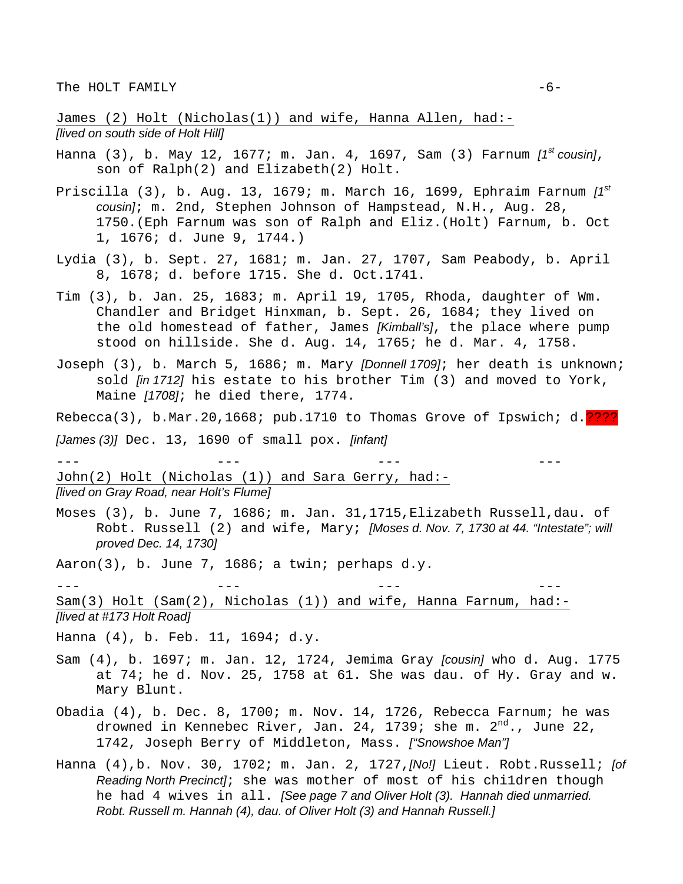James (2) Holt (Nicholas(1)) and wife, Hanna Allen, had:-
*[lived on south side of Holt Hill]*

Hanna (3), b. May 12, 1677; m. Jan. 4, 1697, Sam (3) Farnum *[1st cousin]*, son of Ralph(2) and Elizabeth(2) Holt.

Priscilla (3), b. Aug. 13, 1679; m. March 16, 1699, Ephraim Farnum *[1st cousin]*; m. 2nd, Stephen Johnson of Hampstead, N.H., Aug. 28, 1750.(Eph Farnum was son of Ralph and Eliz.(Holt) Farnum, b. Oct 1, 1676; d. June 9, 1744.)

Lydia (3), b. Sept. 27, 1681; m. Jan. 27, 1707, Sam Peabody, b. April 8, 1678; d. before 1715. She d. Oct.1741.

Tim (3), b. Jan. 25, 1683; m. April 19, 1705, Rhoda, daughter of Wm. Chandler and Bridget Hinxman, b. Sept. 26, 1684; they lived on the old homestead of father, James *[Kimball's]*, the place where pump stood on hillside. She d. Aug. 14, 1765; he d. Mar. 4, 1758.

Joseph (3), b. March 5, 1686; m. Mary *[Donnell 1709]*; her death is unknown; sold *[in 1712]* his estate to his brother Tim (3) and moved to York, Maine *[1708]*; he died there, 1774.

Rebecca(3), b.Mar.20,1668; pub.1710 to Thomas Grove of Ipswich; d.????

*[James (3)]* Dec. 13, 1690 of small pox. *[infant]*

--- --- --- ---

John(2) Holt (Nicholas (1)) and Sara Gerry, had:-
*[lived on Gray Road, near Holt's Flume]*

Moses (3), b. June 7, 1686; m. Jan. 31,1715,Elizabeth Russell,dau. of Robt. Russell (2) and wife, Mary; *[Moses d. Nov. 7, 1730 at 44. "Intestate"; will proved Dec. 14, 1730]*

Aaron(3), b. June 7, 1686; a twin; perhaps d.y.

--- --- --- ---

Sam(3) Holt (Sam(2), Nicholas (1)) and wife, Hanna Farnum, had:-
*[lived at #173 Holt Road]*

Hanna (4), b. Feb. 11, 1694; d.y.

Sam (4), b. 1697; m. Jan. 12, 1724, Jemima Gray *[cousin]* who d. Aug. 1775 at 74; he d. Nov. 25, 1758 at 61. She was dau. of Hy. Gray and w. Mary Blunt.

Obadia (4), b. Dec. 8, 1700; m. Nov. 14, 1726, Rebecca Farnum; he was drowned in Kennebec River, Jan. 24, 1739; she m. 2nd., June 22, 1742, Joseph Berry of Middleton, Mass. *["Snowshoe Man"]*

Hanna (4),b. Nov. 30, 1702; m. Jan. 2, 1727,*[No!]* Lieut. Robt.Russell; *[of Reading North Precinct]*; she was mother of most of his chi1dren though he had 4 wives in all. *[See page 7 and Oliver Holt (3). Hannah died unmarried. Robt. Russell m. Hannah (4), dau. of Oliver Holt (3) and Hannah Russell.]*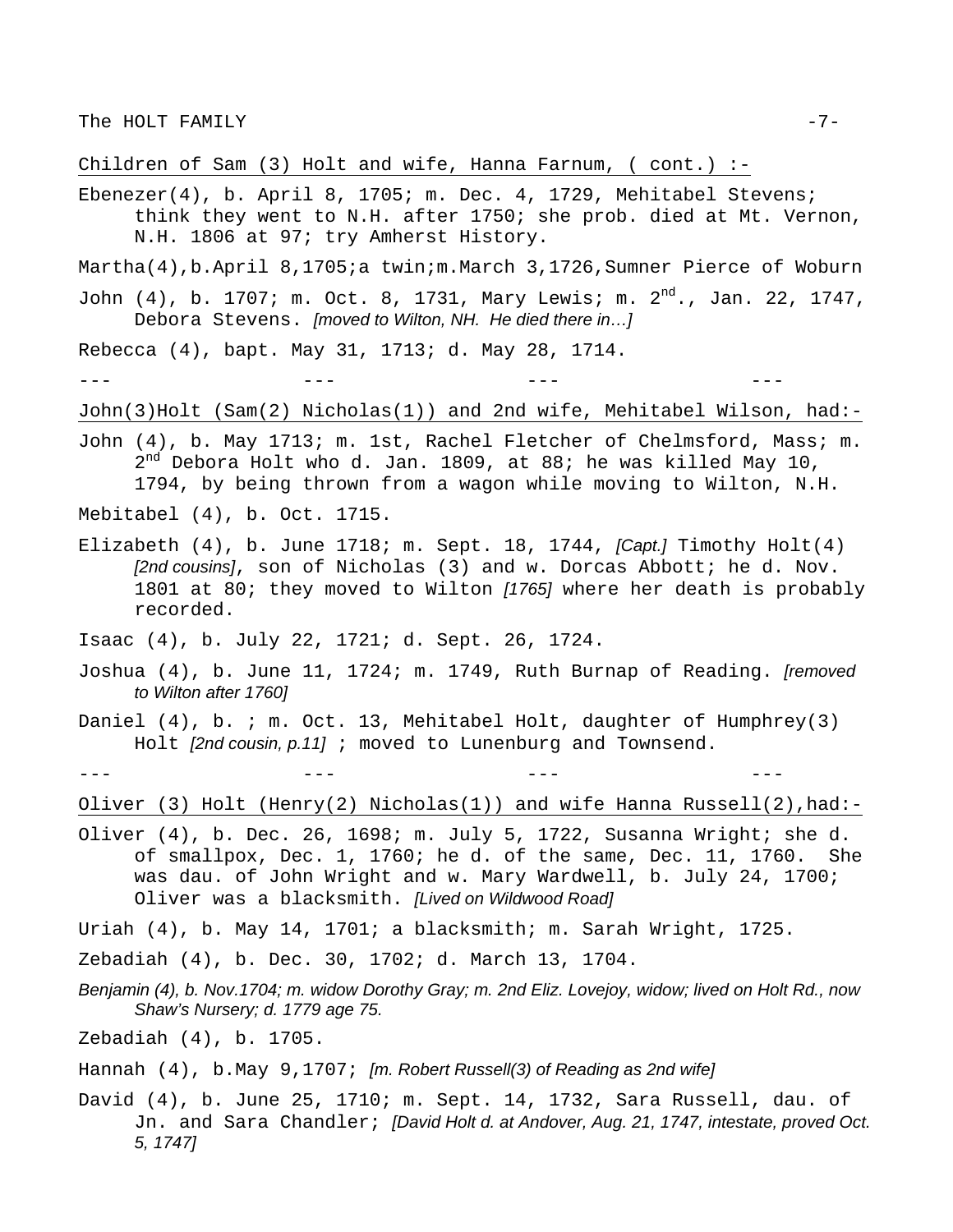<u>Children of Sam (3) Holt and wife, Hanna Farnum, ( cont.) :-</u>

Ebenezer(4), b. April 8, 1705; m. Dec. 4, 1729, Mehitabel Stevens; think they went to N.H. after 1750; she prob. died at Mt. Vernon, N.H. 1806 at 97; try Amherst History.

Martha(4),b.April 8,1705;a twin;m.March 3,1726,Sumner Pierce of Woburn

John (4), b. 1707; m. Oct. 8, 1731, Mary Lewis; m. 2nd., Jan. 22, 1747, Debora Stevens. *[moved to Wilton, NH. He died there in…]*

Rebecca (4), bapt. May 31, 1713; d. May 28, 1714.

--- --- --- ---

<u>John(3)Holt (Sam(2) Nicholas(1)) and 2nd wife, Mehitabel Wilson, had:-</u>

John (4), b. May 1713; m. 1st, Rachel Fletcher of Chelmsford, Mass; m. 2nd Debora Holt who d. Jan. 1809, at 88; he was killed May 10, 1794, by being thrown from a wagon while moving to Wilton, N.H.

Mebitabel (4), b. Oct. 1715.

Elizabeth (4), b. June 1718; m. Sept. 18, 1744, *[Capt.]* Timothy Holt(4) *[2nd cousins]*, son of Nicholas (3) and w. Dorcas Abbott; he d. Nov. 1801 at 80; they moved to Wilton *[1765]* where her death is probably recorded.

Isaac (4), b. July 22, 1721; d. Sept. 26, 1724.

Joshua (4), b. June 11, 1724; m. 1749, Ruth Burnap of Reading. *[removed to Wilton after 1760]*

Daniel (4), b. ; m. Oct. 13, Mehitabel Holt, daughter of Humphrey(3) Holt *[2nd cousin, p.11]* ; moved to Lunenburg and Townsend.

--- --- --- ---

<u>Oliver (3) Holt (Henry(2) Nicholas(1)) and wife Hanna Russell(2),had:-</u>

Oliver (4), b. Dec. 26, 1698; m. July 5, 1722, Susanna Wright; she d. of smallpox, Dec. 1, 1760; he d. of the same, Dec. 11, 1760. She was dau. of John Wright and w. Mary Wardwell, b. July 24, 1700; Oliver was a blacksmith. *[Lived on Wildwood Road]*

Uriah (4), b. May 14, 1701; a blacksmith; m. Sarah Wright, 1725.

Zebadiah (4), b. Dec. 30, 1702; d. March 13, 1704.

*Benjamin (4), b. Nov.1704; m. widow Dorothy Gray; m. 2nd Eliz. Lovejoy, widow; lived on Holt Rd., now Shaw's Nursery; d. 1779 age 75.*

Zebadiah (4), b. 1705.

Hannah (4), b.May 9,1707; *[m. Robert Russell(3) of Reading as 2nd wife]*

David (4), b. June 25, 1710; m. Sept. 14, 1732, Sara Russell, dau. of Jn. and Sara Chandler; *[David Holt d. at Andover, Aug. 21, 1747, intestate, proved Oct. 5, 1747]*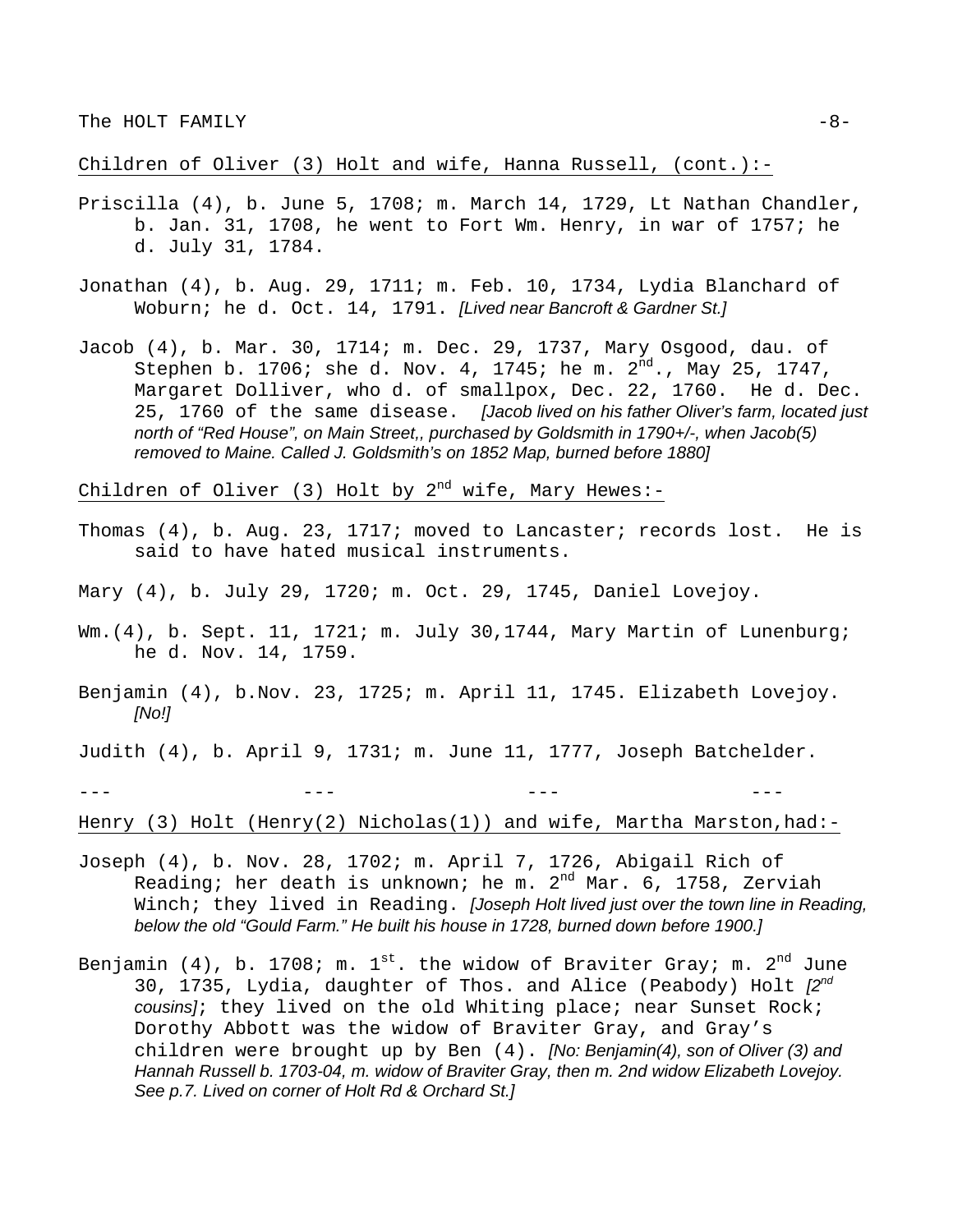Children of Oliver (3) Holt and wife, Hanna Russell, (cont.):-

Priscilla (4), b. June 5, 1708; m. March 14, 1729, Lt Nathan Chandler, b. Jan. 31, 1708, he went to Fort Wm. Henry, in war of 1757; he d. July 31, 1784.

Jonathan (4), b. Aug. 29, 1711; m. Feb. 10, 1734, Lydia Blanchard of Woburn; he d. Oct. 14, 1791. *[Lived near Bancroft & Gardner St.]*

Jacob (4), b. Mar. 30, 1714; m. Dec. 29, 1737, Mary Osgood, dau. of Stephen b. 1706; she d. Nov. 4, 1745; he m. 2nd., May 25, 1747, Margaret Dolliver, who d. of smallpox, Dec. 22, 1760. He d. Dec. 25, 1760 of the same disease. *[Jacob lived on his father Oliver's farm, located just north of "Red House", on Main Street,, purchased by Goldsmith in 1790+/-, when Jacob(5) removed to Maine. Called J. Goldsmith's on 1852 Map, burned before 1880]*

Children of Oliver (3) Holt by 2nd wife, Mary Hewes:-

Thomas (4), b. Aug. 23, 1717; moved to Lancaster; records lost. He is said to have hated musical instruments.

Mary (4), b. July 29, 1720; m. Oct. 29, 1745, Daniel Lovejoy.

Wm.(4), b. Sept. 11, 1721; m. July 30,1744, Mary Martin of Lunenburg; he d. Nov. 14, 1759.

Benjamin (4), b.Nov. 23, 1725; m. April 11, 1745. Elizabeth Lovejoy. *[No!]*

Judith (4), b. April 9, 1731; m. June 11, 1777, Joseph Batchelder.

--- --- --- ---

Henry (3) Holt (Henry(2) Nicholas(1)) and wife, Martha Marston,had:-

Joseph (4), b. Nov. 28, 1702; m. April 7, 1726, Abigail Rich of Reading; her death is unknown; he m. 2nd Mar. 6, 1758, Zerviah Winch; they lived in Reading. *[Joseph Holt lived just over the town line in Reading, below the old "Gould Farm." He built his house in 1728, burned down before 1900.]*

Benjamin (4), b. 1708; m. 1st. the widow of Braviter Gray; m. 2nd June 30, 1735, Lydia, daughter of Thos. and Alice (Peabody) Holt *[2nd cousins]*; they lived on the old Whiting place; near Sunset Rock; Dorothy Abbott was the widow of Braviter Gray, and Gray's children were brought up by Ben (4). *[No: Benjamin(4), son of Oliver (3) and Hannah Russell b. 1703-04, m. widow of Braviter Gray, then m. 2nd widow Elizabeth Lovejoy. See p.7. Lived on corner of Holt Rd & Orchard St.]*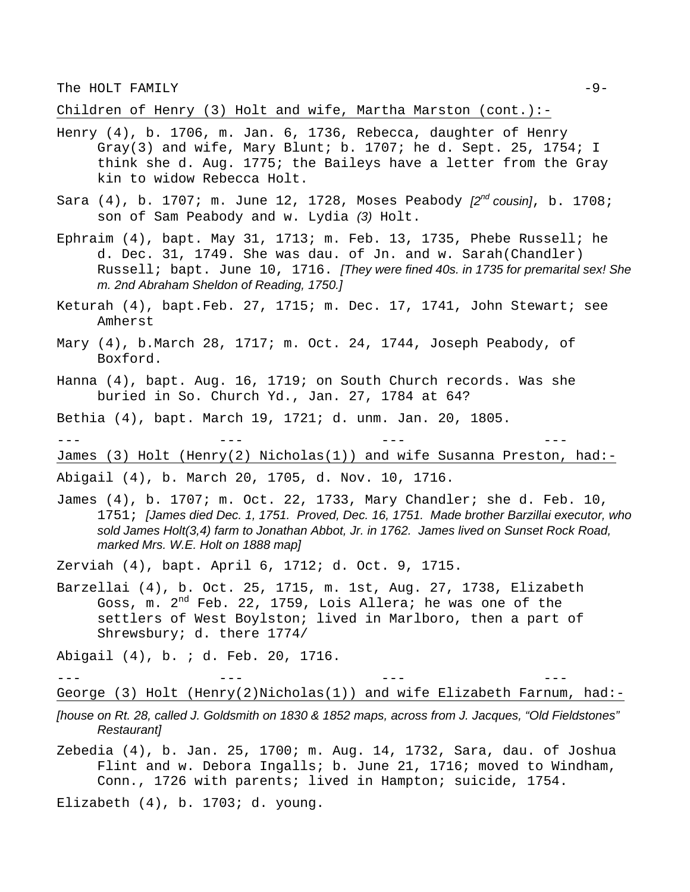Children of Henry (3) Holt and wife, Martha Marston (cont.):-

Henry (4), b. 1706, m. Jan. 6, 1736, Rebecca, daughter of Henry Gray(3) and wife, Mary Blunt; b. 1707; he d. Sept. 25, 1754; I think she d. Aug. 1775; the Baileys have a letter from the Gray kin to widow Rebecca Holt.

Sara (4), b. 1707; m. June 12, 1728, Moses Peabody *[2nd cousin]*, b. 1708; son of Sam Peabody and w. Lydia *(3)* Holt.

Ephraim (4), bapt. May 31, 1713; m. Feb. 13, 1735, Phebe Russell; he d. Dec. 31, 1749. She was dau. of Jn. and w. Sarah(Chandler) Russell; bapt. June 10, 1716. *[They were fined 40s. in 1735 for premarital sex! She m. 2nd Abraham Sheldon of Reading, 1750.]*

Keturah (4), bapt.Feb. 27, 1715; m. Dec. 17, 1741, John Stewart; see Amherst

Mary (4), b.March 28, 1717; m. Oct. 24, 1744, Joseph Peabody, of Boxford.

Hanna (4), bapt. Aug. 16, 1719; on South Church records. Was she buried in So. Church Yd., Jan. 27, 1784 at 64?

Bethia (4), bapt. March 19, 1721; d. unm. Jan. 20, 1805.

--- --- --- ---

James (3) Holt (Henry(2) Nicholas(1)) and wife Susanna Preston, had:-

Abigail (4), b. March 20, 1705, d. Nov. 10, 1716.

James (4), b. 1707; m. Oct. 22, 1733, Mary Chandler; she d. Feb. 10, 1751; *[James died Dec. 1, 1751. Proved, Dec. 16, 1751. Made brother Barzillai executor, who sold James Holt(3,4) farm to Jonathan Abbot, Jr. in 1762. James lived on Sunset Rock Road, marked Mrs. W.E. Holt on 1888 map]*

Zerviah (4), bapt. April 6, 1712; d. Oct. 9, 1715.

Barzellai (4), b. Oct. 25, 1715, m. 1st, Aug. 27, 1738, Elizabeth Goss, m. 2nd Feb. 22, 1759, Lois Allera; he was one of the settlers of West Boylston; lived in Marlboro, then a part of Shrewsbury; d. there 1774/

Abigail (4), b. ; d. Feb. 20, 1716.

--- --- --- ---

George (3) Holt (Henry(2)Nicholas(1)) and wife Elizabeth Farnum, had:-

*[house on Rt. 28, called J. Goldsmith on 1830 & 1852 maps, across from J. Jacques, "Old Fieldstones" Restaurant]*

Zebedia (4), b. Jan. 25, 1700; m. Aug. 14, 1732, Sara, dau. of Joshua Flint and w. Debora Ingalls; b. June 21, 1716; moved to Windham, Conn., 1726 with parents; lived in Hampton; suicide, 1754.

Elizabeth (4), b. 1703; d. young.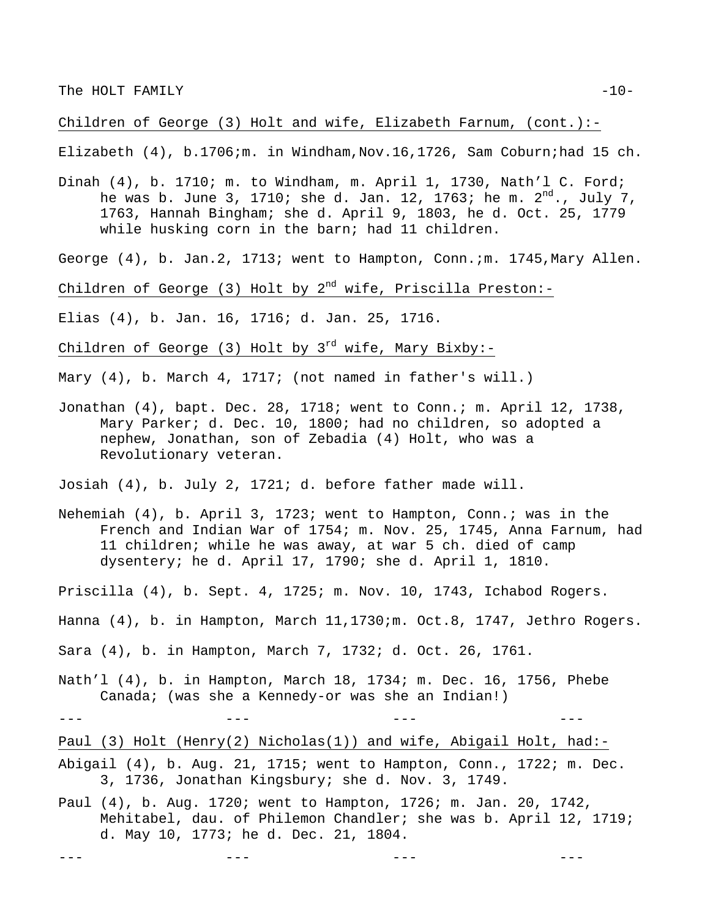Children of George (3) Holt and wife, Elizabeth Farnum, (cont.):-

Elizabeth (4), b.1706;m. in Windham,Nov.16,1726, Sam Coburn;had 15 ch.

Dinah (4), b. 1710; m. to Windham, m. April 1, 1730, Nath'l C. Ford; he was b. June 3, 1710; she d. Jan. 12, 1763; he m. 2nd., July 7, 1763, Hannah Bingham; she d. April 9, 1803, he d. Oct. 25, 1779 while husking corn in the barn; had 11 children.

George (4), b. Jan.2, 1713; went to Hampton, Conn.;m. 1745,Mary Allen.

Children of George (3) Holt by 2nd wife, Priscilla Preston:-

Elias (4), b. Jan. 16, 1716; d. Jan. 25, 1716.

Children of George (3) Holt by 3rd wife, Mary Bixby:-

Mary (4), b. March 4, 1717; (not named in father's will.)

Jonathan (4), bapt. Dec. 28, 1718; went to Conn.; m. April 12, 1738, Mary Parker; d. Dec. 10, 1800; had no children, so adopted a nephew, Jonathan, son of Zebadia (4) Holt, who was a Revolutionary veteran.

Josiah (4), b. July 2, 1721; d. before father made will.

Nehemiah (4), b. April 3, 1723; went to Hampton, Conn.; was in the French and Indian War of 1754; m. Nov. 25, 1745, Anna Farnum, had 11 children; while he was away, at war 5 ch. died of camp dysentery; he d. April 17, 1790; she d. April 1, 1810.

Priscilla (4), b. Sept. 4, 1725; m. Nov. 10, 1743, Ichabod Rogers.

Hanna (4), b. in Hampton, March 11,1730;m. Oct.8, 1747, Jethro Rogers.

Sara (4), b. in Hampton, March 7, 1732; d. Oct. 26, 1761.

Nath'l (4), b. in Hampton, March 18, 1734; m. Dec. 16, 1756, Phebe Canada; (was she a Kennedy-or was she an Indian!)

--- --- --- ---

Paul (3) Holt (Henry(2) Nicholas(1)) and wife, Abigail Holt, had:-

Abigail (4), b. Aug. 21, 1715; went to Hampton, Conn., 1722; m. Dec. 3, 1736, Jonathan Kingsbury; she d. Nov. 3, 1749.

Paul (4), b. Aug. 1720; went to Hampton, 1726; m. Jan. 20, 1742, Mehitabel, dau. of Philemon Chandler; she was b. April 12, 1719; d. May 10, 1773; he d. Dec. 21, 1804.

--- --- --- ---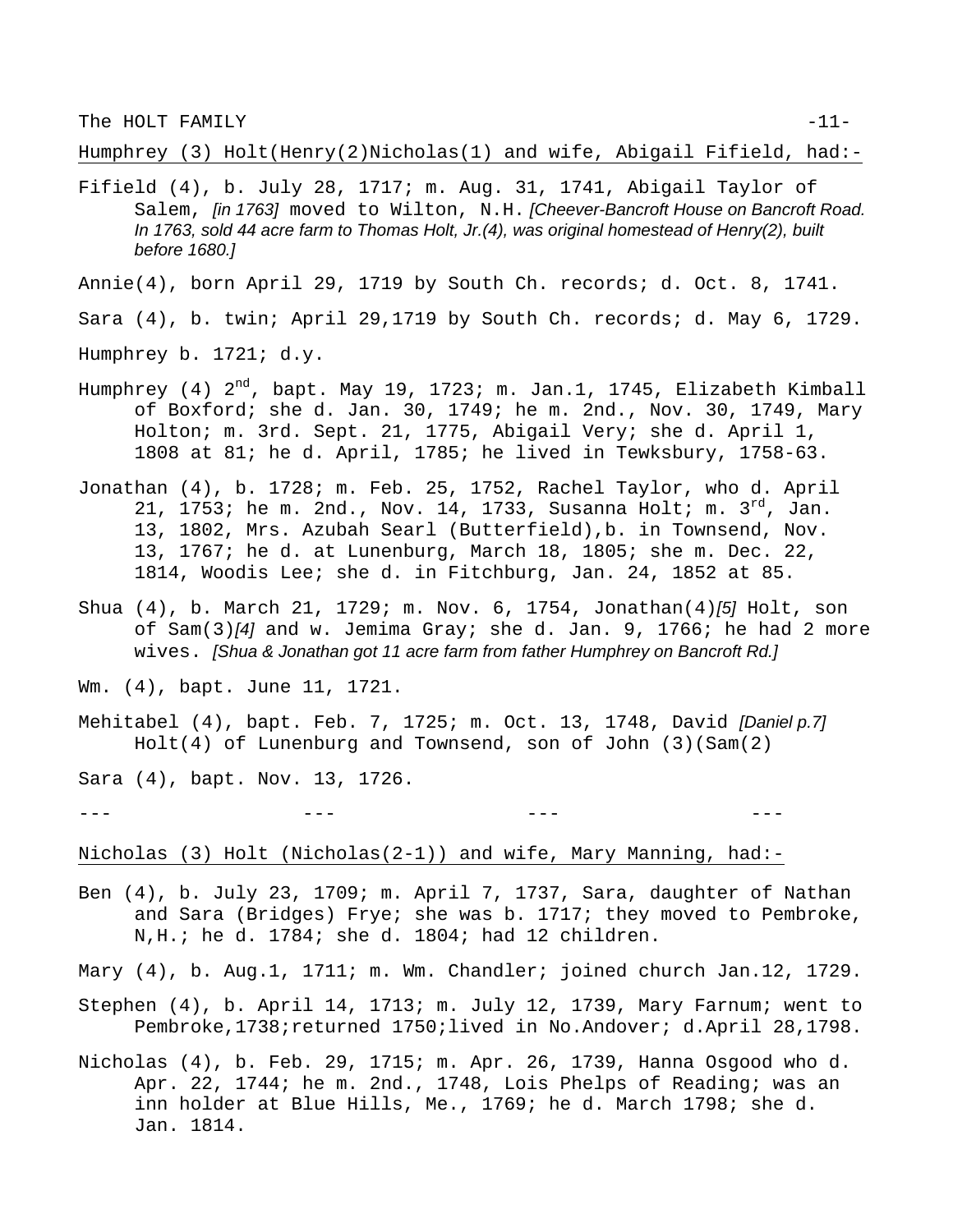Humphrey (3) Holt(Henry(2)Nicholas(1) and wife, Abigail Fifield, had:-

Fifield (4), b. July 28, 1717; m. Aug. 31, 1741, Abigail Taylor of Salem, *[in 1763]* moved to Wilton, N.H. *[Cheever-Bancroft House on Bancroft Road. In 1763, sold 44 acre farm to Thomas Holt, Jr.(4), was original homestead of Henry(2), built before 1680.]*

Annie(4), born April 29, 1719 by South Ch. records; d. Oct. 8, 1741.

Sara (4), b. twin; April 29,1719 by South Ch. records; d. May 6, 1729.

Humphrey b. 1721; d.y.

Humphrey (4) 2nd, bapt. May 19, 1723; m. Jan.1, 1745, Elizabeth Kimball of Boxford; she d. Jan. 30, 1749; he m. 2nd., Nov. 30, 1749, Mary Holton; m. 3rd. Sept. 21, 1775, Abigail Very; she d. April 1, 1808 at 81; he d. April, 1785; he lived in Tewksbury, 1758-63.

Jonathan (4), b. 1728; m. Feb. 25, 1752, Rachel Taylor, who d. April 21, 1753; he m. 2nd., Nov. 14, 1733, Susanna Holt; m. 3rd, Jan. 13, 1802, Mrs. Azubah Searl (Butterfield),b. in Townsend, Nov. 13, 1767; he d. at Lunenburg, March 18, 1805; she m. Dec. 22, 1814, Woodis Lee; she d. in Fitchburg, Jan. 24, 1852 at 85.

Shua (4), b. March 21, 1729; m. Nov. 6, 1754, Jonathan(4)*[5]* Holt, son of Sam(3)*[4]* and w. Jemima Gray; she d. Jan. 9, 1766; he had 2 more wives. *[Shua & Jonathan got 11 acre farm from father Humphrey on Bancroft Rd.]*

Wm. (4), bapt. June 11, 1721.

Mehitabel (4), bapt. Feb. 7, 1725; m. Oct. 13, 1748, David *[Daniel p.7]* Holt(4) of Lunenburg and Townsend, son of John (3)(Sam(2)

Sara (4), bapt. Nov. 13, 1726.

--- --- --- ---

Nicholas (3) Holt (Nicholas(2-1)) and wife, Mary Manning, had:-

Ben (4), b. July 23, 1709; m. April 7, 1737, Sara, daughter of Nathan and Sara (Bridges) Frye; she was b. 1717; they moved to Pembroke, N,H.; he d. 1784; she d. 1804; had 12 children.

Mary (4), b. Aug.1, 1711; m. Wm. Chandler; joined church Jan.12, 1729.

Stephen (4), b. April 14, 1713; m. July 12, 1739, Mary Farnum; went to Pembroke,1738;returned 1750;lived in No.Andover; d.April 28,1798.

Nicholas (4), b. Feb. 29, 1715; m. Apr. 26, 1739, Hanna Osgood who d. Apr. 22, 1744; he m. 2nd., 1748, Lois Phelps of Reading; was an inn holder at Blue Hills, Me., 1769; he d. March 1798; she d. Jan. 1814.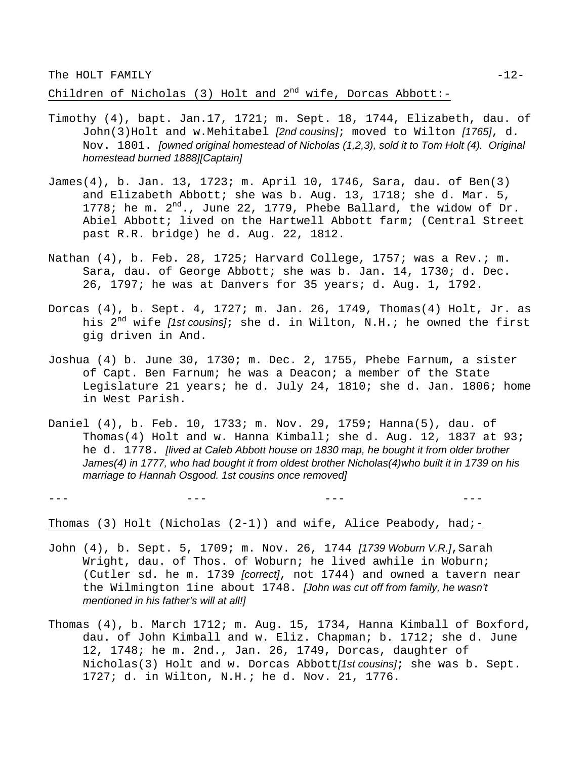<u>Children of Nicholas (3) Holt and 2nd wife, Dorcas Abbott:-</u>

Timothy (4), bapt. Jan.17, 1721; m. Sept. 18, 1744, Elizabeth, dau. of John(3)Holt and w.Mehitabel *[2nd cousins]*; moved to Wilton *[1765]*, d. Nov. 1801. *[owned original homestead of Nicholas (1,2,3), sold it to Tom Holt (4). Original homestead burned 1888][Captain]*

James(4), b. Jan. 13, 1723; m. April 10, 1746, Sara, dau. of Ben(3) and Elizabeth Abbott; she was b. Aug. 13, 1718; she d. Mar. 5, 1778; he m. 2nd., June 22, 1779, Phebe Ballard, the widow of Dr. Abiel Abbott; lived on the Hartwell Abbott farm; (Central Street past R.R. bridge) he d. Aug. 22, 1812.

Nathan (4), b. Feb. 28, 1725; Harvard College, 1757; was a Rev.; m. Sara, dau. of George Abbott; she was b. Jan. 14, 1730; d. Dec. 26, 1797; he was at Danvers for 35 years; d. Aug. 1, 1792.

Dorcas (4), b. Sept. 4, 1727; m. Jan. 26, 1749, Thomas(4) Holt, Jr. as his 2nd wife *[1st cousins]*; she d. in Wilton, N.H.; he owned the first gig driven in And.

Joshua (4) b. June 30, 1730; m. Dec. 2, 1755, Phebe Farnum, a sister of Capt. Ben Farnum; he was a Deacon; a member of the State Legislature 21 years; he d. July 24, 1810; she d. Jan. 1806; home in West Parish.

Daniel (4), b. Feb. 10, 1733; m. Nov. 29, 1759; Hanna(5), dau. of Thomas(4) Holt and w. Hanna Kimball; she d. Aug. 12, 1837 at 93; he d. 1778. *[lived at Caleb Abbott house on 1830 map, he bought it from older brother James(4) in 1777, who had bought it from oldest brother Nicholas(4)who built it in 1739 on his marriage to Hannah Osgood. 1st cousins once removed]*

--- --- --- ---

<u>Thomas (3) Holt (Nicholas (2-1)) and wife, Alice Peabody, had;-</u>

John (4), b. Sept. 5, 1709; m. Nov. 26, 1744 *[1739 Woburn V.R.]*,Sarah Wright, dau. of Thos. of Woburn; he lived awhile in Woburn; (Cutler sd. he m. 1739 *[correct]*, not 1744) and owned a tavern near the Wilmington 1ine about 1748. *[John was cut off from family, he wasn't mentioned in his father's will at all!]*

Thomas (4), b. March 1712; m. Aug. 15, 1734, Hanna Kimball of Boxford, dau. of John Kimball and w. Eliz. Chapman; b. 1712; she d. June 12, 1748; he m. 2nd., Jan. 26, 1749, Dorcas, daughter of Nicholas(3) Holt and w. Dorcas Abbott*[1st cousins]*; she was b. Sept. 1727; d. in Wilton, N.H.; he d. Nov. 21, 1776.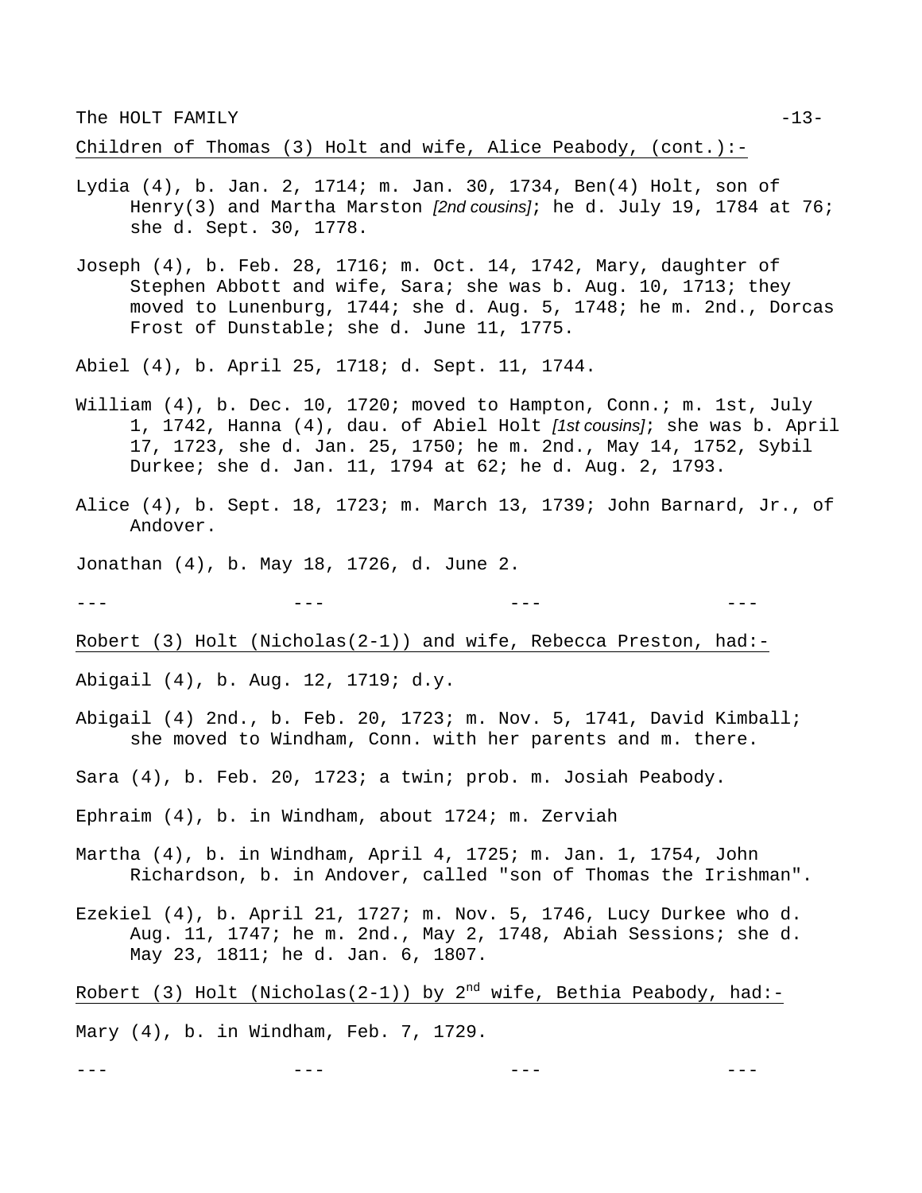Children of Thomas (3) Holt and wife, Alice Peabody, (cont.):-

Lydia (4), b. Jan. 2, 1714; m. Jan. 30, 1734, Ben(4) Holt, son of Henry(3) and Martha Marston *[2nd cousins]*; he d. July 19, 1784 at 76; she d. Sept. 30, 1778.

Joseph (4), b. Feb. 28, 1716; m. Oct. 14, 1742, Mary, daughter of Stephen Abbott and wife, Sara; she was b. Aug. 10, 1713; they moved to Lunenburg, 1744; she d. Aug. 5, 1748; he m. 2nd., Dorcas Frost of Dunstable; she d. June 11, 1775.

Abiel (4), b. April 25, 1718; d. Sept. 11, 1744.

William (4), b. Dec. 10, 1720; moved to Hampton, Conn.; m. 1st, July 1, 1742, Hanna (4), dau. of Abiel Holt *[1st cousins]*; she was b. April 17, 1723, she d. Jan. 25, 1750; he m. 2nd., May 14, 1752, Sybil Durkee; she d. Jan. 11, 1794 at 62; he d. Aug. 2, 1793.

Alice (4), b. Sept. 18, 1723; m. March 13, 1739; John Barnard, Jr., of Andover.

Jonathan (4), b. May 18, 1726, d. June 2.

--- --- --- ---

Robert (3) Holt (Nicholas(2-1)) and wife, Rebecca Preston, had:-

Abigail (4), b. Aug. 12, 1719; d.y.

Abigail (4) 2nd., b. Feb. 20, 1723; m. Nov. 5, 1741, David Kimball; she moved to Windham, Conn. with her parents and m. there.

Sara (4), b. Feb. 20, 1723; a twin; prob. m. Josiah Peabody.

Ephraim (4), b. in Windham, about 1724; m. Zerviah

Martha (4), b. in Windham, April 4, 1725; m. Jan. 1, 1754, John Richardson, b. in Andover, called "son of Thomas the Irishman".

Ezekiel (4), b. April 21, 1727; m. Nov. 5, 1746, Lucy Durkee who d. Aug. 11, 1747; he m. 2nd., May 2, 1748, Abiah Sessions; she d. May 23, 1811; he d. Jan. 6, 1807.

Robert (3) Holt (Nicholas(2-1)) by 2nd wife, Bethia Peabody, had:-

Mary (4), b. in Windham, Feb. 7, 1729.

--- --- --- ---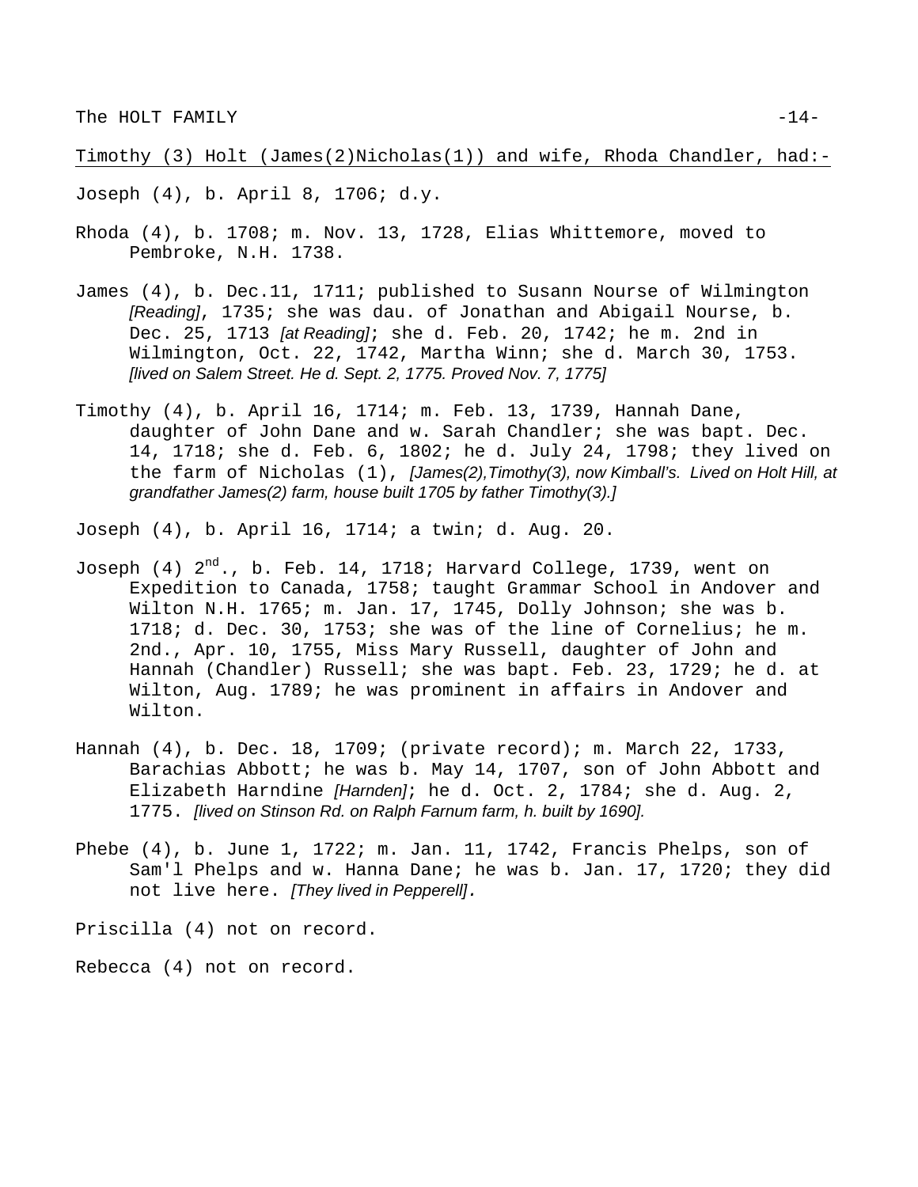Timothy (3) Holt (James(2)Nicholas(1)) and wife, Rhoda Chandler, had:-

Joseph (4), b. April 8, 1706; d.y.

Rhoda (4), b. 1708; m. Nov. 13, 1728, Elias Whittemore, moved to Pembroke, N.H. 1738.

James (4), b. Dec.11, 1711; published to Susann Nourse of Wilmington *[Reading]*, 1735; she was dau. of Jonathan and Abigail Nourse, b. Dec. 25, 1713 *[at Reading]*; she d. Feb. 20, 1742; he m. 2nd in Wilmington, Oct. 22, 1742, Martha Winn; she d. March 30, 1753. *[lived on Salem Street. He d. Sept. 2, 1775. Proved Nov. 7, 1775]*

Timothy (4), b. April 16, 1714; m. Feb. 13, 1739, Hannah Dane, daughter of John Dane and w. Sarah Chandler; she was bapt. Dec. 14, 1718; she d. Feb. 6, 1802; he d. July 24, 1798; they lived on the farm of Nicholas (1), *[James(2),Timothy(3), now Kimball's. Lived on Holt Hill, at grandfather James(2) farm, house built 1705 by father Timothy(3).]*

Joseph (4), b. April 16, 1714; a twin; d. Aug. 20.

Joseph (4) 2nd., b. Feb. 14, 1718; Harvard College, 1739, went on Expedition to Canada, 1758; taught Grammar School in Andover and Wilton N.H. 1765; m. Jan. 17, 1745, Dolly Johnson; she was b. 1718; d. Dec. 30, 1753; she was of the line of Cornelius; he m. 2nd., Apr. 10, 1755, Miss Mary Russell, daughter of John and Hannah (Chandler) Russell; she was bapt. Feb. 23, 1729; he d. at Wilton, Aug. 1789; he was prominent in affairs in Andover and Wilton.

Hannah (4), b. Dec. 18, 1709; (private record); m. March 22, 1733, Barachias Abbott; he was b. May 14, 1707, son of John Abbott and Elizabeth Harndine *[Harnden]*; he d. Oct. 2, 1784; she d. Aug. 2, 1775. *[lived on Stinson Rd. on Ralph Farnum farm, h. built by 1690].*

Phebe (4), b. June 1, 1722; m. Jan. 11, 1742, Francis Phelps, son of Sam'l Phelps and w. Hanna Dane; he was b. Jan. 17, 1720; they did not live here. *[They lived in Pepperell].*

Priscilla (4) not on record.

Rebecca (4) not on record.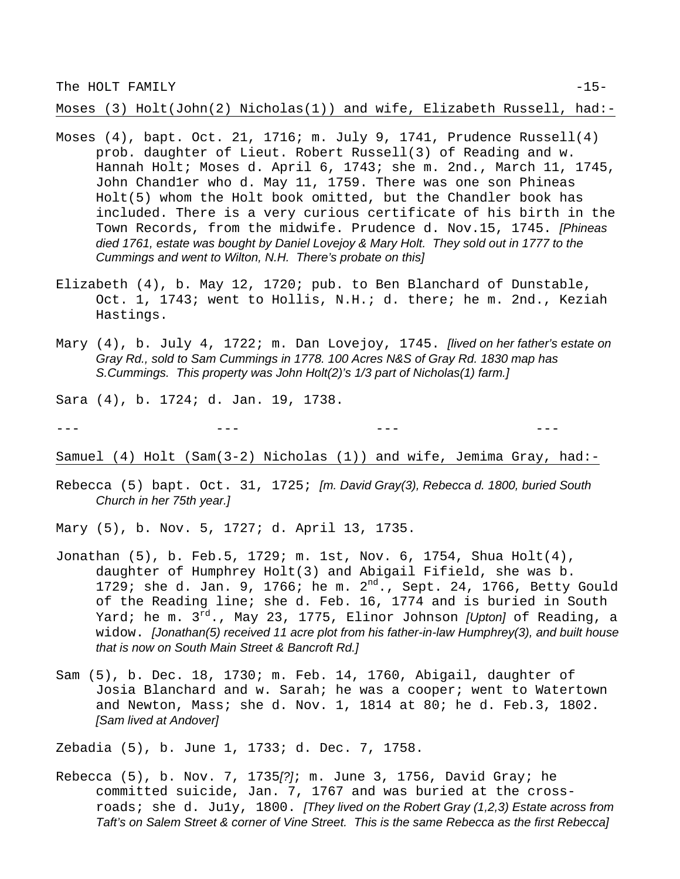Moses (3) Holt(John(2) Nicholas(1)) and wife, Elizabeth Russell, had:-

Moses (4), bapt. Oct. 21, 1716; m. July 9, 1741, Prudence Russell(4) prob. daughter of Lieut. Robert Russell(3) of Reading and w. Hannah Holt; Moses d. April 6, 1743; she m. 2nd., March 11, 1745, John Chandler who d. May 11, 1759. There was one son Phineas Holt(5) whom the Holt book omitted, but the Chandler book has included. There is a very curious certificate of his birth in the Town Records, from the midwife. Prudence d. Nov.15, 1745. *[Phineas died 1761, estate was bought by Daniel Lovejoy & Mary Holt. They sold out in 1777 to the Cummings and went to Wilton, N.H. There's probate on this]*

Elizabeth (4), b. May 12, 1720; pub. to Ben Blanchard of Dunstable, Oct. 1, 1743; went to Hollis, N.H.; d. there; he m. 2nd., Keziah Hastings.

Mary (4), b. July 4, 1722; m. Dan Lovejoy, 1745. *[lived on her father's estate on Gray Rd., sold to Sam Cummings in 1778. 100 Acres N&S of Gray Rd. 1830 map has S.Cummings. This property was John Holt(2)'s 1/3 part of Nicholas(1) farm.]*

Sara (4), b. 1724; d. Jan. 19, 1738.

--- --- --- ---

Samuel (4) Holt (Sam(3-2) Nicholas (1)) and wife, Jemima Gray, had:-

Rebecca (5) bapt. Oct. 31, 1725; *[m. David Gray(3), Rebecca d. 1800, buried South Church in her 75th year.]*

Mary (5), b. Nov. 5, 1727; d. April 13, 1735.

Jonathan (5), b. Feb.5, 1729; m. 1st, Nov. 6, 1754, Shua Holt(4), daughter of Humphrey Holt(3) and Abigail Fifield, she was b. 1729; she d. Jan. 9, 1766; he m. 2nd., Sept. 24, 1766, Betty Gould of the Reading line; she d. Feb. 16, 1774 and is buried in South Yard; he m. 3rd., May 23, 1775, Elinor Johnson *[Upton]* of Reading, a widow. *[Jonathan(5) received 11 acre plot from his father-in-law Humphrey(3), and built house that is now on South Main Street & Bancroft Rd.]*

Sam (5), b. Dec. 18, 1730; m. Feb. 14, 1760, Abigail, daughter of Josia Blanchard and w. Sarah; he was a cooper; went to Watertown and Newton, Mass; she d. Nov. 1, 1814 at 80; he d. Feb.3, 1802. *[Sam lived at Andover]*

Zebadia (5), b. June 1, 1733; d. Dec. 7, 1758.

Rebecca (5), b. Nov. 7, 1735*[?]*; m. June 3, 1756, David Gray; he committed suicide, Jan. 7, 1767 and was buried at the cross-roads; she d. July, 1800. *[They lived on the Robert Gray (1,2,3) Estate across from Taft's on Salem Street & corner of Vine Street. This is the same Rebecca as the first Rebecca]*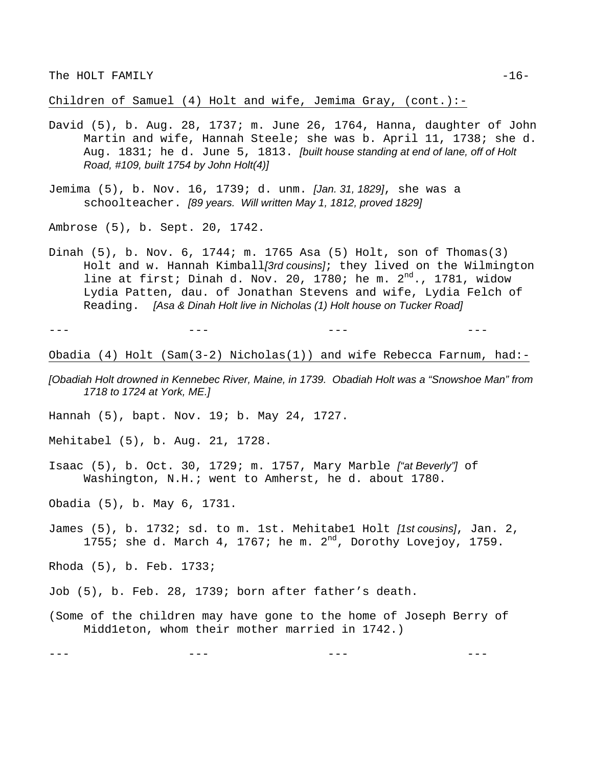Children of Samuel (4) Holt and wife, Jemima Gray, (cont.):-

David (5), b. Aug. 28, 1737; m. June 26, 1764, Hanna, daughter of John Martin and wife, Hannah Steele; she was b. April 11, 1738; she d. Aug. 1831; he d. June 5, 1813. *[built house standing at end of lane, off of Holt Road, #109, built 1754 by John Holt(4)]*

Jemima (5), b. Nov. 16, 1739; d. unm. *[Jan. 31, 1829]*, she was a schoolteacher. *[89 years. Will written May 1, 1812, proved 1829]*

Ambrose (5), b. Sept. 20, 1742.

Dinah (5), b. Nov. 6, 1744; m. 1765 Asa (5) Holt, son of Thomas(3) Holt and w. Hannah Kimball*[3rd cousins]*; they lived on the Wilmington line at first; Dinah d. Nov. 20, 1780; he m. 2nd., 1781, widow Lydia Patten, dau. of Jonathan Stevens and wife, Lydia Felch of Reading. *[Asa & Dinah Holt live in Nicholas (1) Holt house on Tucker Road]*

--- --- --- ---

Obadia (4) Holt (Sam(3-2) Nicholas(1)) and wife Rebecca Farnum, had:-

*[Obadiah Holt drowned in Kennebec River, Maine, in 1739. Obadiah Holt was a "Snowshoe Man" from 1718 to 1724 at York, ME.]*

Hannah (5), bapt. Nov. 19; b. May 24, 1727.

Mehitabel (5), b. Aug. 21, 1728.

Isaac (5), b. Oct. 30, 1729; m. 1757, Mary Marble *["at Beverly"]* of Washington, N.H.; went to Amherst, he d. about 1780.

Obadia (5), b. May 6, 1731.

James (5), b. 1732; sd. to m. 1st. Mehitabe1 Holt *[1st cousins]*, Jan. 2, 1755; she d. March 4, 1767; he m. 2nd, Dorothy Lovejoy, 1759.

Rhoda (5), b. Feb. 1733;

Job (5), b. Feb. 28, 1739; born after father's death.

(Some of the children may have gone to the home of Joseph Berry of Midd1eton, whom their mother married in 1742.)

--- --- --- ---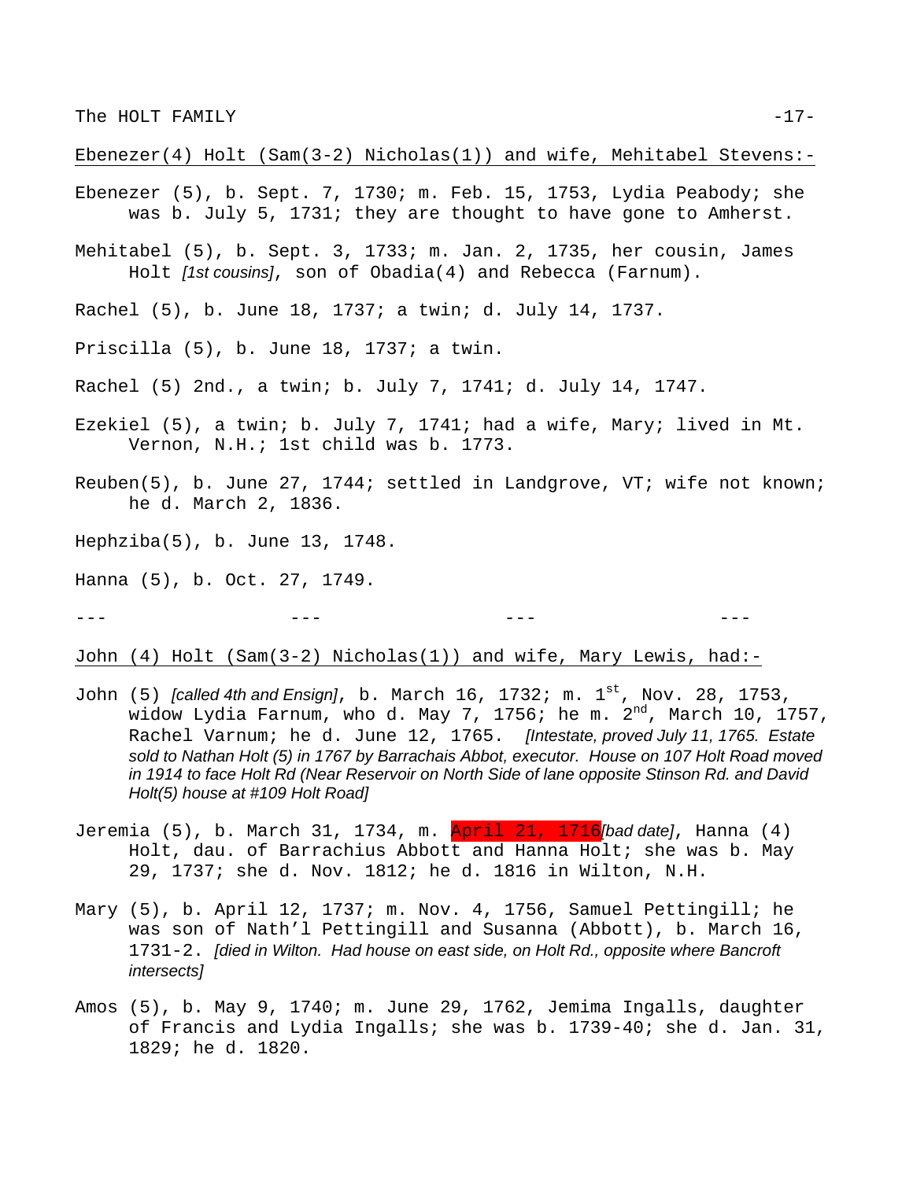Ebenezer(4) Holt (Sam(3-2) Nicholas(1)) and wife, Mehitabel Stevens:-

Ebenezer (5), b. Sept. 7, 1730; m. Feb. 15, 1753, Lydia Peabody; she was b. July 5, 1731; they are thought to have gone to Amherst.

Mehitabel (5), b. Sept. 3, 1733; m. Jan. 2, 1735, her cousin, James Holt *[1st cousins]*, son of Obadia(4) and Rebecca (Farnum).

Rachel (5), b. June 18, 1737; a twin; d. July 14, 1737.

Priscilla (5), b. June 18, 1737; a twin.

Rachel (5) 2nd., a twin; b. July 7, 1741; d. July 14, 1747.

Ezekiel (5), a twin; b. July 7, 1741; had a wife, Mary; lived in Mt. Vernon, N.H.; 1st child was b. 1773.

Reuben(5), b. June 27, 1744; settled in Landgrove, VT; wife not known; he d. March 2, 1836.

Hephziba(5), b. June 13, 1748.

Hanna (5), b. Oct. 27, 1749.

--- --- --- ---

John (4) Holt (Sam(3-2) Nicholas(1)) and wife, Mary Lewis, had:-

John (5) *[called 4th and Ensign]*, b. March 16, 1732; m. 1st, Nov. 28, 1753, widow Lydia Farnum, who d. May 7, 1756; he m. 2nd, March 10, 1757, Rachel Varnum; he d. June 12, 1765. *[Intestate, proved July 11, 1765. Estate sold to Nathan Holt (5) in 1767 by Barrachais Abbot, executor. House on 107 Holt Road moved in 1914 to face Holt Rd (Near Reservoir on North Side of lane opposite Stinson Rd. and David Holt(5) house at #109 Holt Road]*

Jeremia (5), b. March 31, 1734, m. April 21, 1716*[bad date]*, Hanna (4) Holt, dau. of Barrachius Abbott and Hanna Holt; she was b. May 29, 1737; she d. Nov. 1812; he d. 1816 in Wilton, N.H.

Mary (5), b. April 12, 1737; m. Nov. 4, 1756, Samuel Pettingill; he was son of Nath'l Pettingill and Susanna (Abbott), b. March 16, 1731-2. *[died in Wilton. Had house on east side, on Holt Rd., opposite where Bancroft intersects]*

Amos (5), b. May 9, 1740; m. June 29, 1762, Jemima Ingalls, daughter of Francis and Lydia Ingalls; she was b. 1739-40; she d. Jan. 31, 1829; he d. 1820.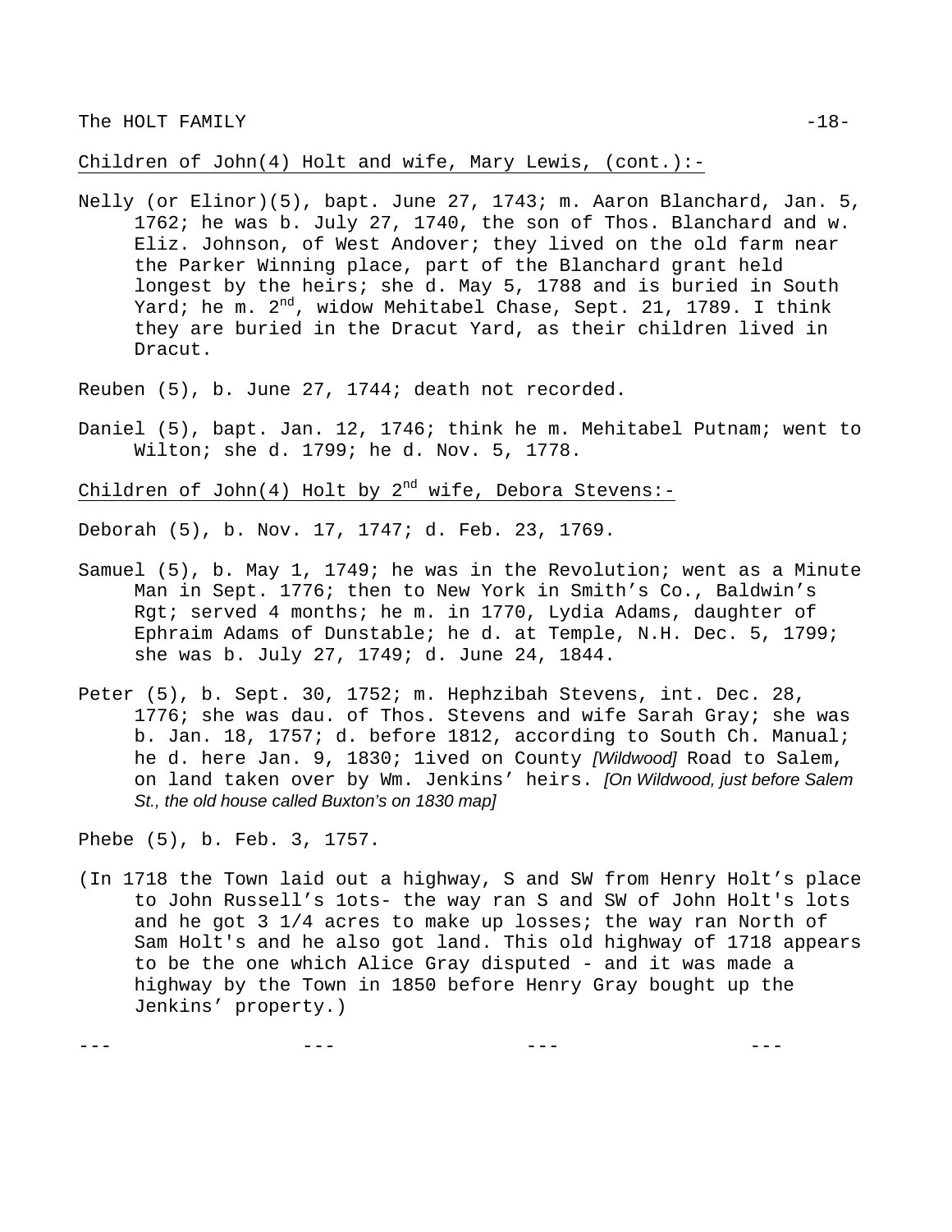Children of John(4) Holt and wife, Mary Lewis, (cont.):-

Nelly (or Elinor)(5), bapt. June 27, 1743; m. Aaron Blanchard, Jan. 5, 1762; he was b. July 27, 1740, the son of Thos. Blanchard and w. Eliz. Johnson, of West Andover; they lived on the old farm near the Parker Winning place, part of the Blanchard grant held longest by the heirs; she d. May 5, 1788 and is buried in South Yard; he m. 2nd, widow Mehitabel Chase, Sept. 21, 1789. I think they are buried in the Dracut Yard, as their children lived in Dracut.

Reuben (5), b. June 27, 1744; death not recorded.

Daniel (5), bapt. Jan. 12, 1746; think he m. Mehitabel Putnam; went to Wilton; she d. 1799; he d. Nov. 5, 1778.

Children of John(4) Holt by 2nd wife, Debora Stevens:-

Deborah (5), b. Nov. 17, 1747; d. Feb. 23, 1769.

Samuel (5), b. May 1, 1749; he was in the Revolution; went as a Minute Man in Sept. 1776; then to New York in Smith's Co., Baldwin's Rgt; served 4 months; he m. in 1770, Lydia Adams, daughter of Ephraim Adams of Dunstable; he d. at Temple, N.H. Dec. 5, 1799; she was b. July 27, 1749; d. June 24, 1844.

Peter (5), b. Sept. 30, 1752; m. Hephzibah Stevens, int. Dec. 28, 1776; she was dau. of Thos. Stevens and wife Sarah Gray; she was b. Jan. 18, 1757; d. before 1812, according to South Ch. Manual; he d. here Jan. 9, 1830; lived on County *[Wildwood]* Road to Salem, on land taken over by Wm. Jenkins' heirs. *[On Wildwood, just before Salem St., the old house called Buxton's on 1830 map]*

Phebe (5), b. Feb. 3, 1757.

(In 1718 the Town laid out a highway, S and SW from Henry Holt's place to John Russell's lots- the way ran S and SW of John Holt's lots and he got 3 1/4 acres to make up losses; the way ran North of Sam Holt's and he also got land. This old highway of 1718 appears to be the one which Alice Gray disputed - and it was made a highway by the Town in 1850 before Henry Gray bought up the Jenkins' property.)

--- --- --- ---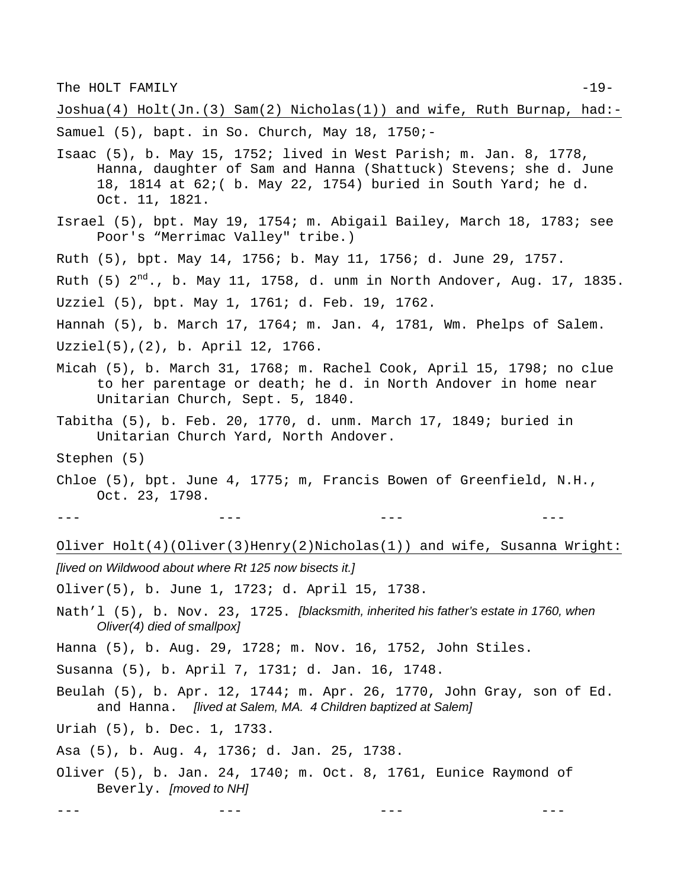<u>Joshua(4) Holt(Jn.(3) Sam(2) Nicholas(1)) and wife, Ruth Burnap, had:-</u>

Samuel (5), bapt. in So. Church, May 18, 1750;-

Isaac (5), b. May 15, 1752; lived in West Parish; m. Jan. 8, 1778, Hanna, daughter of Sam and Hanna (Shattuck) Stevens; she d. June 18, 1814 at 62;( b. May 22, 1754) buried in South Yard; he d. Oct. 11, 1821.

Israel (5), bpt. May 19, 1754; m. Abigail Bailey, March 18, 1783; see Poor's "Merrimac Valley" tribe.)

Ruth (5), bpt. May 14, 1756; b. May 11, 1756; d. June 29, 1757.

Ruth (5) 2nd., b. May 11, 1758, d. unm in North Andover, Aug. 17, 1835.

Uzziel (5), bpt. May 1, 1761; d. Feb. 19, 1762.

Hannah (5), b. March 17, 1764; m. Jan. 4, 1781, Wm. Phelps of Salem.

Uzziel(5),(2), b. April 12, 1766.

Micah (5), b. March 31, 1768; m. Rachel Cook, April 15, 1798; no clue to her parentage or death; he d. in North Andover in home near Unitarian Church, Sept. 5, 1840.

Tabitha (5), b. Feb. 20, 1770, d. unm. March 17, 1849; buried in Unitarian Church Yard, North Andover.

Stephen (5)

Chloe (5), bpt. June 4, 1775; m, Francis Bowen of Greenfield, N.H., Oct. 23, 1798.

--- --- --- ---

<u>Oliver Holt(4)(Oliver(3)Henry(2)Nicholas(1)) and wife, Susanna Wright:</u>

*[lived on Wildwood about where Rt 125 now bisects it.]*

Oliver(5), b. June 1, 1723; d. April 15, 1738.

Nath'l (5), b. Nov. 23, 1725. *[blacksmith, inherited his father's estate in 1760, when Oliver(4) died of smallpox]*

Hanna (5), b. Aug. 29, 1728; m. Nov. 16, 1752, John Stiles.

Susanna (5), b. April 7, 1731; d. Jan. 16, 1748.

Beulah (5), b. Apr. 12, 1744; m. Apr. 26, 1770, John Gray, son of Ed. and Hanna. *[lived at Salem, MA. 4 Children baptized at Salem]*

Uriah (5), b. Dec. 1, 1733.

Asa (5), b. Aug. 4, 1736; d. Jan. 25, 1738.

Oliver (5), b. Jan. 24, 1740; m. Oct. 8, 1761, Eunice Raymond of Beverly. *[moved to NH]*

--- --- --- ---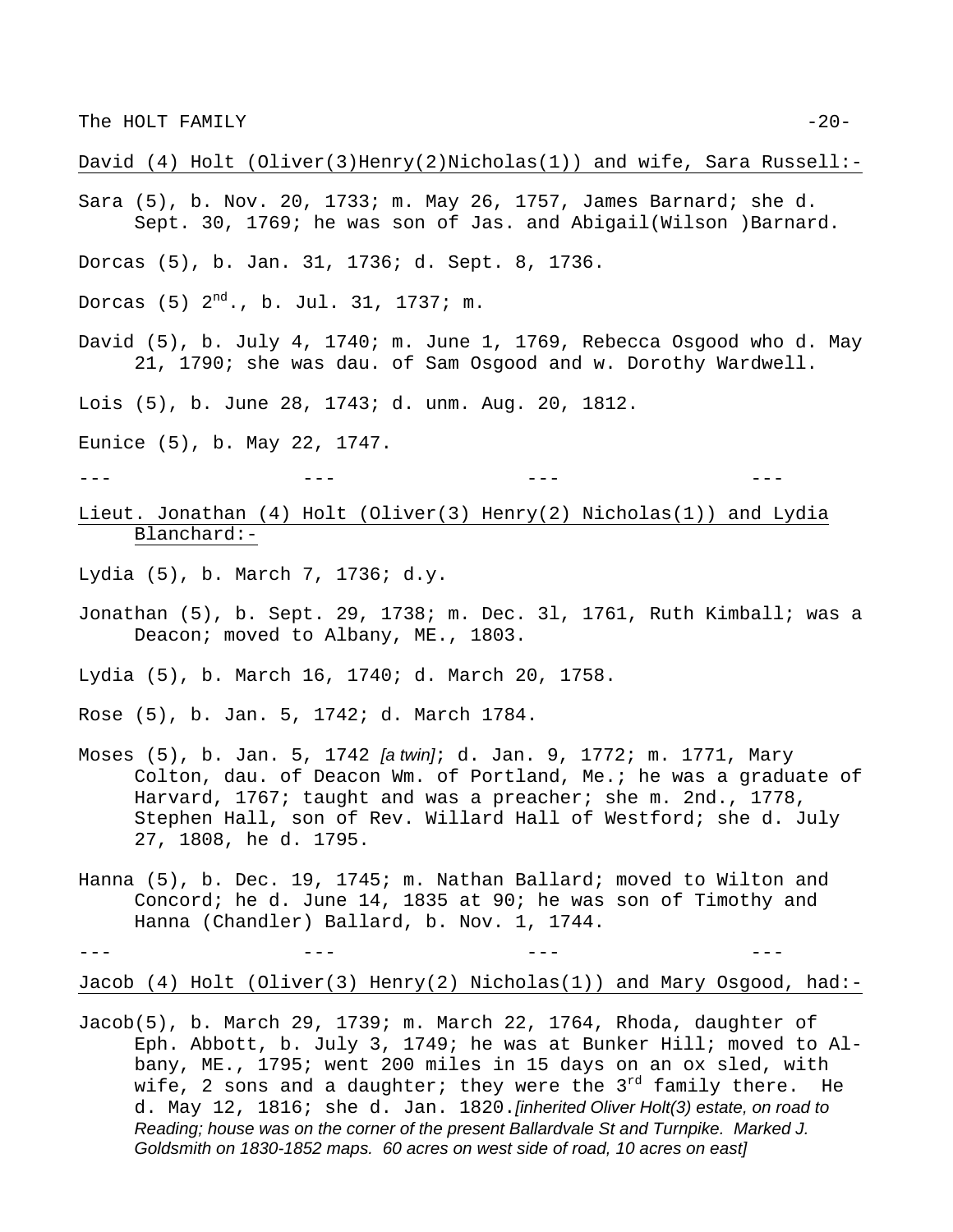David (4) Holt (Oliver(3)Henry(2)Nicholas(1)) and wife, Sara Russell:-

Sara (5), b. Nov. 20, 1733; m. May 26, 1757, James Barnard; she d. Sept. 30, 1769; he was son of Jas. and Abigail(Wilson )Barnard.

Dorcas (5), b. Jan. 31, 1736; d. Sept. 8, 1736.

Dorcas (5) 2nd., b. Jul. 31, 1737; m.

David (5), b. July 4, 1740; m. June 1, 1769, Rebecca Osgood who d. May 21, 1790; she was dau. of Sam Osgood and w. Dorothy Wardwell.

Lois (5), b. June 28, 1743; d. unm. Aug. 20, 1812.

Eunice (5), b. May 22, 1747.

--- --- --- ---

Lieut. Jonathan (4) Holt (Oliver(3) Henry(2) Nicholas(1)) and Lydia Blanchard:-

Lydia (5), b. March 7, 1736; d.y.

Jonathan (5), b. Sept. 29, 1738; m. Dec. 3l, 1761, Ruth Kimball; was a Deacon; moved to Albany, ME., 1803.

Lydia (5), b. March 16, 1740; d. March 20, 1758.

Rose (5), b. Jan. 5, 1742; d. March 1784.

Moses (5), b. Jan. 5, 1742 *[a twin]*; d. Jan. 9, 1772; m. 1771, Mary Colton, dau. of Deacon Wm. of Portland, Me.; he was a graduate of Harvard, 1767; taught and was a preacher; she m. 2nd., 1778, Stephen Hall, son of Rev. Willard Hall of Westford; she d. July 27, 1808, he d. 1795.

Hanna (5), b. Dec. 19, 1745; m. Nathan Ballard; moved to Wilton and Concord; he d. June 14, 1835 at 90; he was son of Timothy and Hanna (Chandler) Ballard, b. Nov. 1, 1744.

--- --- --- ---

Jacob (4) Holt (Oliver(3) Henry(2) Nicholas(1)) and Mary Osgood, had:-

Jacob(5), b. March 29, 1739; m. March 22, 1764, Rhoda, daughter of Eph. Abbott, b. July 3, 1749; he was at Bunker Hill; moved to Albany, ME., 1795; went 200 miles in 15 days on an ox sled, with wife, 2 sons and a daughter; they were the 3rd family there. He d. May 12, 1816; she d. Jan. 1820.*[inherited Oliver Holt(3) estate, on road to Reading; house was on the corner of the present Ballardvale St and Turnpike. Marked J. Goldsmith on 1830-1852 maps. 60 acres on west side of road, 10 acres on east]*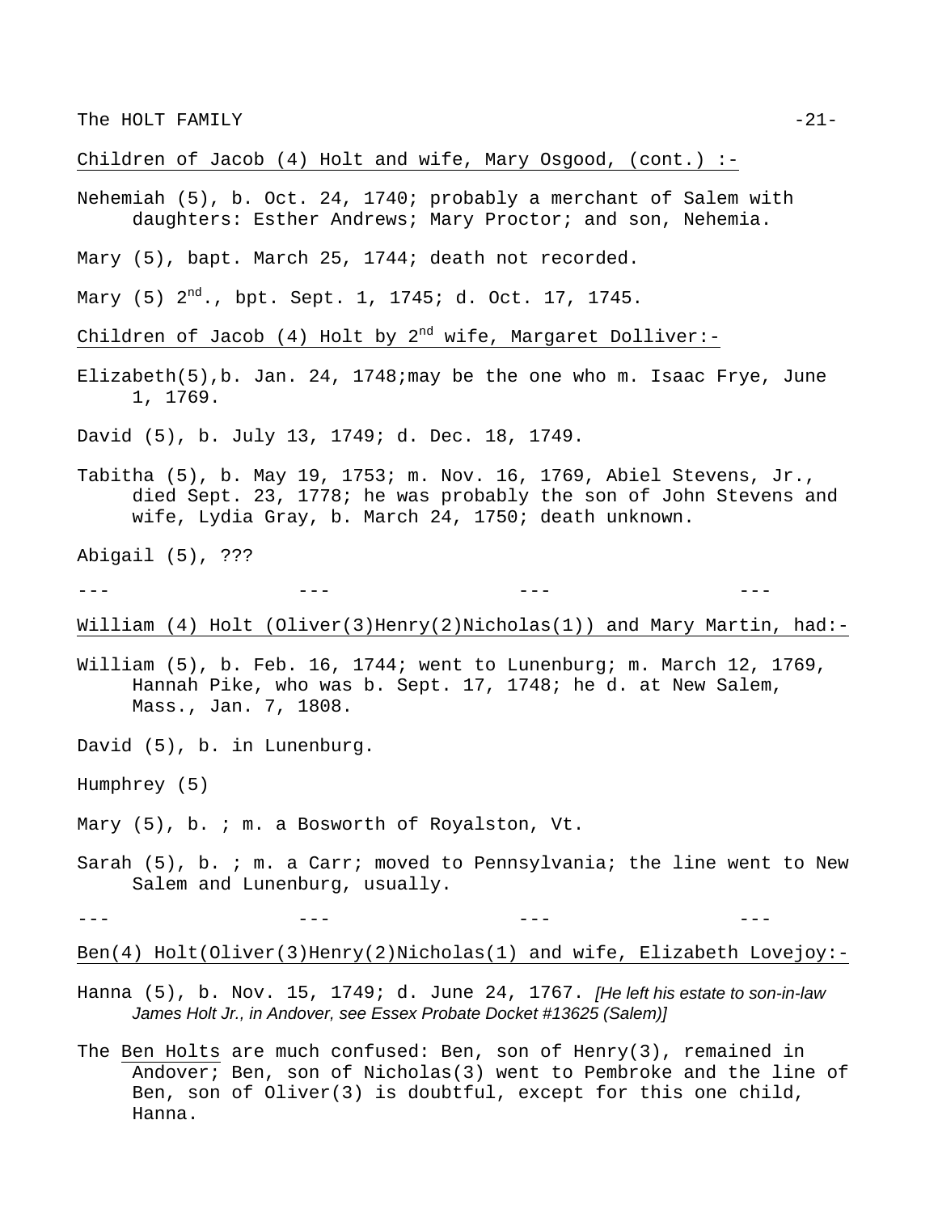<u>Children of Jacob (4) Holt and wife, Mary Osgood, (cont.) :-</u>

Nehemiah (5), b. Oct. 24, 1740; probably a merchant of Salem with daughters: Esther Andrews; Mary Proctor; and son, Nehemia.

Mary (5), bapt. March 25, 1744; death not recorded.

Mary (5) 2nd., bpt. Sept. 1, 1745; d. Oct. 17, 1745.

<u>Children of Jacob (4) Holt by 2nd wife, Margaret Dolliver:-</u>

Elizabeth(5),b. Jan. 24, 1748;may be the one who m. Isaac Frye, June 1, 1769.

David (5), b. July 13, 1749; d. Dec. 18, 1749.

Tabitha (5), b. May 19, 1753; m. Nov. 16, 1769, Abiel Stevens, Jr., died Sept. 23, 1778; he was probably the son of John Stevens and wife, Lydia Gray, b. March 24, 1750; death unknown.

Abigail (5), ???

--- --- --- ---

<u>William (4) Holt (Oliver(3)Henry(2)Nicholas(1)) and Mary Martin, had:-</u>

William (5), b. Feb. 16, 1744; went to Lunenburg; m. March 12, 1769, Hannah Pike, who was b. Sept. 17, 1748; he d. at New Salem, Mass., Jan. 7, 1808.

David (5), b. in Lunenburg.

Humphrey (5)

Mary (5), b. ; m. a Bosworth of Royalston, Vt.

Sarah (5), b. ; m. a Carr; moved to Pennsylvania; the line went to New Salem and Lunenburg, usually.

--- --- --- ---

<u>Ben(4) Holt(Oliver(3)Henry(2)Nicholas(1) and wife, Elizabeth Lovejoy:-</u>

Hanna (5), b. Nov. 15, 1749; d. June 24, 1767. *[He left his estate to son-in-law James Holt Jr., in Andover, see Essex Probate Docket #13625 (Salem)]*

The <u>Ben Holts</u> are much confused: Ben, son of Henry(3), remained in Andover; Ben, son of Nicholas(3) went to Pembroke and the line of Ben, son of Oliver(3) is doubtful, except for this one child, Hanna.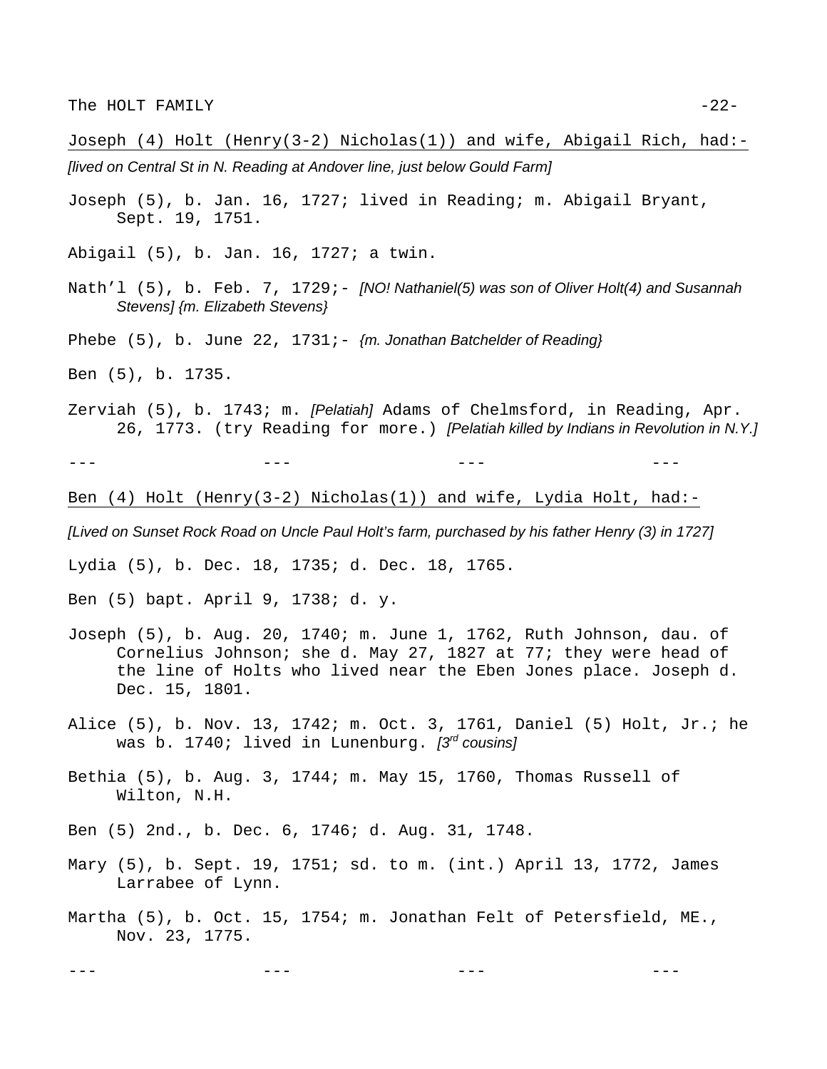Joseph (4) Holt (Henry(3-2) Nicholas(1)) and wife, Abigail Rich, had:-

*[lived on Central St in N. Reading at Andover line, just below Gould Farm]*

Joseph (5), b. Jan. 16, 1727; lived in Reading; m. Abigail Bryant, Sept. 19, 1751.

Abigail (5), b. Jan. 16, 1727; a twin.

Nath'l (5), b. Feb. 7, 1729;- *[NO! Nathaniel(5) was son of Oliver Holt(4) and Susannah Stevens] {m. Elizabeth Stevens}*

Phebe (5), b. June 22, 1731;- *{m. Jonathan Batchelder of Reading}*

Ben (5), b. 1735.

Zerviah (5), b. 1743; m. *[Pelatiah]* Adams of Chelmsford, in Reading, Apr. 26, 1773. (try Reading for more.) *[Pelatiah killed by Indians in Revolution in N.Y.]*

--- --- --- ---

Ben (4) Holt (Henry(3-2) Nicholas(1)) and wife, Lydia Holt, had:-

*[Lived on Sunset Rock Road on Uncle Paul Holt's farm, purchased by his father Henry (3) in 1727]*

Lydia (5), b. Dec. 18, 1735; d. Dec. 18, 1765.

Ben (5) bapt. April 9, 1738; d. y.

Joseph (5), b. Aug. 20, 1740; m. June 1, 1762, Ruth Johnson, dau. of Cornelius Johnson; she d. May 27, 1827 at 77; they were head of the line of Holts who lived near the Eben Jones place. Joseph d. Dec. 15, 1801.

Alice (5), b. Nov. 13, 1742; m. Oct. 3, 1761, Daniel (5) Holt, Jr.; he was b. 1740; lived in Lunenburg. *[3rd cousins]*

Bethia (5), b. Aug. 3, 1744; m. May 15, 1760, Thomas Russell of Wilton, N.H.

Ben (5) 2nd., b. Dec. 6, 1746; d. Aug. 31, 1748.

Mary (5), b. Sept. 19, 1751; sd. to m. (int.) April 13, 1772, James Larrabee of Lynn.

Martha (5), b. Oct. 15, 1754; m. Jonathan Felt of Petersfield, ME., Nov. 23, 1775.

--- --- --- ---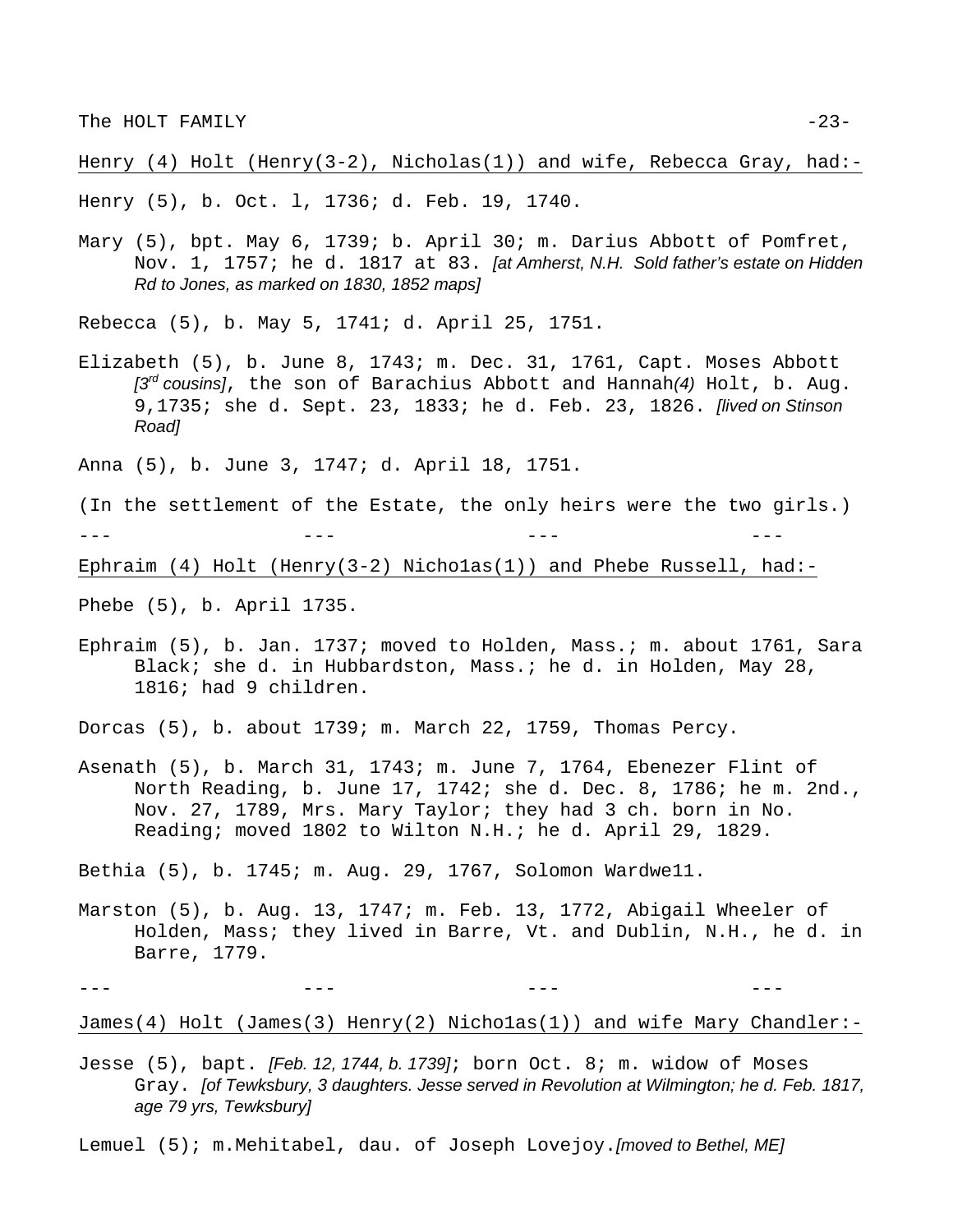Henry (4) Holt (Henry(3-2), Nicholas(1)) and wife, Rebecca Gray, had:-

Henry (5), b. Oct. l, 1736; d. Feb. 19, 1740.

Mary (5), bpt. May 6, 1739; b. April 30; m. Darius Abbott of Pomfret, Nov. 1, 1757; he d. 1817 at 83. *[at Amherst, N.H. Sold father's estate on Hidden Rd to Jones, as marked on 1830, 1852 maps]*

Rebecca (5), b. May 5, 1741; d. April 25, 1751.

Elizabeth (5), b. June 8, 1743; m. Dec. 31, 1761, Capt. Moses Abbott *[3rd cousins]*, the son of Barachius Abbott and Hannah*(4)* Holt, b. Aug. 9,1735; she d. Sept. 23, 1833; he d. Feb. 23, 1826. *[lived on Stinson Road]*

Anna (5), b. June 3, 1747; d. April 18, 1751.

(In the settlement of the Estate, the only heirs were the two girls.)

--- --- --- ---

Ephraim (4) Holt (Henry(3-2) Nicho1as(1)) and Phebe Russell, had:-

Phebe (5), b. April 1735.

Ephraim (5), b. Jan. 1737; moved to Holden, Mass.; m. about 1761, Sara Black; she d. in Hubbardston, Mass.; he d. in Holden, May 28, 1816; had 9 children.

Dorcas (5), b. about 1739; m. March 22, 1759, Thomas Percy.

Asenath (5), b. March 31, 1743; m. June 7, 1764, Ebenezer Flint of North Reading, b. June 17, 1742; she d. Dec. 8, 1786; he m. 2nd., Nov. 27, 1789, Mrs. Mary Taylor; they had 3 ch. born in No. Reading; moved 1802 to Wilton N.H.; he d. April 29, 1829.

Bethia (5), b. 1745; m. Aug. 29, 1767, Solomon Wardwe11.

Marston (5), b. Aug. 13, 1747; m. Feb. 13, 1772, Abigail Wheeler of Holden, Mass; they lived in Barre, Vt. and Dublin, N.H., he d. in Barre, 1779.

--- --- --- ---

James(4) Holt (James(3) Henry(2) Nicho1as(1)) and wife Mary Chandler:-

Jesse (5), bapt. *[Feb. 12, 1744, b. 1739]*; born Oct. 8; m. widow of Moses Gray. *[of Tewksbury, 3 daughters. Jesse served in Revolution at Wilmington; he d. Feb. 1817, age 79 yrs, Tewksbury]*

Lemuel (5); m.Mehitabel, dau. of Joseph Lovejoy.*[moved to Bethel, ME]*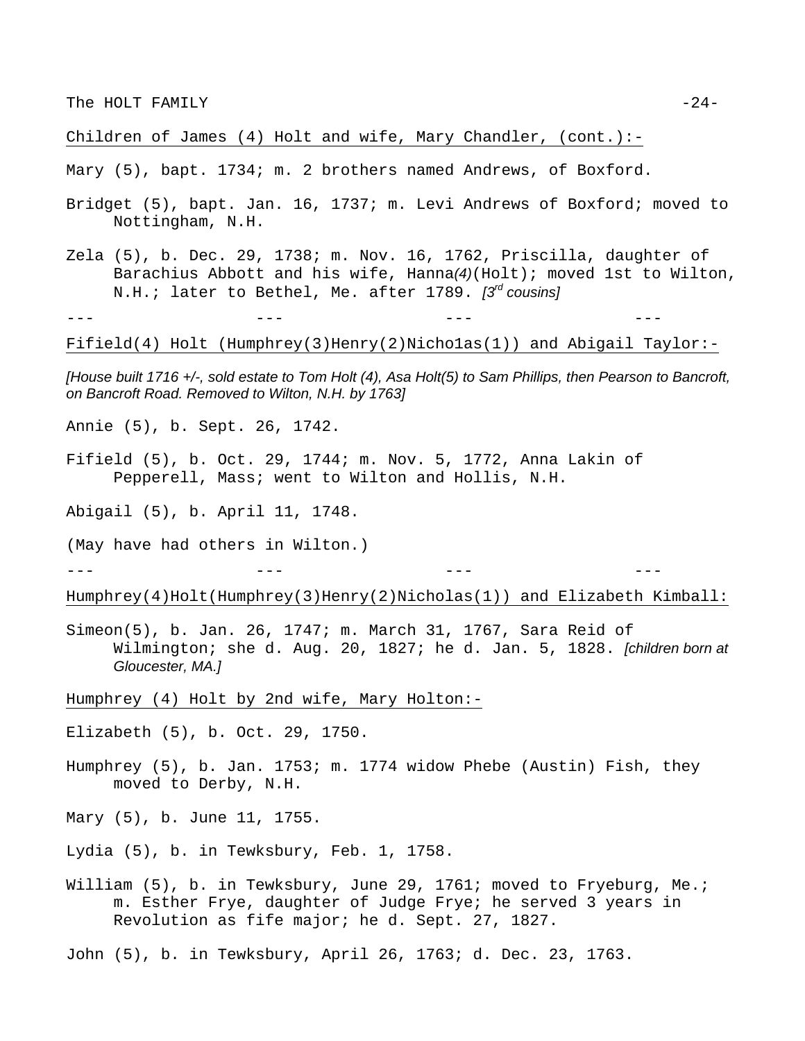Children of James (4) Holt and wife, Mary Chandler, (cont.):-

Mary (5), bapt. 1734; m. 2 brothers named Andrews, of Boxford.

Bridget (5), bapt. Jan. 16, 1737; m. Levi Andrews of Boxford; moved to Nottingham, N.H.

Zela (5), b. Dec. 29, 1738; m. Nov. 16, 1762, Priscilla, daughter of Barachius Abbott and his wife, Hanna*(4)*(Holt); moved 1st to Wilton, N.H.; later to Bethel, Me. after 1789. *[3rd cousins]*

--- --- --- ---

Fifield(4) Holt (Humphrey(3)Henry(2)Nicho1as(1)) and Abigail Taylor:-

*[House built 1716 +/-, sold estate to Tom Holt (4), Asa Holt(5) to Sam Phillips, then Pearson to Bancroft, on Bancroft Road. Removed to Wilton, N.H. by 1763]*

Annie (5), b. Sept. 26, 1742.

Fifield (5), b. Oct. 29, 1744; m. Nov. 5, 1772, Anna Lakin of Pepperell, Mass; went to Wilton and Hollis, N.H.

Abigail (5), b. April 11, 1748.

(May have had others in Wilton.)

--- --- --- ---

Humphrey(4)Holt(Humphrey(3)Henry(2)Nicholas(1)) and Elizabeth Kimball:

Simeon(5), b. Jan. 26, 1747; m. March 31, 1767, Sara Reid of Wilmington; she d. Aug. 20, 1827; he d. Jan. 5, 1828. *[children born at Gloucester, MA.]*

Humphrey (4) Holt by 2nd wife, Mary Holton:-

Elizabeth (5), b. Oct. 29, 1750.

Humphrey (5), b. Jan. 1753; m. 1774 widow Phebe (Austin) Fish, they moved to Derby, N.H.

Mary (5), b. June 11, 1755.

Lydia (5), b. in Tewksbury, Feb. 1, 1758.

William (5), b. in Tewksbury, June 29, 1761; moved to Fryeburg, Me.; m. Esther Frye, daughter of Judge Frye; he served 3 years in Revolution as fife major; he d. Sept. 27, 1827.

John (5), b. in Tewksbury, April 26, 1763; d. Dec. 23, 1763.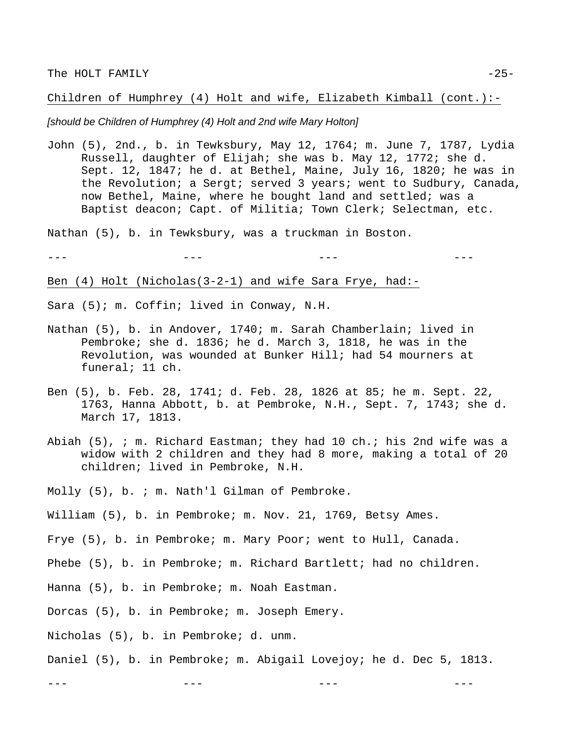Children of Humphrey (4) Holt and wife, Elizabeth Kimball (cont.):-

*[should be Children of Humphrey (4) Holt and 2nd wife Mary Holton]*

John (5), 2nd., b. in Tewksbury, May 12, 1764; m. June 7, 1787, Lydia Russell, daughter of Elijah; she was b. May 12, 1772; she d. Sept. 12, 1847; he d. at Bethel, Maine, July 16, 1820; he was in the Revolution; a Sergt; served 3 years; went to Sudbury, Canada, now Bethel, Maine, where he bought land and settled; was a Baptist deacon; Capt. of Militia; Town Clerk; Selectman, etc.

Nathan (5), b. in Tewksbury, was a truckman in Boston.

--- --- --- ---

Ben (4) Holt (Nicholas(3-2-1) and wife Sara Frye, had:-

Sara (5); m. Coffin; lived in Conway, N.H.

Nathan (5), b. in Andover, 1740; m. Sarah Chamberlain; lived in Pembroke; she d. 1836; he d. March 3, 1818, he was in the Revolution, was wounded at Bunker Hill; had 54 mourners at funeral; 11 ch.

Ben (5), b. Feb. 28, 1741; d. Feb. 28, 1826 at 85; he m. Sept. 22, 1763, Hanna Abbott, b. at Pembroke, N.H., Sept. 7, 1743; she d. March 17, 1813.

Abiah (5), ; m. Richard Eastman; they had 10 ch.; his 2nd wife was a widow with 2 children and they had 8 more, making a total of 20 children; lived in Pembroke, N.H.

Molly (5), b. ; m. Nath'l Gilman of Pembroke.

William (5), b. in Pembroke; m. Nov. 21, 1769, Betsy Ames.

Frye (5), b. in Pembroke; m. Mary Poor; went to Hull, Canada.

Phebe (5), b. in Pembroke; m. Richard Bartlett; had no children.

Hanna (5), b. in Pembroke; m. Noah Eastman.

Dorcas (5), b. in Pembroke; m. Joseph Emery.

Nicholas (5), b. in Pembroke; d. unm.

Daniel (5), b. in Pembroke; m. Abigail Lovejoy; he d. Dec 5, 1813.

--- --- --- ---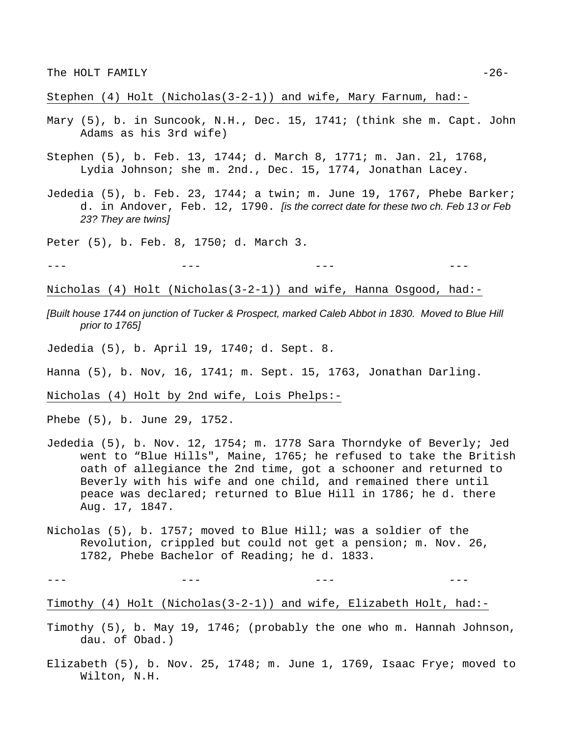Stephen (4) Holt (Nicholas(3-2-1)) and wife, Mary Farnum, had:-

Mary (5), b. in Suncook, N.H., Dec. 15, 1741; (think she m. Capt. John Adams as his 3rd wife)

Stephen (5), b. Feb. 13, 1744; d. March 8, 1771; m. Jan. 2l, 1768, Lydia Johnson; she m. 2nd., Dec. 15, 1774, Jonathan Lacey.

Jededia (5), b. Feb. 23, 1744; a twin; m. June 19, 1767, Phebe Barker; d. in Andover, Feb. 12, 1790. *[is the correct date for these two ch. Feb 13 or Feb 23? They are twins]*

Peter (5), b. Feb. 8, 1750; d. March 3.

--- --- --- ---

Nicholas (4) Holt (Nicholas(3-2-1)) and wife, Hanna Osgood, had:-

*[Built house 1744 on junction of Tucker & Prospect, marked Caleb Abbot in 1830. Moved to Blue Hill prior to 1765]*

Jededia (5), b. April 19, 1740; d. Sept. 8.

Hanna (5), b. Nov, 16, 1741; m. Sept. 15, 1763, Jonathan Darling.

Nicholas (4) Holt by 2nd wife, Lois Phelps:-

Phebe (5), b. June 29, 1752.

Jededia (5), b. Nov. 12, 1754; m. 1778 Sara Thorndyke of Beverly; Jed went to "Blue Hills", Maine, 1765; he refused to take the British oath of allegiance the 2nd time, got a schooner and returned to Beverly with his wife and one child, and remained there until peace was declared; returned to Blue Hill in 1786; he d. there Aug. 17, 1847.

Nicholas (5), b. 1757; moved to Blue Hill; was a soldier of the Revolution, crippled but could not get a pension; m. Nov. 26, 1782, Phebe Bachelor of Reading; he d. 1833.

--- --- --- ---

Timothy (4) Holt (Nicholas(3-2-1)) and wife, Elizabeth Holt, had:-

Timothy (5), b. May 19, 1746; (probably the one who m. Hannah Johnson, dau. of Obad.)

Elizabeth (5), b. Nov. 25, 1748; m. June 1, 1769, Isaac Frye; moved to Wilton, N.H.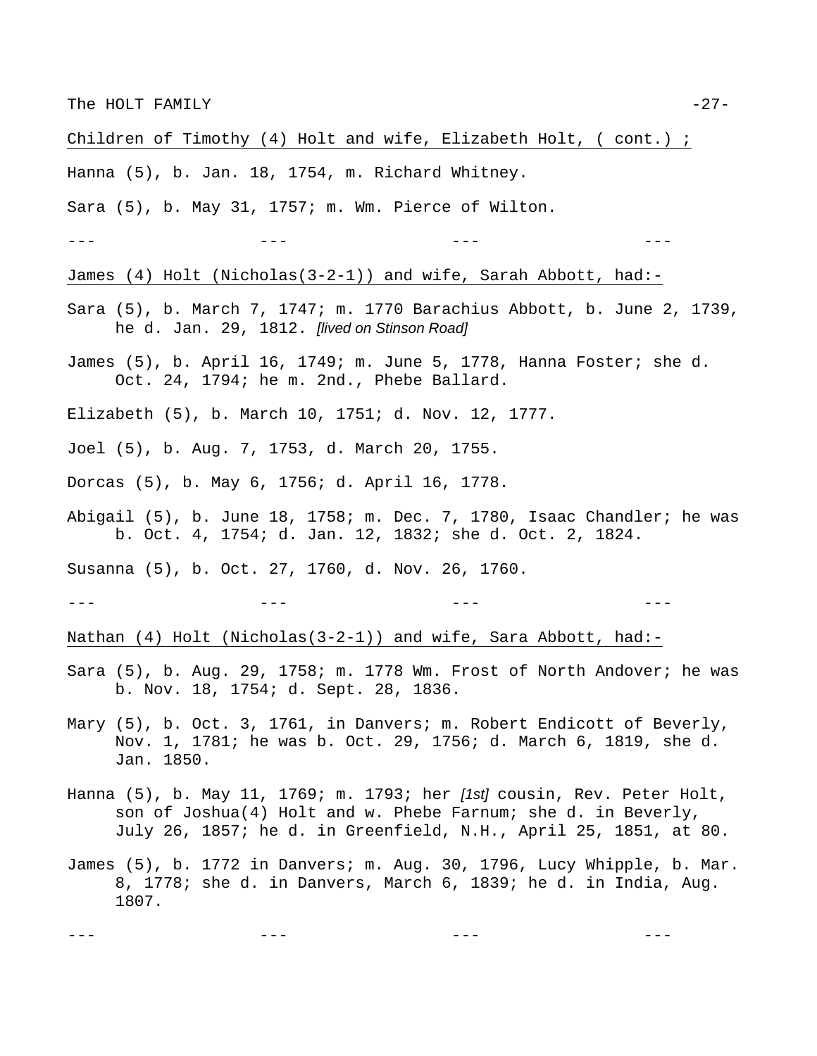<u>Children of Timothy (4) Holt and wife, Elizabeth Holt, ( cont.) ;</u>

Hanna (5), b. Jan. 18, 1754, m. Richard Whitney.

Sara (5), b. May 31, 1757; m. Wm. Pierce of Wilton.

--- --- --- ---

<u>James (4) Holt (Nicholas(3-2-1)) and wife, Sarah Abbott, had:-</u>

Sara (5), b. March 7, 1747; m. 1770 Barachius Abbott, b. June 2, 1739, he d. Jan. 29, 1812. *[lived on Stinson Road]*

James (5), b. April 16, 1749; m. June 5, 1778, Hanna Foster; she d. Oct. 24, 1794; he m. 2nd., Phebe Ballard.

Elizabeth (5), b. March 10, 1751; d. Nov. 12, 1777.

Joel (5), b. Aug. 7, 1753, d. March 20, 1755.

Dorcas (5), b. May 6, 1756; d. April 16, 1778.

Abigail (5), b. June 18, 1758; m. Dec. 7, 1780, Isaac Chandler; he was b. Oct. 4, 1754; d. Jan. 12, 1832; she d. Oct. 2, 1824.

Susanna (5), b. Oct. 27, 1760, d. Nov. 26, 1760.

--- --- --- ---

<u>Nathan (4) Holt (Nicholas(3-2-1)) and wife, Sara Abbott, had:-</u>

Sara (5), b. Aug. 29, 1758; m. 1778 Wm. Frost of North Andover; he was b. Nov. 18, 1754; d. Sept. 28, 1836.

Mary (5), b. Oct. 3, 1761, in Danvers; m. Robert Endicott of Beverly, Nov. 1, 1781; he was b. Oct. 29, 1756; d. March 6, 1819, she d. Jan. 1850.

Hanna (5), b. May 11, 1769; m. 1793; her *[1st]* cousin, Rev. Peter Holt, son of Joshua(4) Holt and w. Phebe Farnum; she d. in Beverly, July 26, 1857; he d. in Greenfield, N.H., April 25, 1851, at 80.

James (5), b. 1772 in Danvers; m. Aug. 30, 1796, Lucy Whipple, b. Mar. 8, 1778; she d. in Danvers, March 6, 1839; he d. in India, Aug. 1807.

--- --- --- ---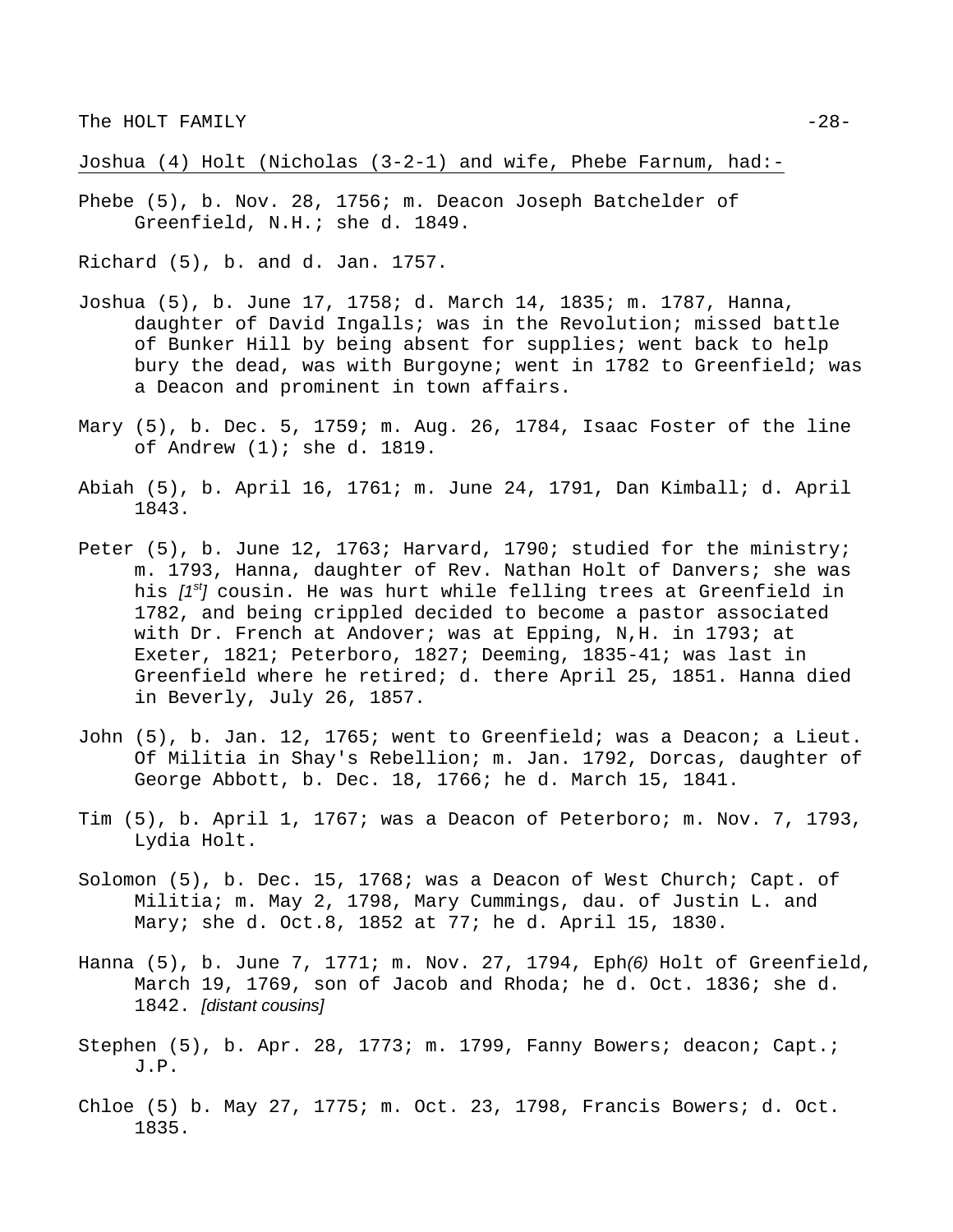Joshua (4) Holt (Nicholas (3-2-1) and wife, Phebe Farnum, had:-

Phebe (5), b. Nov. 28, 1756; m. Deacon Joseph Batchelder of Greenfield, N.H.; she d. 1849.

Richard (5), b. and d. Jan. 1757.

Joshua (5), b. June 17, 1758; d. March 14, 1835; m. 1787, Hanna, daughter of David Ingalls; was in the Revolution; missed battle of Bunker Hill by being absent for supplies; went back to help bury the dead, was with Burgoyne; went in 1782 to Greenfield; was a Deacon and prominent in town affairs.

Mary (5), b. Dec. 5, 1759; m. Aug. 26, 1784, Isaac Foster of the line of Andrew (1); she d. 1819.

Abiah (5), b. April 16, 1761; m. June 24, 1791, Dan Kimball; d. April 1843.

Peter (5), b. June 12, 1763; Harvard, 1790; studied for the ministry; m. 1793, Hanna, daughter of Rev. Nathan Holt of Danvers; she was his *[1st]* cousin. He was hurt while felling trees at Greenfield in 1782, and being crippled decided to become a pastor associated with Dr. French at Andover; was at Epping, N,H. in 1793; at Exeter, 1821; Peterboro, 1827; Deeming, 1835-41; was last in Greenfield where he retired; d. there April 25, 1851. Hanna died in Beverly, July 26, 1857.

John (5), b. Jan. 12, 1765; went to Greenfield; was a Deacon; a Lieut. Of Militia in Shay's Rebellion; m. Jan. 1792, Dorcas, daughter of George Abbott, b. Dec. 18, 1766; he d. March 15, 1841.

Tim (5), b. April 1, 1767; was a Deacon of Peterboro; m. Nov. 7, 1793, Lydia Holt.

Solomon (5), b. Dec. 15, 1768; was a Deacon of West Church; Capt. of Militia; m. May 2, 1798, Mary Cummings, dau. of Justin L. and Mary; she d. Oct.8, 1852 at 77; he d. April 15, 1830.

Hanna (5), b. June 7, 1771; m. Nov. 27, 1794, Eph*(6)* Holt of Greenfield, March 19, 1769, son of Jacob and Rhoda; he d. Oct. 1836; she d. 1842. *[distant cousins]*

Stephen (5), b. Apr. 28, 1773; m. 1799, Fanny Bowers; deacon; Capt.; J.P.

Chloe (5) b. May 27, 1775; m. Oct. 23, 1798, Francis Bowers; d. Oct. 1835.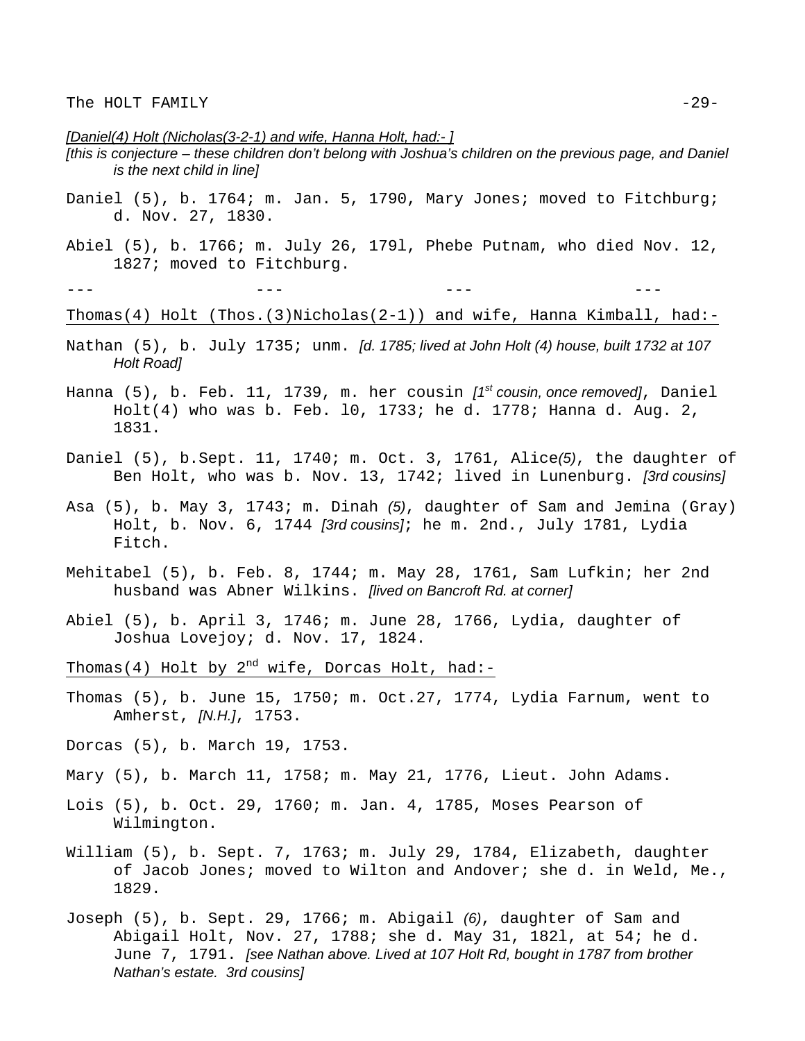*[Daniel(4) Holt (Nicholas(3-2-1) and wife, Hanna Holt, had:- ]*

*[this is conjecture – these children don't belong with Joshua's children on the previous page, and Daniel is the next child in line]*

Daniel (5), b. 1764; m. Jan. 5, 1790, Mary Jones; moved to Fitchburg; d. Nov. 27, 1830.

Abiel (5), b. 1766; m. July 26, 179l, Phebe Putnam, who died Nov. 12, 1827; moved to Fitchburg.

--- --- --- ---

Thomas(4) Holt (Thos.(3)Nicholas(2-1)) and wife, Hanna Kimball, had:-

Nathan (5), b. July 1735; unm. *[d. 1785; lived at John Holt (4) house, built 1732 at 107 Holt Road]*

Hanna (5), b. Feb. 11, 1739, m. her cousin *[1st cousin, once removed]*, Daniel Holt(4) who was b. Feb. l0, 1733; he d. 1778; Hanna d. Aug. 2, 1831.

Daniel (5), b.Sept. 11, 1740; m. Oct. 3, 1761, Alice*(5)*, the daughter of Ben Holt, who was b. Nov. 13, 1742; lived in Lunenburg. *[3rd cousins]*

Asa (5), b. May 3, 1743; m. Dinah *(5)*, daughter of Sam and Jemina (Gray) Holt, b. Nov. 6, 1744 *[3rd cousins]*; he m. 2nd., July 1781, Lydia Fitch.

Mehitabel (5), b. Feb. 8, 1744; m. May 28, 1761, Sam Lufkin; her 2nd husband was Abner Wilkins. *[lived on Bancroft Rd. at corner]*

Abiel (5), b. April 3, 1746; m. June 28, 1766, Lydia, daughter of Joshua Lovejoy; d. Nov. 17, 1824.

Thomas(4) Holt by 2nd wife, Dorcas Holt, had:-

Thomas (5), b. June 15, 1750; m. Oct.27, 1774, Lydia Farnum, went to Amherst, *[N.H.]*, 1753.

Dorcas (5), b. March 19, 1753.

Mary (5), b. March 11, 1758; m. May 21, 1776, Lieut. John Adams.

Lois (5), b. Oct. 29, 1760; m. Jan. 4, 1785, Moses Pearson of Wilmington.

William (5), b. Sept. 7, 1763; m. July 29, 1784, Elizabeth, daughter of Jacob Jones; moved to Wilton and Andover; she d. in Weld, Me., 1829.

Joseph (5), b. Sept. 29, 1766; m. Abigail *(6)*, daughter of Sam and Abigail Holt, Nov. 27, 1788; she d. May 31, 182l, at 54; he d. June 7, 1791. *[see Nathan above. Lived at 107 Holt Rd, bought in 1787 from brother Nathan's estate. 3rd cousins]*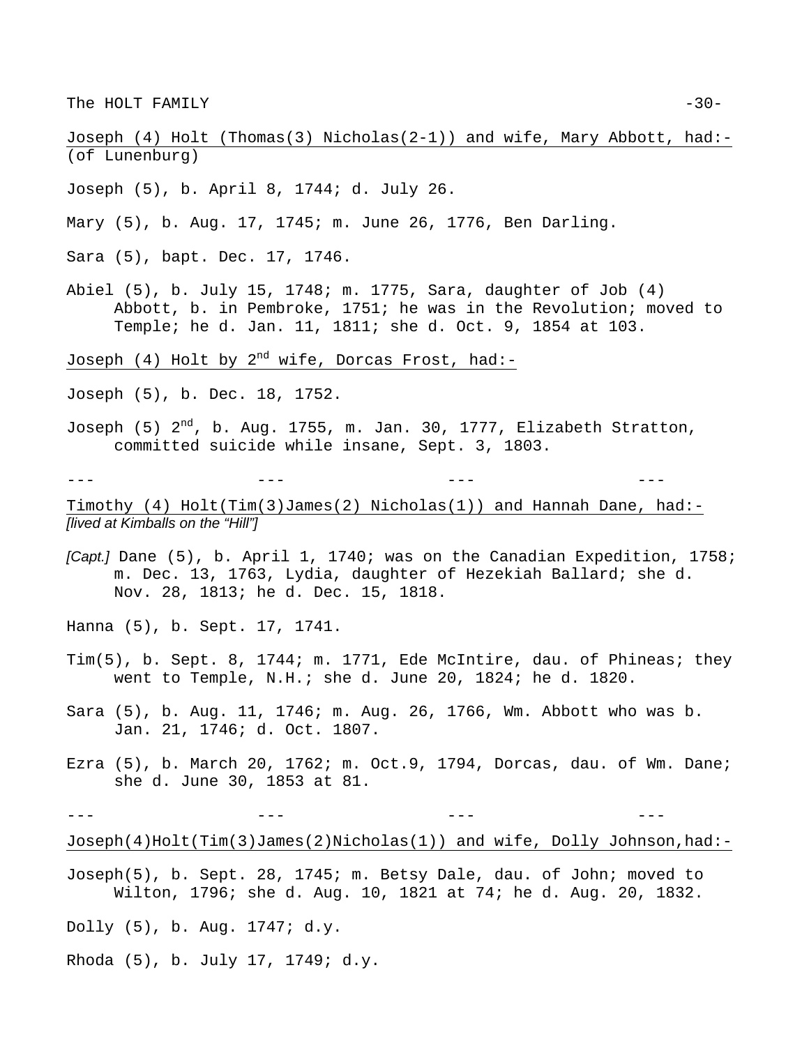Joseph (4) Holt (Thomas(3) Nicholas(2-1)) and wife, Mary Abbott, had:-
(of Lunenburg)

Joseph (5), b. April 8, 1744; d. July 26.

Mary (5), b. Aug. 17, 1745; m. June 26, 1776, Ben Darling.

Sara (5), bapt. Dec. 17, 1746.

Abiel (5), b. July 15, 1748; m. 1775, Sara, daughter of Job (4) Abbott, b. in Pembroke, 1751; he was in the Revolution; moved to Temple; he d. Jan. 11, 1811; she d. Oct. 9, 1854 at 103.

Joseph (4) Holt by 2nd wife, Dorcas Frost, had:-

Joseph (5), b. Dec. 18, 1752.

Joseph (5) 2nd, b. Aug. 1755, m. Jan. 30, 1777, Elizabeth Stratton, committed suicide while insane, Sept. 3, 1803.

--- --- --- ---

Timothy (4) Holt(Tim(3)James(2) Nicholas(1)) and Hannah Dane, had:-
*[lived at Kimballs on the "Hill"]*

*[Capt.]* Dane (5), b. April 1, 1740; was on the Canadian Expedition, 1758; m. Dec. 13, 1763, Lydia, daughter of Hezekiah Ballard; she d. Nov. 28, 1813; he d. Dec. 15, 1818.

Hanna (5), b. Sept. 17, 1741.

Tim(5), b. Sept. 8, 1744; m. 1771, Ede McIntire, dau. of Phineas; they went to Temple, N.H.; she d. June 20, 1824; he d. 1820.

Sara (5), b. Aug. 11, 1746; m. Aug. 26, 1766, Wm. Abbott who was b. Jan. 21, 1746; d. Oct. 1807.

Ezra (5), b. March 20, 1762; m. Oct.9, 1794, Dorcas, dau. of Wm. Dane; she d. June 30, 1853 at 81.

--- --- --- ---

Joseph(4)Holt(Tim(3)James(2)Nicholas(1)) and wife, Dolly Johnson,had:-

Joseph(5), b. Sept. 28, 1745; m. Betsy Dale, dau. of John; moved to Wilton, 1796; she d. Aug. 10, 1821 at 74; he d. Aug. 20, 1832.

Dolly (5), b. Aug. 1747; d.y.

Rhoda (5), b. July 17, 1749; d.y.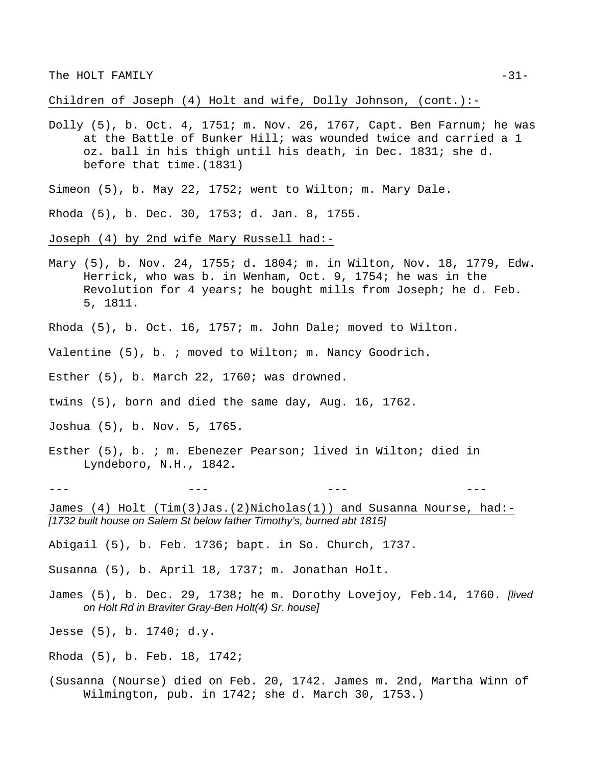Children of Joseph (4) Holt and wife, Dolly Johnson, (cont.):-

Dolly (5), b. Oct. 4, 1751; m. Nov. 26, 1767, Capt. Ben Farnum; he was at the Battle of Bunker Hill; was wounded twice and carried a 1 oz. ball in his thigh until his death, in Dec. 1831; she d. before that time.(1831)

Simeon (5), b. May 22, 1752; went to Wilton; m. Mary Dale.

Rhoda (5), b. Dec. 30, 1753; d. Jan. 8, 1755.

Joseph (4) by 2nd wife Mary Russell had:-

Mary (5), b. Nov. 24, 1755; d. 1804; m. in Wilton, Nov. 18, 1779, Edw. Herrick, who was b. in Wenham, Oct. 9, 1754; he was in the Revolution for 4 years; he bought mills from Joseph; he d. Feb. 5, 1811.

Rhoda (5), b. Oct. 16, 1757; m. John Dale; moved to Wilton.

Valentine (5), b. ; moved to Wilton; m. Nancy Goodrich.

Esther (5), b. March 22, 1760; was drowned.

twins (5), born and died the same day, Aug. 16, 1762.

Joshua (5), b. Nov. 5, 1765.

Esther (5), b. ; m. Ebenezer Pearson; lived in Wilton; died in Lyndeboro, N.H., 1842.

--- --- --- ---

James (4) Holt (Tim(3)Jas.(2)Nicholas(1)) and Susanna Nourse, had:-
*[1732 built house on Salem St below father Timothy's, burned abt 1815]*

Abigail (5), b. Feb. 1736; bapt. in So. Church, 1737.

Susanna (5), b. April 18, 1737; m. Jonathan Holt.

James (5), b. Dec. 29, 1738; he m. Dorothy Lovejoy, Feb.14, 1760. *[lived on Holt Rd in Braviter Gray-Ben Holt(4) Sr. house]*

Jesse (5), b. 1740; d.y.

Rhoda (5), b. Feb. 18, 1742;

(Susanna (Nourse) died on Feb. 20, 1742. James m. 2nd, Martha Winn of Wilmington, pub. in 1742; she d. March 30, 1753.)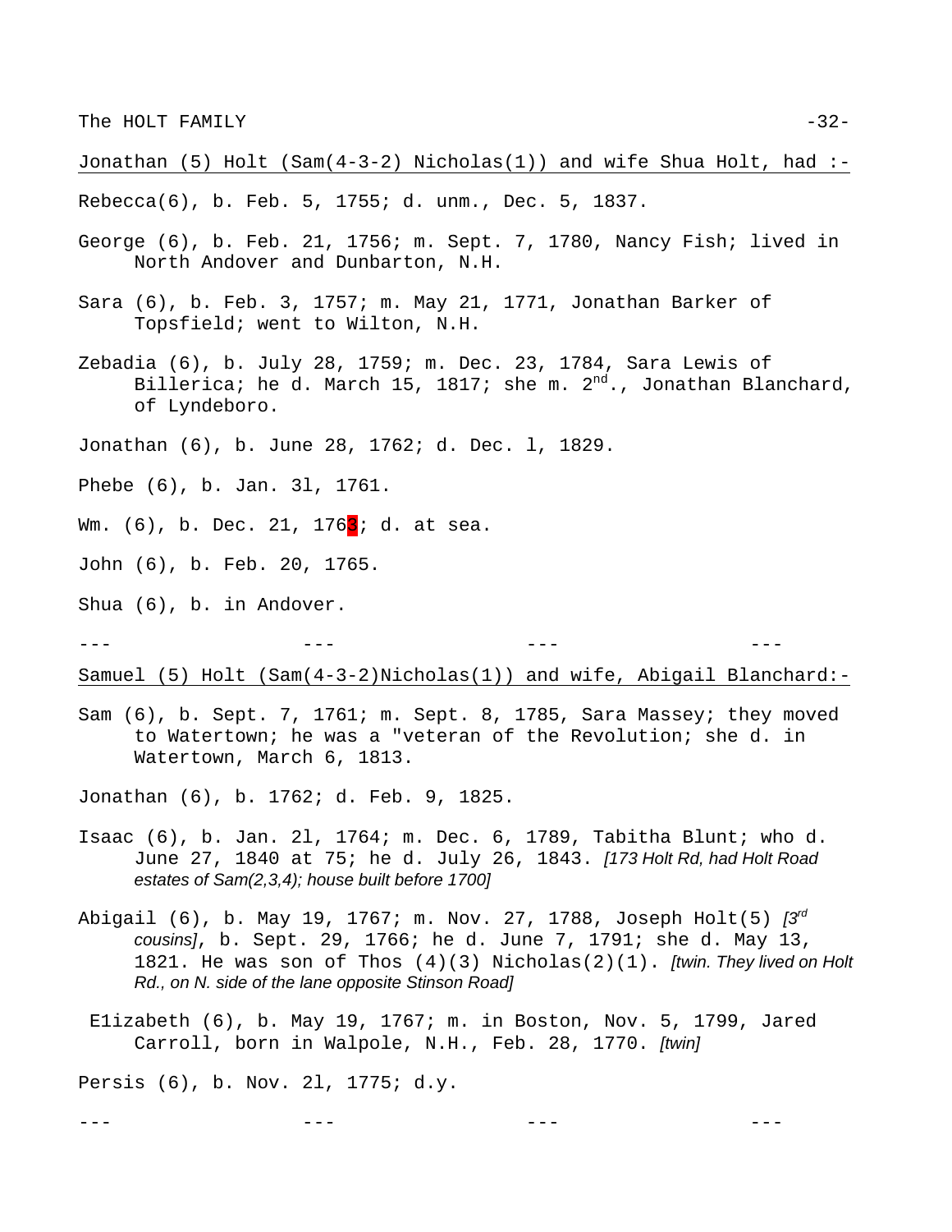Jonathan (5) Holt (Sam(4-3-2) Nicholas(1)) and wife Shua Holt, had :-

Rebecca(6), b. Feb. 5, 1755; d. unm., Dec. 5, 1837.

George (6), b. Feb. 21, 1756; m. Sept. 7, 1780, Nancy Fish; lived in North Andover and Dunbarton, N.H.

Sara (6), b. Feb. 3, 1757; m. May 21, 1771, Jonathan Barker of Topsfield; went to Wilton, N.H.

Zebadia (6), b. July 28, 1759; m. Dec. 23, 1784, Sara Lewis of Billerica; he d. March 15, 1817; she m. 2nd., Jonathan Blanchard, of Lyndeboro.

Jonathan (6), b. June 28, 1762; d. Dec. l, 1829.

Phebe (6), b. Jan. 3l, 1761.

Wm. (6), b. Dec. 21, 1763; d. at sea.

John (6), b. Feb. 20, 1765.

Shua (6), b. in Andover.

--- --- --- ---

Samuel (5) Holt (Sam(4-3-2)Nicholas(1)) and wife, Abigail Blanchard:-

Sam (6), b. Sept. 7, 1761; m. Sept. 8, 1785, Sara Massey; they moved to Watertown; he was a "veteran of the Revolution; she d. in Watertown, March 6, 1813.

Jonathan (6), b. 1762; d. Feb. 9, 1825.

Isaac (6), b. Jan. 2l, 1764; m. Dec. 6, 1789, Tabitha Blunt; who d. June 27, 1840 at 75; he d. July 26, 1843. *[173 Holt Rd, had Holt Road estates of Sam(2,3,4); house built before 1700]*

Abigail (6), b. May 19, 1767; m. Nov. 27, 1788, Joseph Holt(5) *[3rd cousins]*, b. Sept. 29, 1766; he d. June 7, 1791; she d. May 13, 1821. He was son of Thos (4)(3) Nicholas(2)(1). *[twin. They lived on Holt Rd., on N. side of the lane opposite Stinson Road]*

E1izabeth (6), b. May 19, 1767; m. in Boston, Nov. 5, 1799, Jared Carroll, born in Walpole, N.H., Feb. 28, 1770. *[twin]*

Persis (6), b. Nov. 2l, 1775; d.y.

--- --- --- ---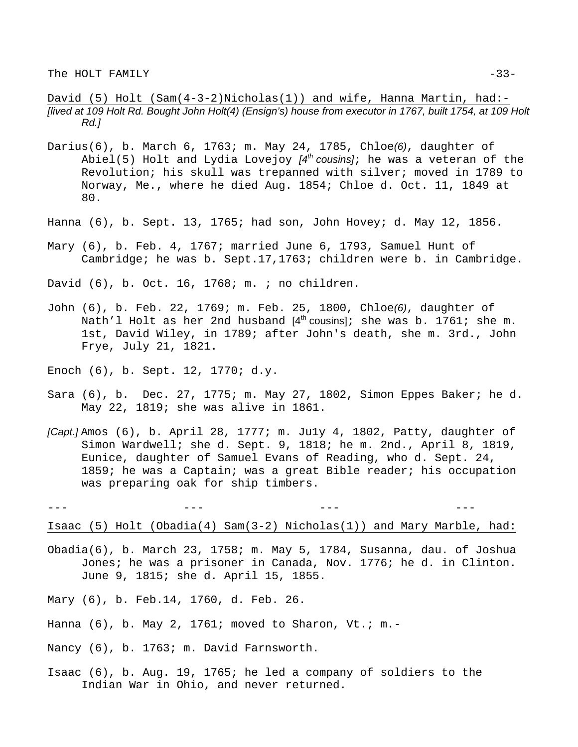David (5) Holt (Sam(4-3-2)Nicholas(1)) and wife, Hanna Martin, had:-

*[lived at 109 Holt Rd. Bought John Holt(4) (Ensign's) house from executor in 1767, built 1754, at 109 Holt Rd.]*

Darius(6), b. March 6, 1763; m. May 24, 1785, Chloe*(6)*, daughter of Abiel(5) Holt and Lydia Lovejoy *[4th cousins]*; he was a veteran of the Revolution; his skull was trepanned with silver; moved in 1789 to Norway, Me., where he died Aug. 1854; Chloe d. Oct. 11, 1849 at 80.

Hanna (6), b. Sept. 13, 1765; had son, John Hovey; d. May 12, 1856.

Mary (6), b. Feb. 4, 1767; married June 6, 1793, Samuel Hunt of Cambridge; he was b. Sept.17,1763; children were b. in Cambridge.

David (6), b. Oct. 16, 1768; m. ; no children.

John (6), b. Feb. 22, 1769; m. Feb. 25, 1800, Chloe*(6)*, daughter of Nath'l Holt as her 2nd husband [4th cousins]; she was b. 1761; she m. 1st, David Wiley, in 1789; after John's death, she m. 3rd., John Frye, July 21, 1821.

Enoch (6), b. Sept. 12, 1770; d.y.

Sara (6), b. Dec. 27, 1775; m. May 27, 1802, Simon Eppes Baker; he d. May 22, 1819; she was alive in 1861.

*[Capt.]* Amos (6), b. April 28, 1777; m. Ju1y 4, 1802, Patty, daughter of Simon Wardwell; she d. Sept. 9, 1818; he m. 2nd., April 8, 1819, Eunice, daughter of Samuel Evans of Reading, who d. Sept. 24, 1859; he was a Captain; was a great Bible reader; his occupation was preparing oak for ship timbers.

--- --- --- ---

Isaac (5) Holt (Obadia(4) Sam(3-2) Nicholas(1)) and Mary Marble, had:

Obadia(6), b. March 23, 1758; m. May 5, 1784, Susanna, dau. of Joshua Jones; he was a prisoner in Canada, Nov. 1776; he d. in Clinton. June 9, 1815; she d. April 15, 1855.

Mary (6), b. Feb.14, 1760, d. Feb. 26.

Hanna (6), b. May 2, 1761; moved to Sharon, Vt.; m.-

Nancy (6), b. 1763; m. David Farnsworth.

Isaac (6), b. Aug. 19, 1765; he led a company of soldiers to the Indian War in Ohio, and never returned.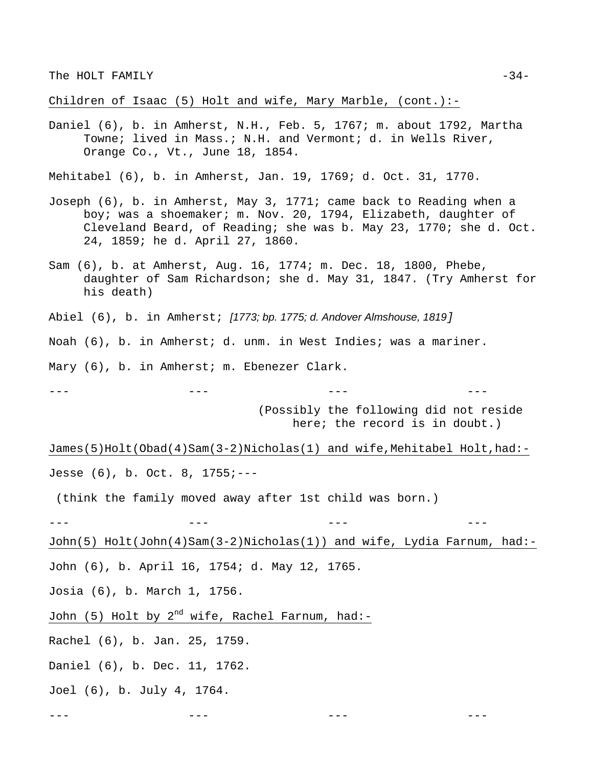Children of Isaac (5) Holt and wife, Mary Marble, (cont.):-

Daniel (6), b. in Amherst, N.H., Feb. 5, 1767; m. about 1792, Martha Towne; lived in Mass.; N.H. and Vermont; d. in Wells River, Orange Co., Vt., June 18, 1854.

Mehitabel (6), b. in Amherst, Jan. 19, 1769; d. Oct. 31, 1770.

Joseph (6), b. in Amherst, May 3, 1771; came back to Reading when a boy; was a shoemaker; m. Nov. 20, 1794, Elizabeth, daughter of Cleveland Beard, of Reading; she was b. May 23, 1770; she d. Oct. 24, 1859; he d. April 27, 1860.

Sam (6), b. at Amherst, Aug. 16, 1774; m. Dec. 18, 1800, Phebe, daughter of Sam Richardson; she d. May 31, 1847. (Try Amherst for his death)

Abiel (6), b. in Amherst; *[1773; bp. 1775; d. Andover Almshouse, 1819]*

Noah (6), b. in Amherst; d. unm. in West Indies; was a mariner.

Mary (6), b. in Amherst; m. Ebenezer Clark.

--- --- --- ---

(Possibly the following did not reside here; the record is in doubt.)

James(5)Holt(Obad(4)Sam(3-2)Nicholas(1) and wife,Mehitabel Holt,had:-

Jesse (6), b. Oct. 8, 1755;---

(think the family moved away after 1st child was born.)

--- --- --- ---

John(5) Holt(John(4)Sam(3-2)Nicholas(1)) and wife, Lydia Farnum, had:-

John (6), b. April 16, 1754; d. May 12, 1765.

Josia (6), b. March 1, 1756.

John (5) Holt by 2nd wife, Rachel Farnum, had:-

Rachel (6), b. Jan. 25, 1759.

Daniel (6), b. Dec. 11, 1762.

Joel (6), b. July 4, 1764.

--- --- --- ---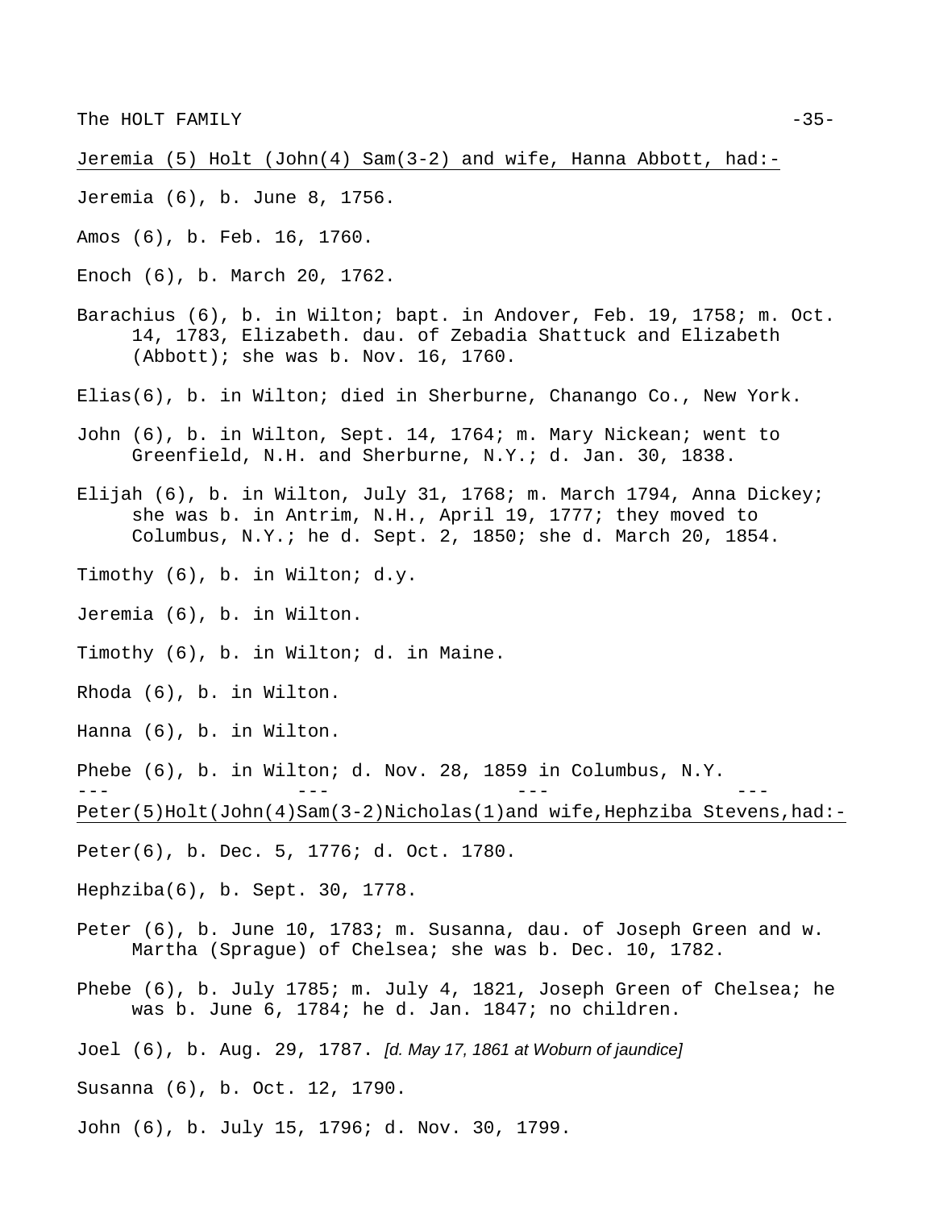Jeremia (5) Holt (John(4) Sam(3-2) and wife, Hanna Abbott, had:-

Jeremia (6), b. June 8, 1756.

Amos (6), b. Feb. 16, 1760.

Enoch (6), b. March 20, 1762.

Barachius (6), b. in Wilton; bapt. in Andover, Feb. 19, 1758; m. Oct. 14, 1783, Elizabeth. dau. of Zebadia Shattuck and Elizabeth (Abbott); she was b. Nov. 16, 1760.

Elias(6), b. in Wilton; died in Sherburne, Chanango Co., New York.

John (6), b. in Wilton, Sept. 14, 1764; m. Mary Nickean; went to Greenfield, N.H. and Sherburne, N.Y.; d. Jan. 30, 1838.

Elijah (6), b. in Wilton, July 31, 1768; m. March 1794, Anna Dickey; she was b. in Antrim, N.H., April 19, 1777; they moved to Columbus, N.Y.; he d. Sept. 2, 1850; she d. March 20, 1854.

Timothy (6), b. in Wilton; d.y.

Jeremia (6), b. in Wilton.

Timothy (6), b. in Wilton; d. in Maine.

Rhoda (6), b. in Wilton.

Hanna (6), b. in Wilton.

Phebe (6), b. in Wilton; d. Nov. 28, 1859 in Columbus, N.Y.

--- --- --- ---

Peter(5)Holt(John(4)Sam(3-2)Nicholas(1)and wife,Hephziba Stevens,had:-

Peter(6), b. Dec. 5, 1776; d. Oct. 1780.

Hephziba(6), b. Sept. 30, 1778.

Peter (6), b. June 10, 1783; m. Susanna, dau. of Joseph Green and w. Martha (Sprague) of Chelsea; she was b. Dec. 10, 1782.

Phebe (6), b. July 1785; m. July 4, 1821, Joseph Green of Chelsea; he was b. June 6, 1784; he d. Jan. 1847; no children.

Joel (6), b. Aug. 29, 1787. *[d. May 17, 1861 at Woburn of jaundice]*

Susanna (6), b. Oct. 12, 1790.

John (6), b. July 15, 1796; d. Nov. 30, 1799.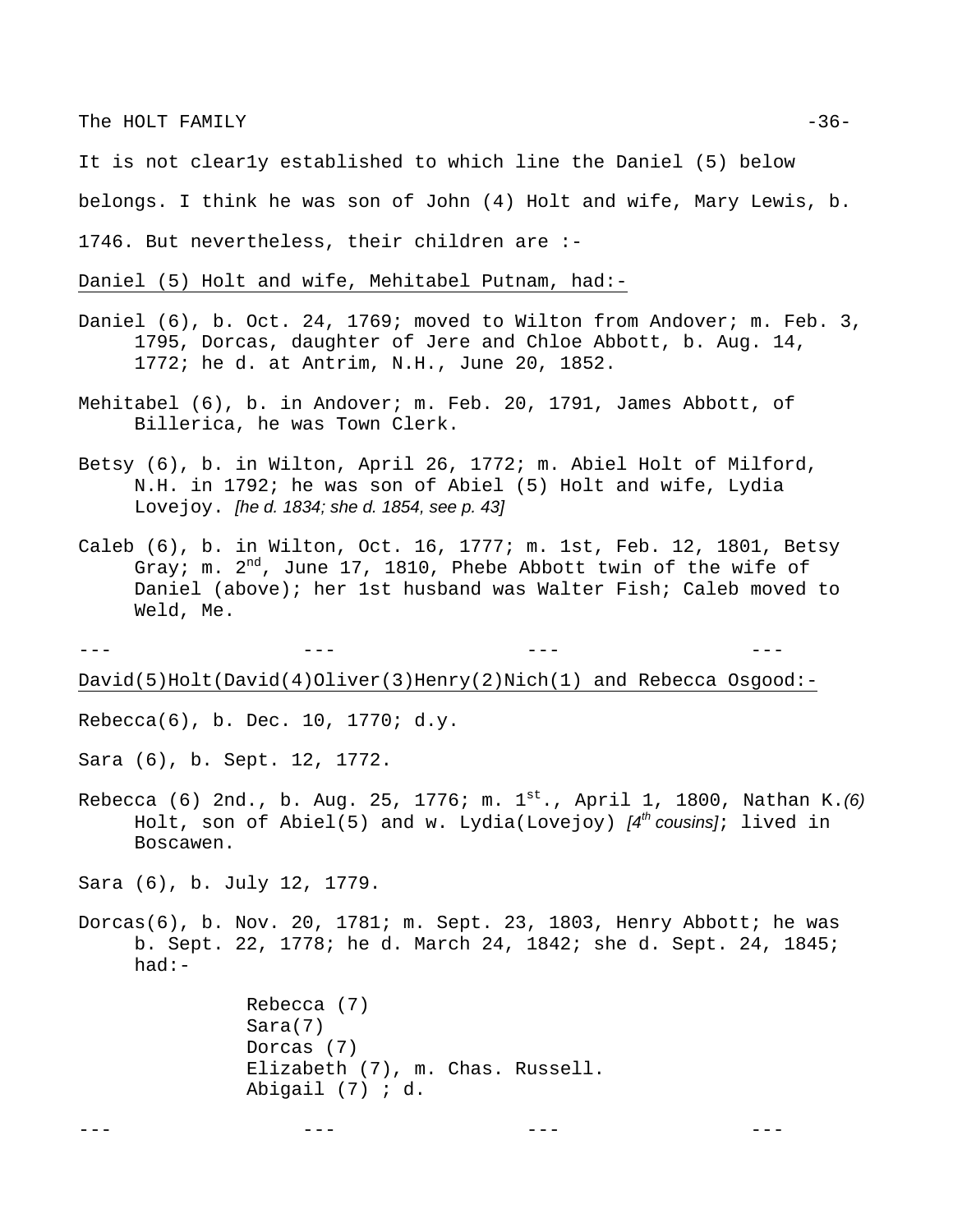It is not clear1y established to which line the Daniel (5) below belongs. I think he was son of John (4) Holt and wife, Mary Lewis, b. 1746. But nevertheless, their children are :-

Daniel (5) Holt and wife, Mehitabel Putnam, had:-

Daniel (6), b. Oct. 24, 1769; moved to Wilton from Andover; m. Feb. 3, 1795, Dorcas, daughter of Jere and Chloe Abbott, b. Aug. 14, 1772; he d. at Antrim, N.H., June 20, 1852.

Mehitabel (6), b. in Andover; m. Feb. 20, 1791, James Abbott, of Billerica, he was Town Clerk.

Betsy (6), b. in Wilton, April 26, 1772; m. Abiel Holt of Milford, N.H. in 1792; he was son of Abiel (5) Holt and wife, Lydia Lovejoy. *[he d. 1834; she d. 1854, see p. 43]*

Caleb (6), b. in Wilton, Oct. 16, 1777; m. 1st, Feb. 12, 1801, Betsy Gray; m. 2nd, June 17, 1810, Phebe Abbott twin of the wife of Daniel (above); her 1st husband was Walter Fish; Caleb moved to Weld, Me.

--- --- --- ---

David(5)Holt(David(4)Oliver(3)Henry(2)Nich(1) and Rebecca Osgood:-

Rebecca(6), b. Dec. 10, 1770; d.y.

Sara (6), b. Sept. 12, 1772.

Rebecca (6) 2nd., b. Aug. 25, 1776; m. 1st., April 1, 1800, Nathan K.*(6)* Holt, son of Abiel(5) and w. Lydia(Lovejoy) *[4th cousins]*; lived in Boscawen.

Sara (6), b. July 12, 1779.

Dorcas(6), b. Nov. 20, 1781; m. Sept. 23, 1803, Henry Abbott; he was b. Sept. 22, 1778; he d. March 24, 1842; she d. Sept. 24, 1845; had:-

- Rebecca (7)
- Sara(7)
- Dorcas (7)
- Elizabeth (7), m. Chas. Russell.
- Abigail (7) ; d.

--- --- --- ---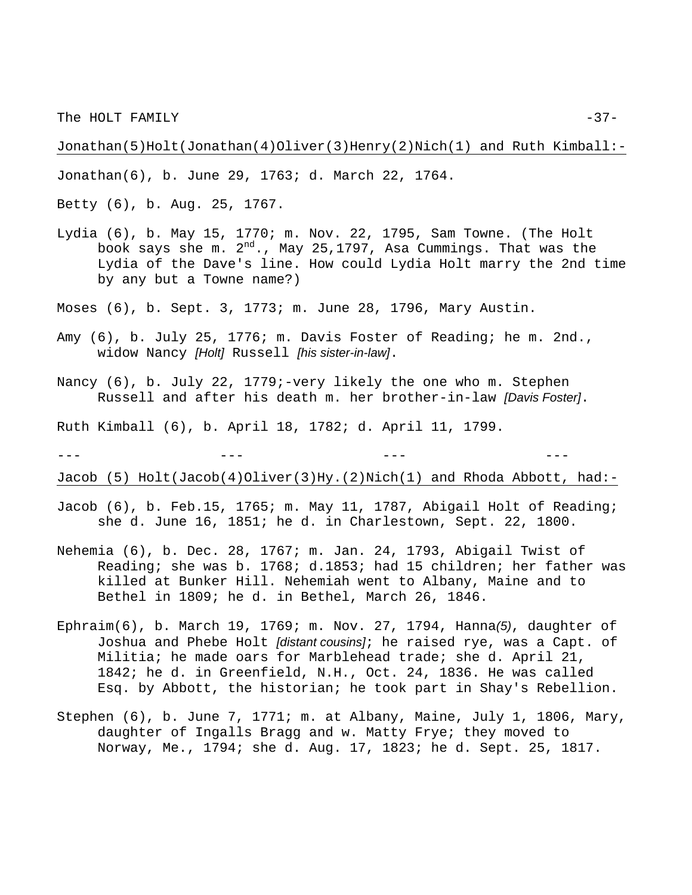Jonathan(5)Holt(Jonathan(4)Oliver(3)Henry(2)Nich(1) and Ruth Kimball:-

Jonathan(6), b. June 29, 1763; d. March 22, 1764.

Betty (6), b. Aug. 25, 1767.

Lydia (6), b. May 15, 1770; m. Nov. 22, 1795, Sam Towne. (The Holt book says she m. 2nd., May 25,1797, Asa Cummings. That was the Lydia of the Dave's line. How could Lydia Holt marry the 2nd time by any but a Towne name?)

Moses (6), b. Sept. 3, 1773; m. June 28, 1796, Mary Austin.

Amy (6), b. July 25, 1776; m. Davis Foster of Reading; he m. 2nd., widow Nancy *[Holt]* Russell *[his sister-in-law]*.

Nancy (6), b. July 22, 1779;-very likely the one who m. Stephen Russell and after his death m. her brother-in-law *[Davis Foster]*.

Ruth Kimball (6), b. April 18, 1782; d. April 11, 1799.

--- --- --- ---

Jacob (5) Holt(Jacob(4)Oliver(3)Hy.(2)Nich(1) and Rhoda Abbott, had:-

Jacob (6), b. Feb.15, 1765; m. May 11, 1787, Abigail Holt of Reading; she d. June 16, 1851; he d. in Charlestown, Sept. 22, 1800.

Nehemia (6), b. Dec. 28, 1767; m. Jan. 24, 1793, Abigail Twist of Reading; she was b. 1768; d.1853; had 15 children; her father was killed at Bunker Hill. Nehemiah went to Albany, Maine and to Bethel in 1809; he d. in Bethel, March 26, 1846.

Ephraim(6), b. March 19, 1769; m. Nov. 27, 1794, Hanna*(5)*, daughter of Joshua and Phebe Holt *[distant cousins]*; he raised rye, was a Capt. of Militia; he made oars for Marblehead trade; she d. April 21, 1842; he d. in Greenfield, N.H., Oct. 24, 1836. He was called Esq. by Abbott, the historian; he took part in Shay's Rebellion.

Stephen (6), b. June 7, 1771; m. at Albany, Maine, July 1, 1806, Mary, daughter of Ingalls Bragg and w. Matty Frye; they moved to Norway, Me., 1794; she d. Aug. 17, 1823; he d. Sept. 25, 1817.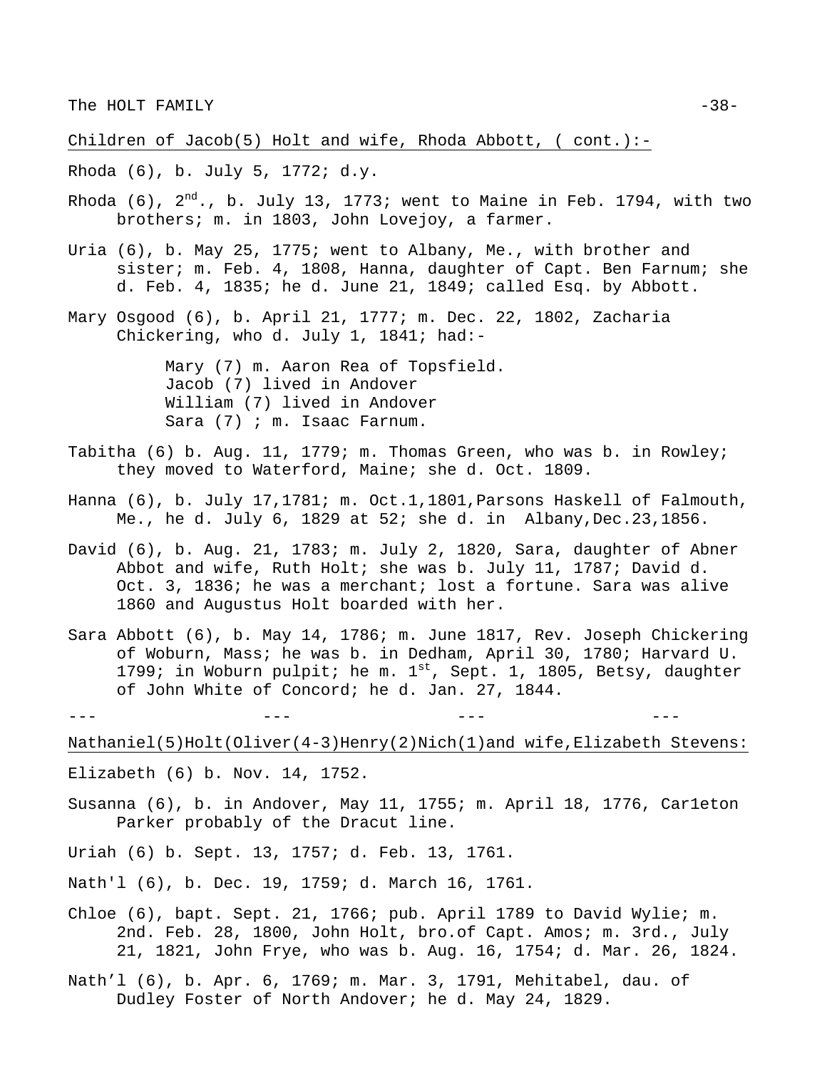Children of Jacob(5) Holt and wife, Rhoda Abbott, ( cont.):-

Rhoda (6), b. July 5, 1772; d.y.

Rhoda (6), 2nd., b. July 13, 1773; went to Maine in Feb. 1794, with two brothers; m. in 1803, John Lovejoy, a farmer.

Uria (6), b. May 25, 1775; went to Albany, Me., with brother and sister; m. Feb. 4, 1808, Hanna, daughter of Capt. Ben Farnum; she d. Feb. 4, 1835; he d. June 21, 1849; called Esq. by Abbott.

Mary Osgood (6), b. April 21, 1777; m. Dec. 22, 1802, Zacharia Chickering, who d. July 1, 1841; had:-

> Mary (7) m. Aaron Rea of Topsfield.
> Jacob (7) lived in Andover
> William (7) lived in Andover
> Sara (7) ; m. Isaac Farnum.

Tabitha (6) b. Aug. 11, 1779; m. Thomas Green, who was b. in Rowley; they moved to Waterford, Maine; she d. Oct. 1809.

Hanna (6), b. July 17,1781; m. Oct.1,1801,Parsons Haskell of Falmouth, Me., he d. July 6, 1829 at 52; she d. in Albany,Dec.23,1856.

David (6), b. Aug. 21, 1783; m. July 2, 1820, Sara, daughter of Abner Abbot and wife, Ruth Holt; she was b. July 11, 1787; David d. Oct. 3, 1836; he was a merchant; lost a fortune. Sara was alive 1860 and Augustus Holt boarded with her.

Sara Abbott (6), b. May 14, 1786; m. June 1817, Rev. Joseph Chickering of Woburn, Mass; he was b. in Dedham, April 30, 1780; Harvard U. 1799; in Woburn pulpit; he m. 1st, Sept. 1, 1805, Betsy, daughter of John White of Concord; he d. Jan. 27, 1844.

--- --- --- ---

Nathaniel(5)Holt(Oliver(4-3)Henry(2)Nich(1)and wife,Elizabeth Stevens:

Elizabeth (6) b. Nov. 14, 1752.

Susanna (6), b. in Andover, May 11, 1755; m. April 18, 1776, Carleton Parker probably of the Dracut line.

Uriah (6) b. Sept. 13, 1757; d. Feb. 13, 1761.

Nath'l (6), b. Dec. 19, 1759; d. March 16, 1761.

Chloe (6), bapt. Sept. 21, 1766; pub. April 1789 to David Wylie; m. 2nd. Feb. 28, 1800, John Holt, bro.of Capt. Amos; m. 3rd., July 21, 1821, John Frye, who was b. Aug. 16, 1754; d. Mar. 26, 1824.

Nath'l (6), b. Apr. 6, 1769; m. Mar. 3, 1791, Mehitabel, dau. of Dudley Foster of North Andover; he d. May 24, 1829.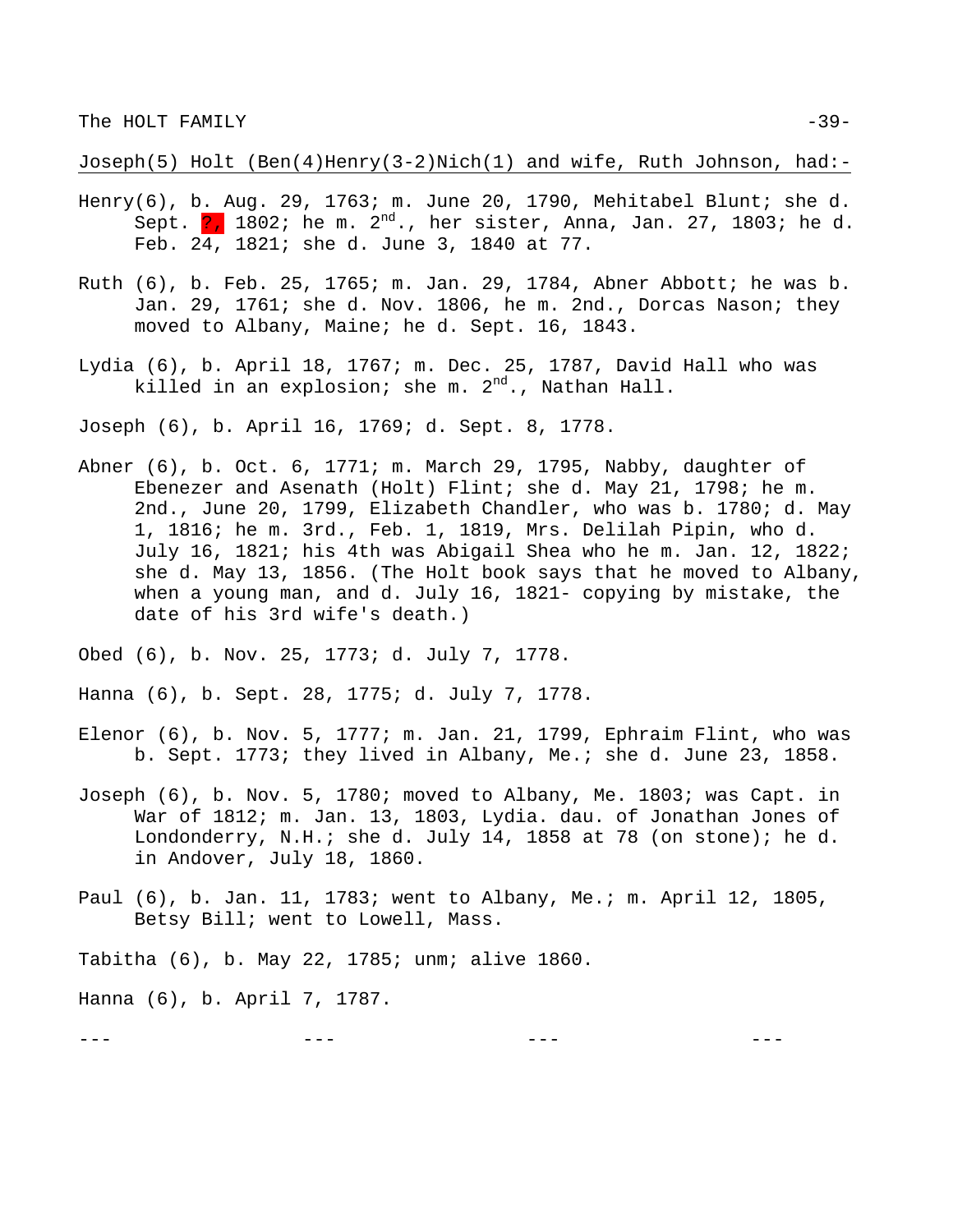Joseph(5) Holt (Ben(4)Henry(3-2)Nich(1) and wife, Ruth Johnson, had:-

Henry(6), b. Aug. 29, 1763; m. June 20, 1790, Mehitabel Blunt; she d. Sept. ?, 1802; he m. 2nd., her sister, Anna, Jan. 27, 1803; he d. Feb. 24, 1821; she d. June 3, 1840 at 77.

Ruth (6), b. Feb. 25, 1765; m. Jan. 29, 1784, Abner Abbott; he was b. Jan. 29, 1761; she d. Nov. 1806, he m. 2nd., Dorcas Nason; they moved to Albany, Maine; he d. Sept. 16, 1843.

Lydia (6), b. April 18, 1767; m. Dec. 25, 1787, David Hall who was killed in an explosion; she m. 2nd., Nathan Hall.

Joseph (6), b. April 16, 1769; d. Sept. 8, 1778.

Abner (6), b. Oct. 6, 1771; m. March 29, 1795, Nabby, daughter of Ebenezer and Asenath (Holt) Flint; she d. May 21, 1798; he m. 2nd., June 20, 1799, Elizabeth Chandler, who was b. 1780; d. May 1, 1816; he m. 3rd., Feb. 1, 1819, Mrs. Delilah Pipin, who d. July 16, 1821; his 4th was Abigail Shea who he m. Jan. 12, 1822; she d. May 13, 1856. (The Holt book says that he moved to Albany, when a young man, and d. July 16, 1821- copying by mistake, the date of his 3rd wife's death.)

Obed (6), b. Nov. 25, 1773; d. July 7, 1778.

Hanna (6), b. Sept. 28, 1775; d. July 7, 1778.

Elenor (6), b. Nov. 5, 1777; m. Jan. 21, 1799, Ephraim Flint, who was b. Sept. 1773; they lived in Albany, Me.; she d. June 23, 1858.

Joseph (6), b. Nov. 5, 1780; moved to Albany, Me. 1803; was Capt. in War of 1812; m. Jan. 13, 1803, Lydia. dau. of Jonathan Jones of Londonderry, N.H.; she d. July 14, 1858 at 78 (on stone); he d. in Andover, July 18, 1860.

Paul (6), b. Jan. 11, 1783; went to Albany, Me.; m. April 12, 1805, Betsy Bill; went to Lowell, Mass.

Tabitha (6), b. May 22, 1785; unm; alive 1860.

Hanna (6), b. April 7, 1787.

--- --- --- ---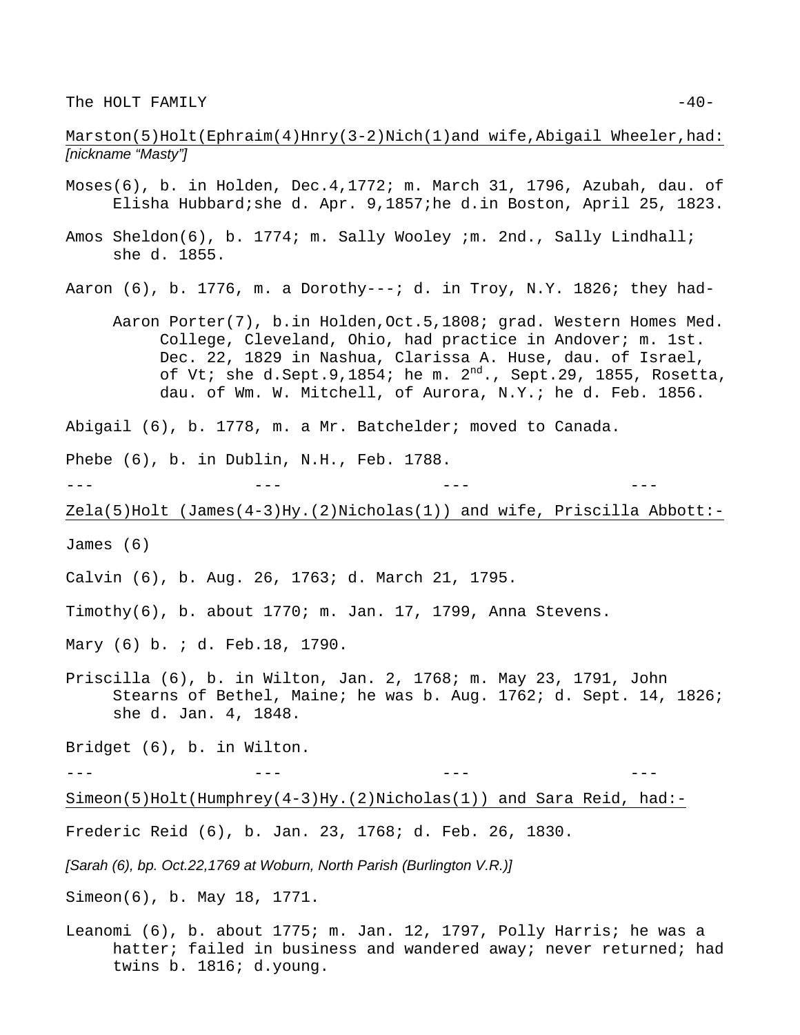Marston(5)Holt(Ephraim(4)Hnry(3-2)Nich(1)and wife,Abigail Wheeler,had:
*[nickname "Masty"]*

Moses(6), b. in Holden, Dec.4,1772; m. March 31, 1796, Azubah, dau. of Elisha Hubbard;she d. Apr. 9,1857;he d.in Boston, April 25, 1823.

Amos Sheldon(6), b. 1774; m. Sally Wooley ;m. 2nd., Sally Lindhall; she d. 1855.

Aaron (6), b. 1776, m. a Dorothy---; d. in Troy, N.Y. 1826; they had-

> Aaron Porter(7), b.in Holden,Oct.5,1808; grad. Western Homes Med. College, Cleveland, Ohio, had practice in Andover; m. 1st. Dec. 22, 1829 in Nashua, Clarissa A. Huse, dau. of Israel, of Vt; she d.Sept.9,1854; he m. 2nd., Sept.29, 1855, Rosetta, dau. of Wm. W. Mitchell, of Aurora, N.Y.; he d. Feb. 1856.

Abigail (6), b. 1778, m. a Mr. Batchelder; moved to Canada.

Phebe (6), b. in Dublin, N.H., Feb. 1788.

--- --- --- ---

Zela(5)Holt (James(4-3)Hy.(2)Nicholas(1)) and wife, Priscilla Abbott:-

James (6)

Calvin (6), b. Aug. 26, 1763; d. March 21, 1795.

Timothy(6), b. about 1770; m. Jan. 17, 1799, Anna Stevens.

Mary (6) b. ; d. Feb.18, 1790.

Priscilla (6), b. in Wilton, Jan. 2, 1768; m. May 23, 1791, John Stearns of Bethel, Maine; he was b. Aug. 1762; d. Sept. 14, 1826; she d. Jan. 4, 1848.

Bridget (6), b. in Wilton.

--- --- --- ---

Simeon(5)Holt(Humphrey(4-3)Hy.(2)Nicholas(1)) and Sara Reid, had:-

Frederic Reid (6), b. Jan. 23, 1768; d. Feb. 26, 1830.

*[Sarah (6), bp. Oct.22,1769 at Woburn, North Parish (Burlington V.R.)]*

Simeon(6), b. May 18, 1771.

Leanomi (6), b. about 1775; m. Jan. 12, 1797, Polly Harris; he was a hatter; failed in business and wandered away; never returned; had twins b. 1816; d.young.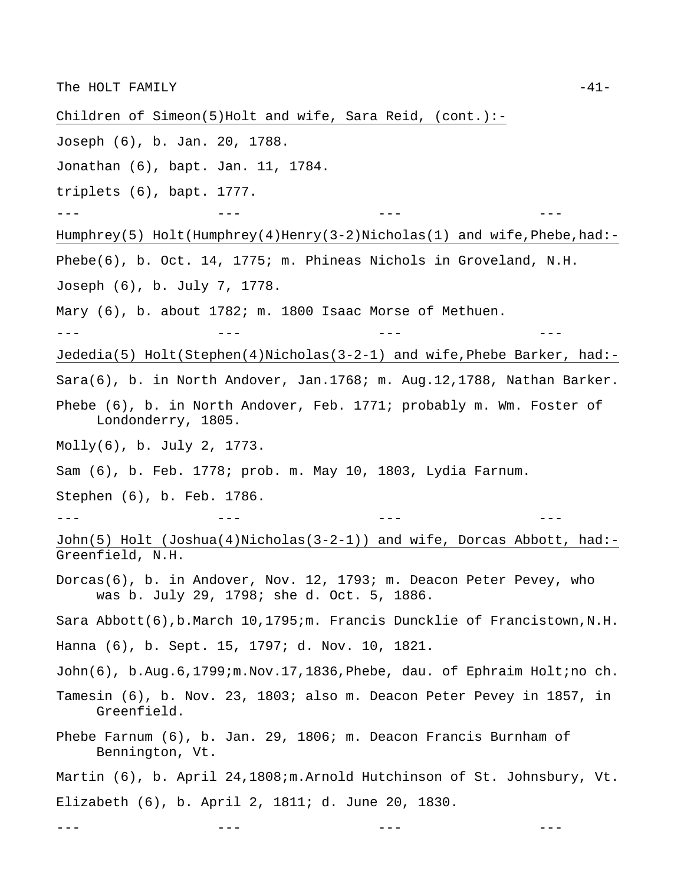Children of Simeon(5)Holt and wife, Sara Reid, (cont.):-

Joseph (6), b. Jan. 20, 1788.

Jonathan (6), bapt. Jan. 11, 1784.

triplets (6), bapt. 1777.

--- --- --- ---

Humphrey(5) Holt(Humphrey(4)Henry(3-2)Nicholas(1) and wife,Phebe,had:-

Phebe(6), b. Oct. 14, 1775; m. Phineas Nichols in Groveland, N.H.

Joseph (6), b. July 7, 1778.

Mary (6), b. about 1782; m. 1800 Isaac Morse of Methuen.

--- --- --- ---

Jededia(5) Holt(Stephen(4)Nicholas(3-2-1) and wife,Phebe Barker, had:-

Sara(6), b. in North Andover, Jan.1768; m. Aug.12,1788, Nathan Barker.

Phebe (6), b. in North Andover, Feb. 1771; probably m. Wm. Foster of Londonderry, 1805.

Molly(6), b. July 2, 1773.

Sam (6), b. Feb. 1778; prob. m. May 10, 1803, Lydia Farnum.

Stephen (6), b. Feb. 1786.

--- --- --- ---

John(5) Holt (Joshua(4)Nicholas(3-2-1)) and wife, Dorcas Abbott, had:- Greenfield, N.H.

Dorcas(6), b. in Andover, Nov. 12, 1793; m. Deacon Peter Pevey, who was b. July 29, 1798; she d. Oct. 5, 1886.

Sara Abbott(6),b.March 10,1795;m. Francis Duncklie of Francistown,N.H.

Hanna (6), b. Sept. 15, 1797; d. Nov. 10, 1821.

John(6), b.Aug.6,1799;m.Nov.17,1836,Phebe, dau. of Ephraim Holt;no ch.

Tamesin (6), b. Nov. 23, 1803; also m. Deacon Peter Pevey in 1857, in Greenfield.

Phebe Farnum (6), b. Jan. 29, 1806; m. Deacon Francis Burnham of Bennington, Vt.

Martin (6), b. April 24,1808;m.Arnold Hutchinson of St. Johnsbury, Vt.

Elizabeth (6), b. April 2, 1811; d. June 20, 1830.

--- --- --- ---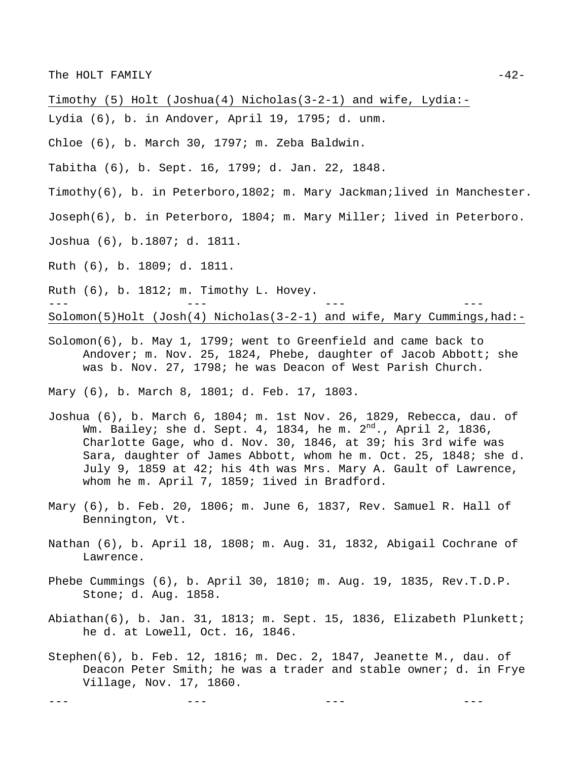Timothy (5) Holt (Joshua(4) Nicholas(3-2-1) and wife, Lydia:-

Lydia (6), b. in Andover, April 19, 1795; d. unm.

Chloe (6), b. March 30, 1797; m. Zeba Baldwin.

Tabitha (6), b. Sept. 16, 1799; d. Jan. 22, 1848.

Timothy(6), b. in Peterboro,1802; m. Mary Jackman;lived in Manchester.

Joseph(6), b. in Peterboro, 1804; m. Mary Miller; lived in Peterboro.

Joshua (6), b.1807; d. 1811.

Ruth (6), b. 1809; d. 1811.

Ruth (6), b. 1812; m. Timothy L. Hovey.

--- --- --- ---

Solomon(5)Holt (Josh(4) Nicholas(3-2-1) and wife, Mary Cummings,had:-

Solomon(6), b. May 1, 1799; went to Greenfield and came back to Andover; m. Nov. 25, 1824, Phebe, daughter of Jacob Abbott; she was b. Nov. 27, 1798; he was Deacon of West Parish Church.

Mary (6), b. March 8, 1801; d. Feb. 17, 1803.

Joshua (6), b. March 6, 1804; m. 1st Nov. 26, 1829, Rebecca, dau. of Wm. Bailey; she d. Sept. 4, 1834, he m. 2nd., April 2, 1836, Charlotte Gage, who d. Nov. 30, 1846, at 39; his 3rd wife was Sara, daughter of James Abbott, whom he m. Oct. 25, 1848; she d. July 9, 1859 at 42; his 4th was Mrs. Mary A. Gault of Lawrence, whom he m. April 7, 1859; lived in Bradford.

Mary (6), b. Feb. 20, 1806; m. June 6, 1837, Rev. Samuel R. Hall of Bennington, Vt.

Nathan (6), b. April 18, 1808; m. Aug. 31, 1832, Abigail Cochrane of Lawrence.

Phebe Cummings (6), b. April 30, 1810; m. Aug. 19, 1835, Rev.T.D.P. Stone; d. Aug. 1858.

Abiathan(6), b. Jan. 31, 1813; m. Sept. 15, 1836, Elizabeth Plunkett; he d. at Lowell, Oct. 16, 1846.

Stephen(6), b. Feb. 12, 1816; m. Dec. 2, 1847, Jeanette M., dau. of Deacon Peter Smith; he was a trader and stable owner; d. in Frye Village, Nov. 17, 1860.

--- --- --- ---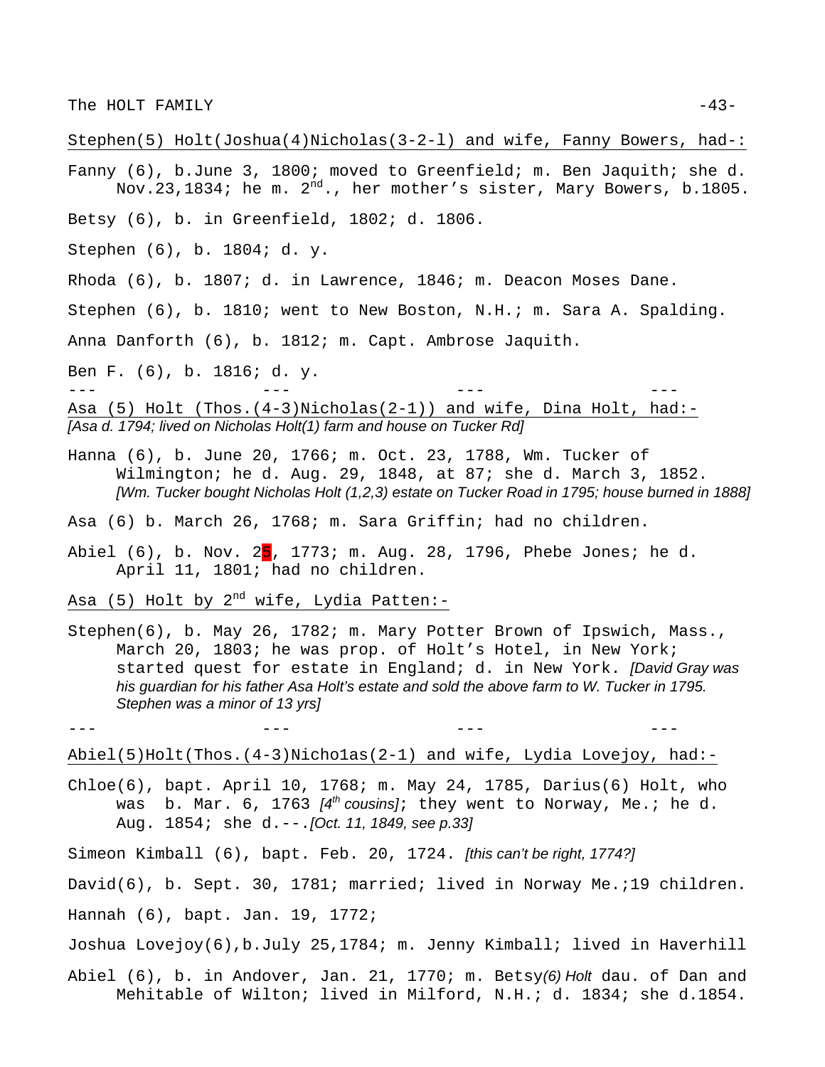Stephen(5) Holt(Joshua(4)Nicholas(3-2-l) and wife, Fanny Bowers, had-:

Fanny (6), b.June 3, 1800; moved to Greenfield; m. Ben Jaquith; she d. Nov.23,1834; he m. 2nd., her mother's sister, Mary Bowers, b.1805.

Betsy (6), b. in Greenfield, 1802; d. 1806.

Stephen (6), b. 1804; d. y.

Rhoda (6), b. 1807; d. in Lawrence, 1846; m. Deacon Moses Dane.

Stephen (6), b. 1810; went to New Boston, N.H.; m. Sara A. Spalding.

Anna Danforth (6), b. 1812; m. Capt. Ambrose Jaquith.

Ben F. (6), b. 1816; d. y.

--- --- --- ---

Asa (5) Holt (Thos.(4-3)Nicholas(2-1)) and wife, Dina Holt, had:-

*[Asa d. 1794; lived on Nicholas Holt(1) farm and house on Tucker Rd]*

Hanna (6), b. June 20, 1766; m. Oct. 23, 1788, Wm. Tucker of Wilmington; he d. Aug. 29, 1848, at 87; she d. March 3, 1852. *[Wm. Tucker bought Nicholas Holt (1,2,3) estate on Tucker Road in 1795; house burned in 1888]*

Asa (6) b. March 26, 1768; m. Sara Griffin; had no children.

Abiel (6), b. Nov. 25, 1773; m. Aug. 28, 1796, Phebe Jones; he d. April 11, 1801; had no children.

Asa (5) Holt by 2nd wife, Lydia Patten:-

Stephen(6), b. May 26, 1782; m. Mary Potter Brown of Ipswich, Mass., March 20, 1803; he was prop. of Holt's Hotel, in New York; started quest for estate in England; d. in New York. *[David Gray was his guardian for his father Asa Holt's estate and sold the above farm to W. Tucker in 1795. Stephen was a minor of 13 yrs]*

--- --- --- ---

Abiel(5)Holt(Thos.(4-3)Nicho1as(2-1) and wife, Lydia Lovejoy, had:-

Chloe(6), bapt. April 10, 1768; m. May 24, 1785, Darius(6) Holt, who was b. Mar. 6, 1763 *[4th cousins]*; they went to Norway, Me.; he d. Aug. 1854; she d.---.*[Oct. 11, 1849, see p.33]*

Simeon Kimball (6), bapt. Feb. 20, 1724. *[this can't be right, 1774?]*

David(6), b. Sept. 30, 1781; married; lived in Norway Me.;19 children.

Hannah (6), bapt. Jan. 19, 1772;

Joshua Lovejoy(6),b.July 25,1784; m. Jenny Kimball; lived in Haverhill

Abiel (6), b. in Andover, Jan. 21, 1770; m. Betsy*(6) Holt* dau. of Dan and Mehitable of Wilton; lived in Milford, N.H.; d. 1834; she d.1854.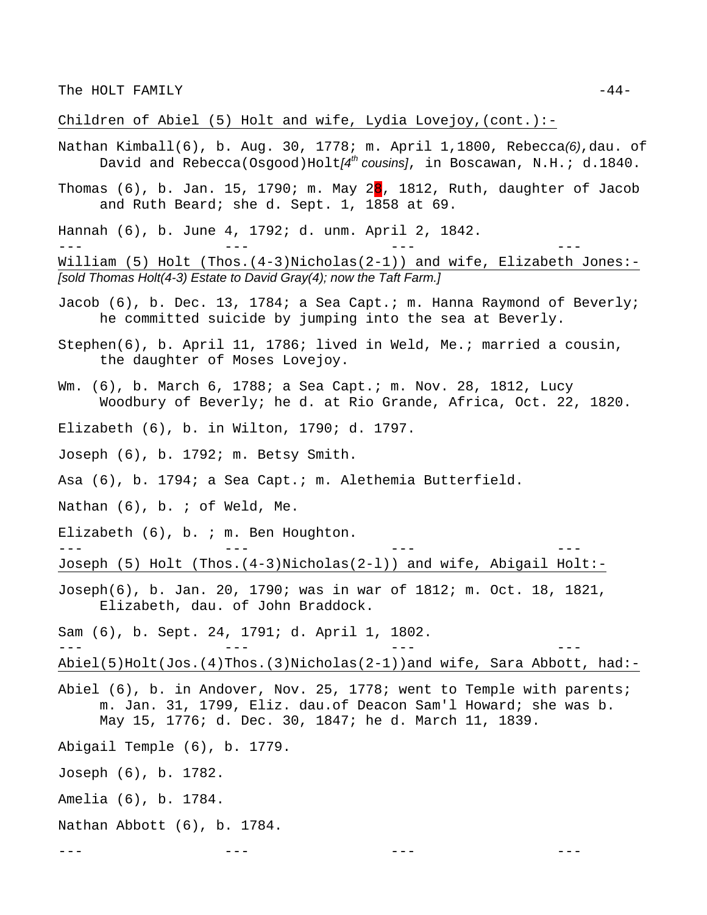<u>Children of Abiel (5) Holt and wife, Lydia Lovejoy,(cont.):-</u>

Nathan Kimball(6), b. Aug. 30, 1778; m. April 1,1800, Rebecca*(6)*,dau. of David and Rebecca(Osgood)Holt*[4th cousins]*, in Boscawan, N.H.; d.1840.

Thomas (6), b. Jan. 15, 1790; m. May 28, 1812, Ruth, daughter of Jacob and Ruth Beard; she d. Sept. 1, 1858 at 69.

Hannah (6), b. June 4, 1792; d. unm. April 2, 1842.

--- --- --- ---

<u>William (5) Holt (Thos.(4-3)Nicholas(2-1)) and wife, Elizabeth Jones:-</u>
*[sold Thomas Holt(4-3) Estate to David Gray(4); now the Taft Farm.]*

Jacob (6), b. Dec. 13, 1784; a Sea Capt.; m. Hanna Raymond of Beverly; he committed suicide by jumping into the sea at Beverly.

Stephen(6), b. April 11, 1786; lived in Weld, Me.; married a cousin, the daughter of Moses Lovejoy.

Wm. (6), b. March 6, 1788; a Sea Capt.; m. Nov. 28, 1812, Lucy Woodbury of Beverly; he d. at Rio Grande, Africa, Oct. 22, 1820.

Elizabeth (6), b. in Wilton, 1790; d. 1797.

Joseph (6), b. 1792; m. Betsy Smith.

Asa (6), b. 1794; a Sea Capt.; m. Alethemia Butterfield.

Nathan (6), b. ; of Weld, Me.

Elizabeth (6), b. ; m. Ben Houghton.

--- --- --- ---

<u>Joseph (5) Holt (Thos.(4-3)Nicholas(2-l)) and wife, Abigail Holt:-</u>

Joseph(6), b. Jan. 20, 1790; was in war of 1812; m. Oct. 18, 1821, Elizabeth, dau. of John Braddock.

Sam (6), b. Sept. 24, 1791; d. April 1, 1802.

--- --- --- ---

<u>Abiel(5)Holt(Jos.(4)Thos.(3)Nicholas(2-1))and wife, Sara Abbott, had:-</u>

Abiel (6), b. in Andover, Nov. 25, 1778; went to Temple with parents; m. Jan. 31, 1799, Eliz. dau.of Deacon Sam'l Howard; she was b. May 15, 1776; d. Dec. 30, 1847; he d. March 11, 1839.

Abigail Temple (6), b. 1779.

Joseph (6), b. 1782.

Amelia (6), b. 1784.

Nathan Abbott (6), b. 1784.

--- --- --- ---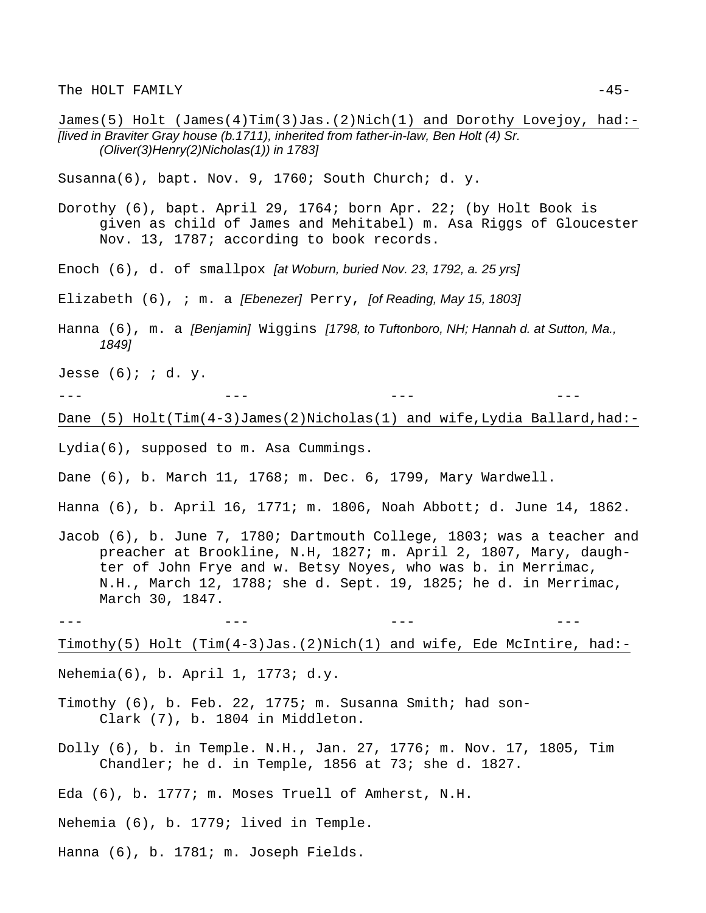James(5) Holt (James(4)Tim(3)Jas.(2)Nich(1) and Dorothy Lovejoy, had:-

*[lived in Braviter Gray house (b.1711), inherited from father-in-law, Ben Holt (4) Sr. (Oliver(3)Henry(2)Nicholas(1)) in 1783]*

Susanna(6), bapt. Nov. 9, 1760; South Church; d. y.

Dorothy (6), bapt. April 29, 1764; born Apr. 22; (by Holt Book is given as child of James and Mehitabel) m. Asa Riggs of Gloucester Nov. 13, 1787; according to book records.

Enoch (6), d. of smallpox *[at Woburn, buried Nov. 23, 1792, a. 25 yrs]*

Elizabeth (6), ; m. a *[Ebenezer]* Perry, *[of Reading, May 15, 1803]*

Hanna (6), m. a *[Benjamin]* Wiggins *[1798, to Tuftonboro, NH; Hannah d. at Sutton, Ma., 1849]*

Jesse (6); ; d. y.

--- --- --- ---

Dane (5) Holt(Tim(4-3)James(2)Nicholas(1) and wife,Lydia Ballard,had:-

Lydia(6), supposed to m. Asa Cummings.

Dane (6), b. March 11, 1768; m. Dec. 6, 1799, Mary Wardwell.

Hanna (6), b. April 16, 1771; m. 1806, Noah Abbott; d. June 14, 1862.

Jacob (6), b. June 7, 1780; Dartmouth College, 1803; was a teacher and preacher at Brookline, N.H, 1827; m. April 2, 1807, Mary, daughter of John Frye and w. Betsy Noyes, who was b. in Merrimac, N.H., March 12, 1788; she d. Sept. 19, 1825; he d. in Merrimac, March 30, 1847.

--- --- --- ---

Timothy(5) Holt (Tim(4-3)Jas.(2)Nich(1) and wife, Ede McIntire, had:-

Nehemia(6), b. April 1, 1773; d.y.

Timothy (6), b. Feb. 22, 1775; m. Susanna Smith; had son- Clark (7), b. 1804 in Middleton.

Dolly (6), b. in Temple. N.H., Jan. 27, 1776; m. Nov. 17, 1805, Tim Chandler; he d. in Temple, 1856 at 73; she d. 1827.

Eda (6), b. 1777; m. Moses Truell of Amherst, N.H.

Nehemia (6), b. 1779; lived in Temple.

Hanna (6), b. 1781; m. Joseph Fields.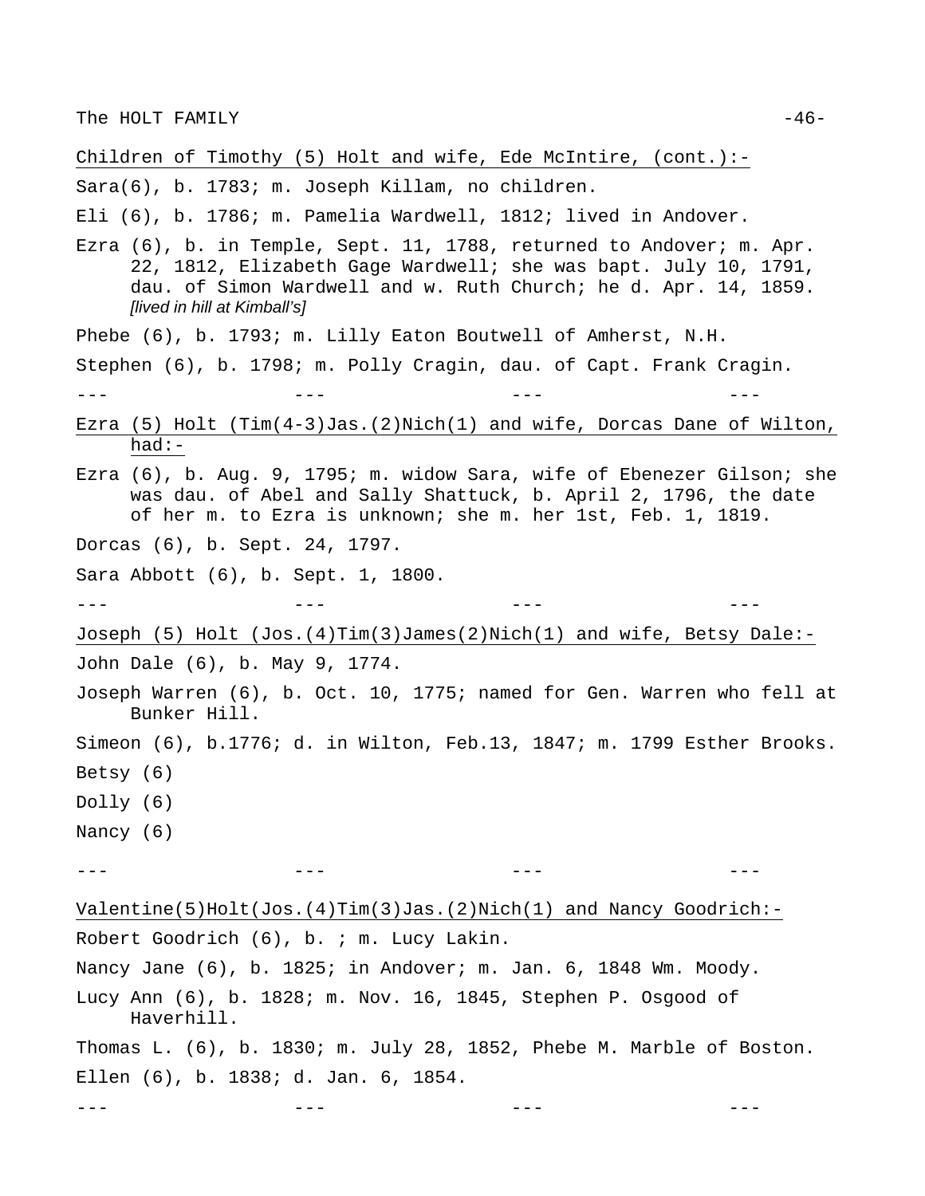<u>Children of Timothy (5) Holt and wife, Ede McIntire, (cont.):-</u>

Sara(6), b. 1783; m. Joseph Killam, no children.

Eli (6), b. 1786; m. Pamelia Wardwell, 1812; lived in Andover.

Ezra (6), b. in Temple, Sept. 11, 1788, returned to Andover; m. Apr. 22, 1812, Elizabeth Gage Wardwell; she was bapt. July 10, 1791, dau. of Simon Wardwell and w. Ruth Church; he d. Apr. 14, 1859. *[lived in hill at Kimball's]*

Phebe (6), b. 1793; m. Lilly Eaton Boutwell of Amherst, N.H.

Stephen (6), b. 1798; m. Polly Cragin, dau. of Capt. Frank Cragin.

--- --- --- ---

<u>Ezra (5) Holt (Tim(4-3)Jas.(2)Nich(1) and wife, Dorcas Dane of Wilton, had:-</u>

Ezra (6), b. Aug. 9, 1795; m. widow Sara, wife of Ebenezer Gilson; she was dau. of Abel and Sally Shattuck, b. April 2, 1796, the date of her m. to Ezra is unknown; she m. her 1st, Feb. 1, 1819.

Dorcas (6), b. Sept. 24, 1797.

Sara Abbott (6), b. Sept. 1, 1800.

--- --- --- ---

<u>Joseph (5) Holt (Jos.(4)Tim(3)James(2)Nich(1) and wife, Betsy Dale:-</u>

John Dale (6), b. May 9, 1774.

Joseph Warren (6), b. Oct. 10, 1775; named for Gen. Warren who fell at Bunker Hill.

Simeon (6), b.1776; d. in Wilton, Feb.13, 1847; m. 1799 Esther Brooks.

Betsy (6)

Dolly (6)

Nancy (6)

--- --- --- ---

<u>Valentine(5)Holt(Jos.(4)Tim(3)Jas.(2)Nich(1) and Nancy Goodrich:-</u>

Robert Goodrich (6), b. ; m. Lucy Lakin.

Nancy Jane (6), b. 1825; in Andover; m. Jan. 6, 1848 Wm. Moody.

Lucy Ann (6), b. 1828; m. Nov. 16, 1845, Stephen P. Osgood of Haverhill.

Thomas L. (6), b. 1830; m. July 28, 1852, Phebe M. Marble of Boston.

Ellen (6), b. 1838; d. Jan. 6, 1854.

--- --- --- ---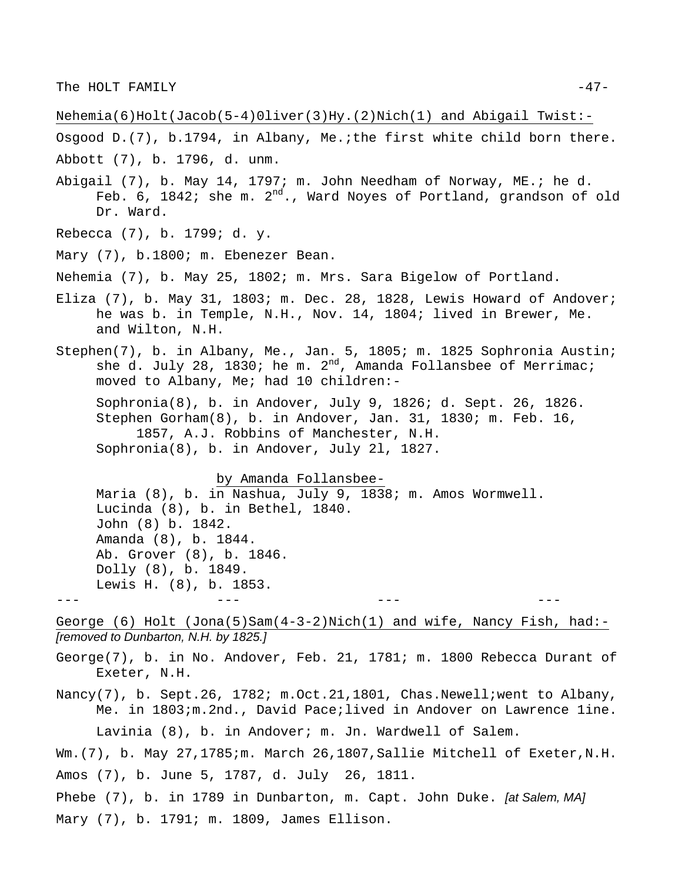Nehemia(6)Holt(Jacob(5-4)Oliver(3)Hy.(2)Nich(1) and Abigail Twist:-

Osgood D.(7), b.1794, in Albany, Me.;the first white child born there.

Abbott (7), b. 1796, d. unm.

Abigail (7), b. May 14, 1797; m. John Needham of Norway, ME.; he d. Feb. 6, 1842; she m. 2nd., Ward Noyes of Portland, grandson of old Dr. Ward.

Rebecca (7), b. 1799; d. y.

Mary (7), b.1800; m. Ebenezer Bean.

Nehemia (7), b. May 25, 1802; m. Mrs. Sara Bigelow of Portland.

Eliza (7), b. May 31, 1803; m. Dec. 28, 1828, Lewis Howard of Andover; he was b. in Temple, N.H., Nov. 14, 1804; lived in Brewer, Me. and Wilton, N.H.

Stephen(7), b. in Albany, Me., Jan. 5, 1805; m. 1825 Sophronia Austin; she d. July 28, 1830; he m. 2nd, Amanda Follansbee of Merrimac; moved to Albany, Me; had 10 children:-

Sophronia(8), b. in Andover, July 9, 1826; d. Sept. 26, 1826.
Stephen Gorham(8), b. in Andover, Jan. 31, 1830; m. Feb. 16, 1857, A.J. Robbins of Manchester, N.H.
Sophronia(8), b. in Andover, July 2l, 1827.

by Amanda Follansbee-

Maria (8), b. in Nashua, July 9, 1838; m. Amos Wormwell.
Lucinda (8), b. in Bethel, 1840.
John (8) b. 1842.
Amanda (8), b. 1844.
Ab. Grover (8), b. 1846.
Dolly (8), b. 1849.
Lewis H. (8), b. 1853.

--- --- --- ---

George (6) Holt (Jona(5)Sam(4-3-2)Nich(1) and wife, Nancy Fish, had:-
*[removed to Dunbarton, N.H. by 1825.]*

George(7), b. in No. Andover, Feb. 21, 1781; m. 1800 Rebecca Durant of Exeter, N.H.

Nancy(7), b. Sept.26, 1782; m.Oct.21,1801, Chas.Newell;went to Albany, Me. in 1803;m.2nd., David Pace;lived in Andover on Lawrence 1ine.

Lavinia (8), b. in Andover; m. Jn. Wardwell of Salem.

Wm.(7), b. May 27,1785;m. March 26,1807,Sallie Mitchell of Exeter,N.H.

Amos (7), b. June 5, 1787, d. July 26, 1811.

Phebe (7), b. in 1789 in Dunbarton, m. Capt. John Duke. *[at Salem, MA]*

Mary (7), b. 1791; m. 1809, James Ellison.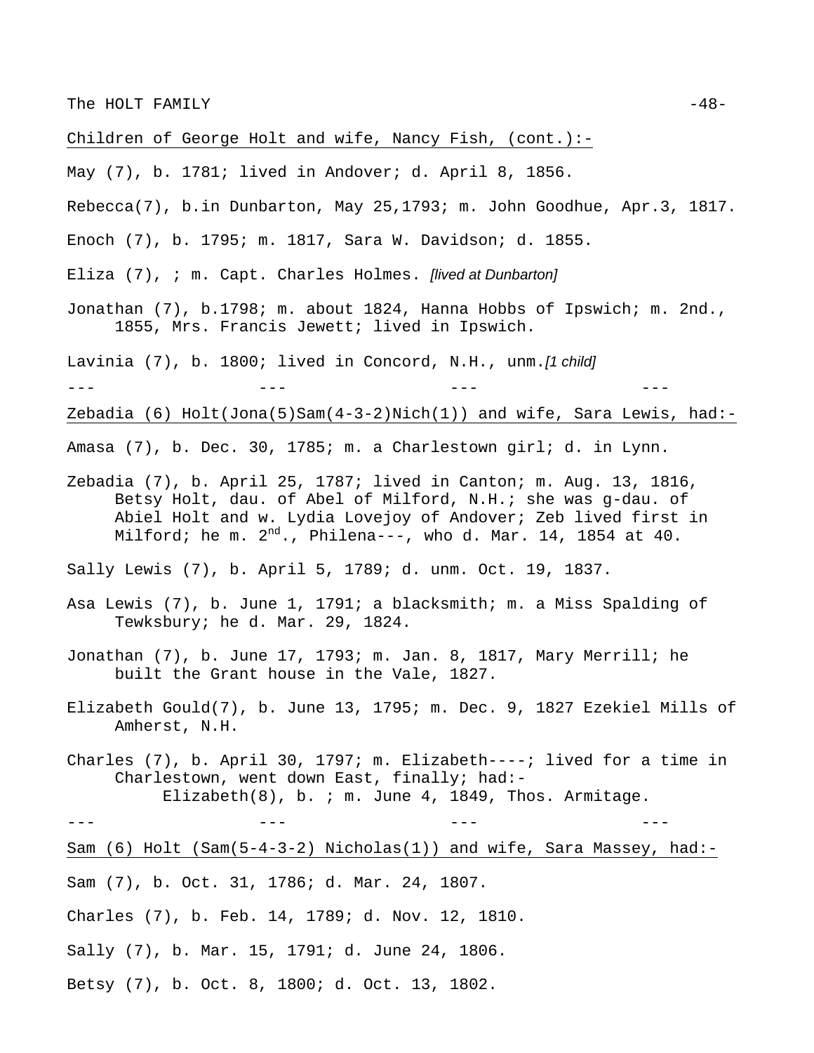Children of George Holt and wife, Nancy Fish, (cont.):-

May (7), b. 1781; lived in Andover; d. April 8, 1856.

Rebecca(7), b.in Dunbarton, May 25,1793; m. John Goodhue, Apr.3, 1817.

Enoch (7), b. 1795; m. 1817, Sara W. Davidson; d. 1855.

Eliza (7), ; m. Capt. Charles Holmes. *[lived at Dunbarton]*

Jonathan (7), b.1798; m. about 1824, Hanna Hobbs of Ipswich; m. 2nd., 1855, Mrs. Francis Jewett; lived in Ipswich.

Lavinia (7), b. 1800; lived in Concord, N.H., unm.*[1 child]*

--- --- --- ---

Zebadia (6) Holt(Jona(5)Sam(4-3-2)Nich(1)) and wife, Sara Lewis, had:-

Amasa (7), b. Dec. 30, 1785; m. a Charlestown girl; d. in Lynn.

Zebadia (7), b. April 25, 1787; lived in Canton; m. Aug. 13, 1816, Betsy Holt, dau. of Abel of Milford, N.H.; she was g-dau. of Abiel Holt and w. Lydia Lovejoy of Andover; Zeb lived first in Milford; he m. 2nd., Philena---, who d. Mar. 14, 1854 at 40.

Sally Lewis (7), b. April 5, 1789; d. unm. Oct. 19, 1837.

Asa Lewis (7), b. June 1, 1791; a blacksmith; m. a Miss Spalding of Tewksbury; he d. Mar. 29, 1824.

Jonathan (7), b. June 17, 1793; m. Jan. 8, 1817, Mary Merrill; he built the Grant house in the Vale, 1827.

Elizabeth Gould(7), b. June 13, 1795; m. Dec. 9, 1827 Ezekiel Mills of Amherst, N.H.

Charles (7), b. April 30, 1797; m. Elizabeth----; lived for a time in Charlestown, went down East, finally; had:-
Elizabeth(8), b. ; m. June 4, 1849, Thos. Armitage.

--- --- --- ---

Sam (6) Holt (Sam(5-4-3-2) Nicholas(1)) and wife, Sara Massey, had:-

Sam (7), b. Oct. 31, 1786; d. Mar. 24, 1807.

Charles (7), b. Feb. 14, 1789; d. Nov. 12, 1810.

Sally (7), b. Mar. 15, 1791; d. June 24, 1806.

Betsy (7), b. Oct. 8, 1800; d. Oct. 13, 1802.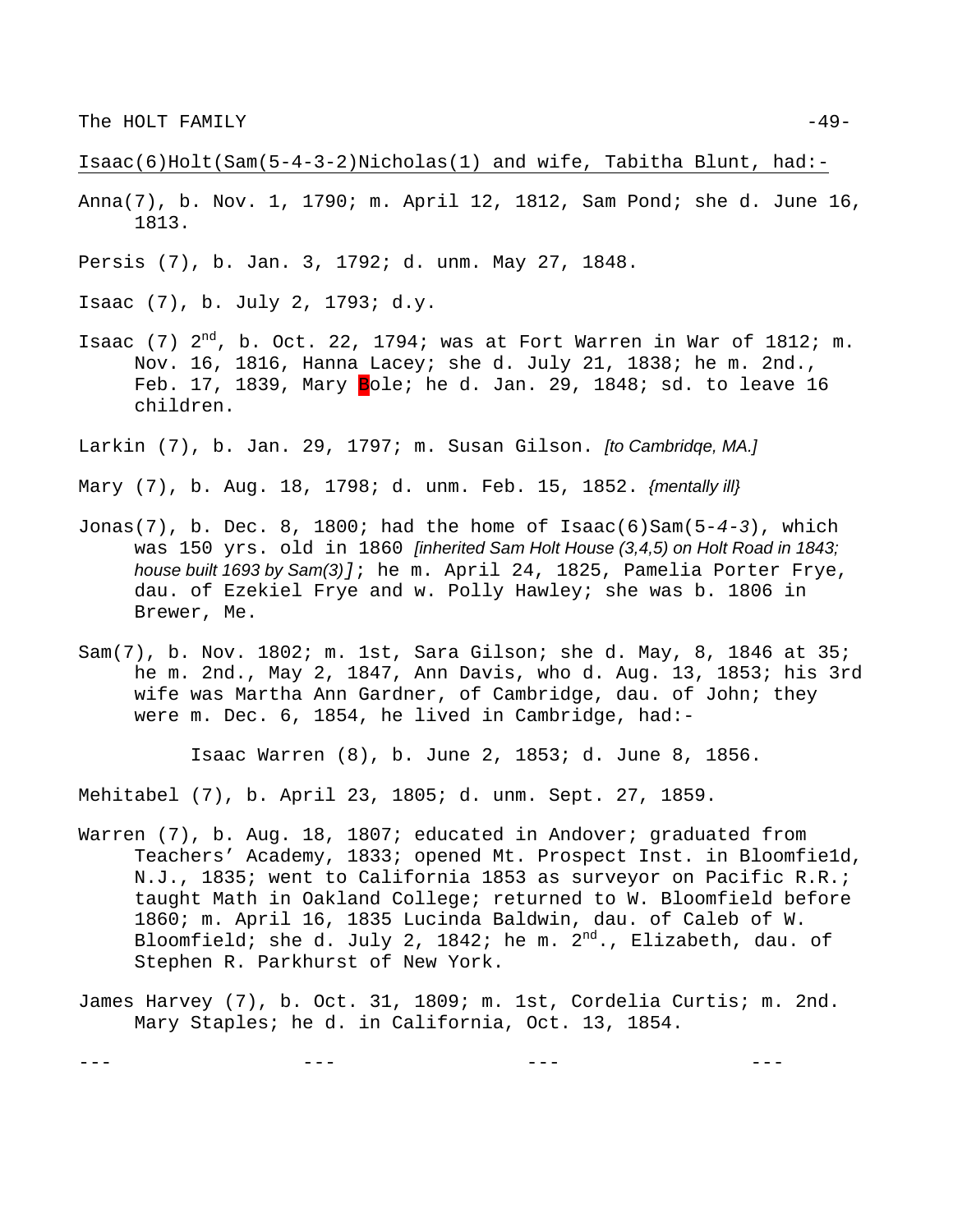Isaac(6)Holt(Sam(5-4-3-2)Nicholas(1) and wife, Tabitha Blunt, had:-

Anna(7), b. Nov. 1, 1790; m. April 12, 1812, Sam Pond; she d. June 16, 1813.

Persis (7), b. Jan. 3, 1792; d. unm. May 27, 1848.

Isaac (7), b. July 2, 1793; d.y.

Isaac (7) 2nd, b. Oct. 22, 1794; was at Fort Warren in War of 1812; m. Nov. 16, 1816, Hanna Lacey; she d. July 21, 1838; he m. 2nd., Feb. 17, 1839, Mary Bole; he d. Jan. 29, 1848; sd. to leave 16 children.

Larkin (7), b. Jan. 29, 1797; m. Susan Gilson. *[to Cambridqe, MA.]*

Mary (7), b. Aug. 18, 1798; d. unm. Feb. 15, 1852. *{mentally ill}*

Jonas(7), b. Dec. 8, 1800; had the home of Isaac(6)Sam(5-*4*-*3*), which was 150 yrs. old in 1860 *[inherited Sam Holt House (3,4,5) on Holt Road in 1843; house built 1693 by Sam(3)]*; he m. April 24, 1825, Pamelia Porter Frye, dau. of Ezekiel Frye and w. Polly Hawley; she was b. 1806 in Brewer, Me.

Sam(7), b. Nov. 1802; m. 1st, Sara Gilson; she d. May, 8, 1846 at 35; he m. 2nd., May 2, 1847, Ann Davis, who d. Aug. 13, 1853; his 3rd wife was Martha Ann Gardner, of Cambridge, dau. of John; they were m. Dec. 6, 1854, he lived in Cambridge, had:-

Isaac Warren (8), b. June 2, 1853; d. June 8, 1856.

Mehitabel (7), b. April 23, 1805; d. unm. Sept. 27, 1859.

Warren (7), b. Aug. 18, 1807; educated in Andover; graduated from Teachers' Academy, 1833; opened Mt. Prospect Inst. in Bloomfie1d, N.J., 1835; went to California 1853 as surveyor on Pacific R.R.; taught Math in Oakland College; returned to W. Bloomfield before 1860; m. April 16, 1835 Lucinda Baldwin, dau. of Caleb of W. Bloomfield; she d. July 2, 1842; he m. 2nd., Elizabeth, dau. of Stephen R. Parkhurst of New York.

James Harvey (7), b. Oct. 31, 1809; m. 1st, Cordelia Curtis; m. 2nd. Mary Staples; he d. in California, Oct. 13, 1854.

--- --- --- ---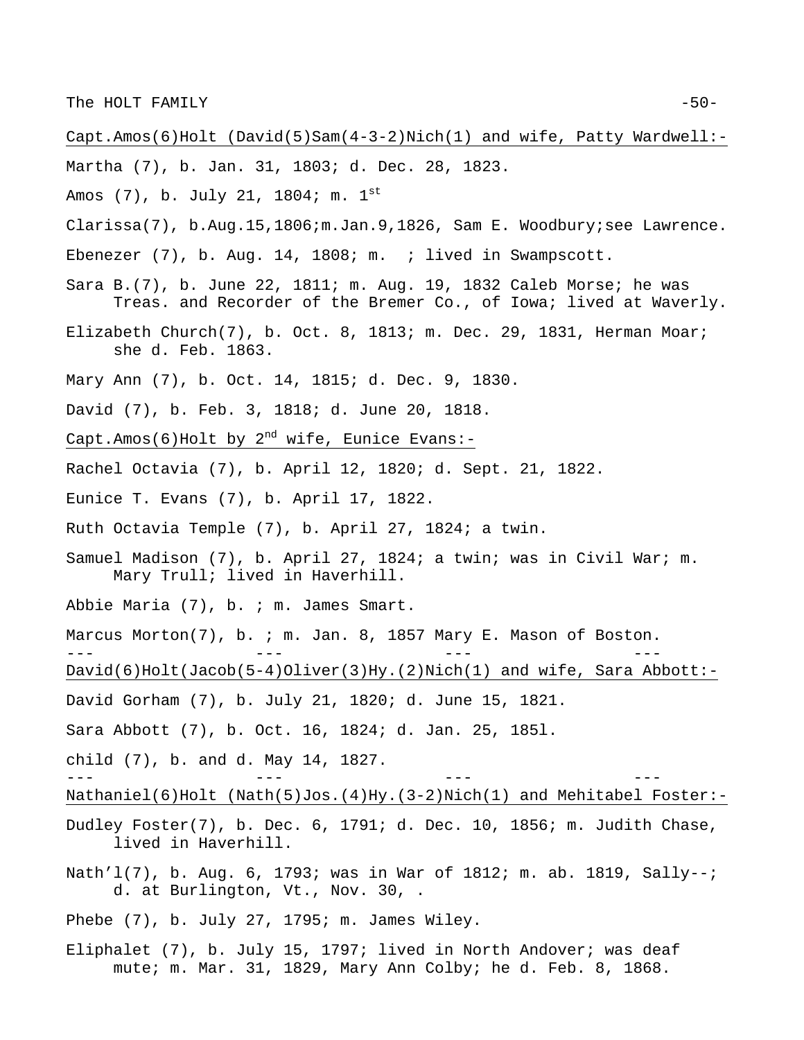Capt.Amos(6)Holt (David(5)Sam(4-3-2)Nich(1) and wife, Patty Wardwell:-

Martha (7), b. Jan. 31, 1803; d. Dec. 28, 1823.

Amos (7), b. July 21, 1804; m. 1st

Clarissa(7), b.Aug.15,1806;m.Jan.9,1826, Sam E. Woodbury;see Lawrence.

Ebenezer (7), b. Aug. 14, 1808; m. ; lived in Swampscott.

Sara B.(7), b. June 22, 1811; m. Aug. 19, 1832 Caleb Morse; he was Treas. and Recorder of the Bremer Co., of Iowa; lived at Waverly.

Elizabeth Church(7), b. Oct. 8, 1813; m. Dec. 29, 1831, Herman Moar; she d. Feb. 1863.

Mary Ann (7), b. Oct. 14, 1815; d. Dec. 9, 1830.

David (7), b. Feb. 3, 1818; d. June 20, 1818.

Capt.Amos(6)Holt by 2nd wife, Eunice Evans:-

Rachel Octavia (7), b. April 12, 1820; d. Sept. 21, 1822.

Eunice T. Evans (7), b. April 17, 1822.

Ruth Octavia Temple (7), b. April 27, 1824; a twin.

Samuel Madison (7), b. April 27, 1824; a twin; was in Civil War; m. Mary Trull; lived in Haverhill.

Abbie Maria (7), b. ; m. James Smart.

Marcus Morton(7), b. ; m. Jan. 8, 1857 Mary E. Mason of Boston.

--- --- --- ---

David(6)Holt(Jacob(5-4)Oliver(3)Hy.(2)Nich(1) and wife, Sara Abbott:-

David Gorham (7), b. July 21, 1820; d. June 15, 1821.

Sara Abbott (7), b. Oct. 16, 1824; d. Jan. 25, 185l.

child (7), b. and d. May 14, 1827.

--- --- --- ---

Nathaniel(6)Holt (Nath(5)Jos.(4)Hy.(3-2)Nich(1) and Mehitabel Foster:-

Dudley Foster(7), b. Dec. 6, 1791; d. Dec. 10, 1856; m. Judith Chase, lived in Haverhill.

Nath'l(7), b. Aug. 6, 1793; was in War of 1812; m. ab. 1819, Sally--; d. at Burlington, Vt., Nov. 30, .

Phebe (7), b. July 27, 1795; m. James Wiley.

Eliphalet (7), b. July 15, 1797; lived in North Andover; was deaf mute; m. Mar. 31, 1829, Mary Ann Colby; he d. Feb. 8, 1868.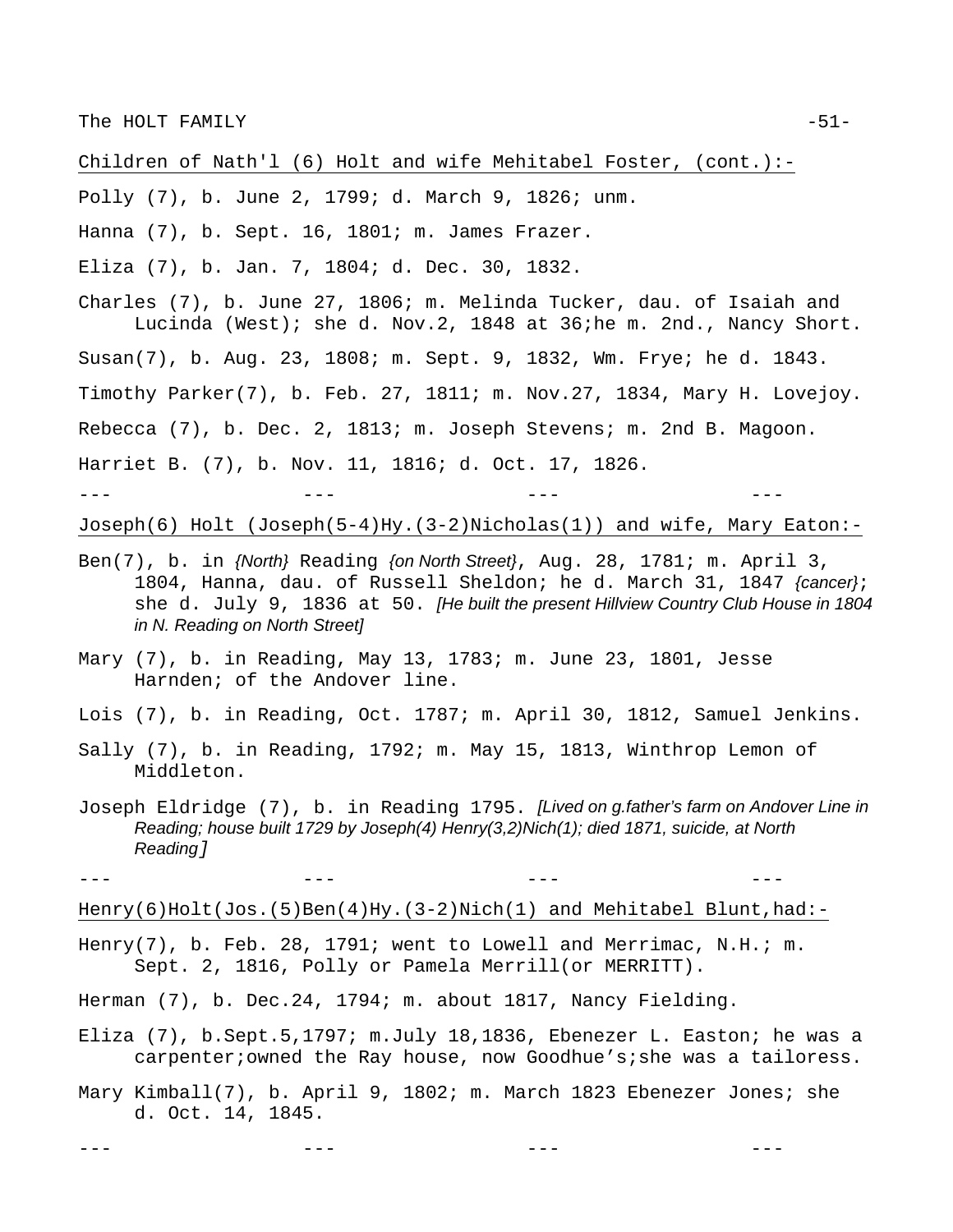Children of Nath'l (6) Holt and wife Mehitabel Foster, (cont.):-

Polly (7), b. June 2, 1799; d. March 9, 1826; unm.

Hanna (7), b. Sept. 16, 1801; m. James Frazer.

Eliza (7), b. Jan. 7, 1804; d. Dec. 30, 1832.

Charles (7), b. June 27, 1806; m. Melinda Tucker, dau. of Isaiah and Lucinda (West); she d. Nov.2, 1848 at 36;he m. 2nd., Nancy Short.

Susan(7), b. Aug. 23, 1808; m. Sept. 9, 1832, Wm. Frye; he d. 1843.

Timothy Parker(7), b. Feb. 27, 1811; m. Nov.27, 1834, Mary H. Lovejoy.

Rebecca (7), b. Dec. 2, 1813; m. Joseph Stevens; m. 2nd B. Magoon.

Harriet B. (7), b. Nov. 11, 1816; d. Oct. 17, 1826.

--- --- --- ---

Joseph(6) Holt (Joseph(5-4)Hy.(3-2)Nicholas(1)) and wife, Mary Eaton:-

Ben(7), b. in *{North}* Reading *{on North Street}*, Aug. 28, 1781; m. April 3, 1804, Hanna, dau. of Russell Sheldon; he d. March 31, 1847 *{cancer}*; she d. July 9, 1836 at 50. *[He built the present Hillview Country Club House in 1804 in N. Reading on North Street]*

Mary (7), b. in Reading, May 13, 1783; m. June 23, 1801, Jesse Harnden; of the Andover line.

Lois (7), b. in Reading, Oct. 1787; m. April 30, 1812, Samuel Jenkins.

Sally (7), b. in Reading, 1792; m. May 15, 1813, Winthrop Lemon of Middleton.

Joseph Eldridge (7), b. in Reading 1795. *[Lived on g.father's farm on Andover Line in Reading; house built 1729 by Joseph(4) Henry(3,2)Nich(1); died 1871, suicide, at North Reading]*

--- --- --- ---

Henry(6)Holt(Jos.(5)Ben(4)Hy.(3-2)Nich(1) and Mehitabel Blunt,had:-

Henry(7), b. Feb. 28, 1791; went to Lowell and Merrimac, N.H.; m. Sept. 2, 1816, Polly or Pamela Merrill(or MERRITT).

Herman (7), b. Dec.24, 1794; m. about 1817, Nancy Fielding.

Eliza (7), b.Sept.5,1797; m.July 18,1836, Ebenezer L. Easton; he was a carpenter;owned the Ray house, now Goodhue's;she was a tailoress.

Mary Kimball(7), b. April 9, 1802; m. March 1823 Ebenezer Jones; she d. Oct. 14, 1845.

--- --- --- ---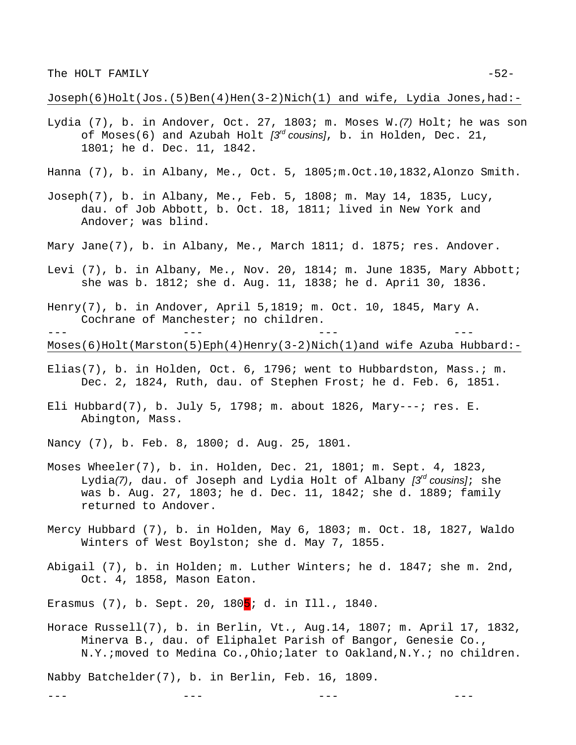Joseph(6)Holt(Jos.(5)Ben(4)Hen(3-2)Nich(1) and wife, Lydia Jones,had:-

Lydia (7), b. in Andover, Oct. 27, 1803; m. Moses W.*(7)* Holt; he was son of Moses(6) and Azubah Holt *[3rd cousins]*, b. in Holden, Dec. 21, 1801; he d. Dec. 11, 1842.

Hanna (7), b. in Albany, Me., Oct. 5, 1805;m.Oct.10,1832,Alonzo Smith.

Joseph(7), b. in Albany, Me., Feb. 5, 1808; m. May 14, 1835, Lucy, dau. of Job Abbott, b. Oct. 18, 1811; lived in New York and Andover; was blind.

Mary Jane(7), b. in Albany, Me., March 1811; d. 1875; res. Andover.

Levi (7), b. in Albany, Me., Nov. 20, 1814; m. June 1835, Mary Abbott; she was b. 1812; she d. Aug. 11, 1838; he d. Apri1 30, 1836.

Henry(7), b. in Andover, April 5,1819; m. Oct. 10, 1845, Mary A. Cochrane of Manchester; no children.

--- --- --- ---

Moses(6)Holt(Marston(5)Eph(4)Henry(3-2)Nich(1)and wife Azuba Hubbard:-

Elias(7), b. in Holden, Oct. 6, 1796; went to Hubbardston, Mass.; m. Dec. 2, 1824, Ruth, dau. of Stephen Frost; he d. Feb. 6, 1851.

Eli Hubbard(7), b. July 5, 1798; m. about 1826, Mary---; res. E. Abington, Mass.

Nancy (7), b. Feb. 8, 1800; d. Aug. 25, 1801.

Moses Wheeler(7), b. in. Holden, Dec. 21, 1801; m. Sept. 4, 1823, Lydia*(7)*, dau. of Joseph and Lydia Holt of Albany *[3rd cousins]*; she was b. Aug. 27, 1803; he d. Dec. 11, 1842; she d. 1889; family returned to Andover.

Mercy Hubbard (7), b. in Holden, May 6, 1803; m. Oct. 18, 1827, Waldo Winters of West Boylston; she d. May 7, 1855.

Abigail (7), b. in Holden; m. Luther Winters; he d. 1847; she m. 2nd, Oct. 4, 1858, Mason Eaton.

Erasmus (7), b. Sept. 20, 1805; d. in Ill., 1840.

Horace Russell(7), b. in Berlin, Vt., Aug.14, 1807; m. April 17, 1832, Minerva B., dau. of Eliphalet Parish of Bangor, Genesie Co., N.Y.;moved to Medina Co.,Ohio;later to Oakland,N.Y.; no children.

Nabby Batchelder(7), b. in Berlin, Feb. 16, 1809.

--- --- --- ---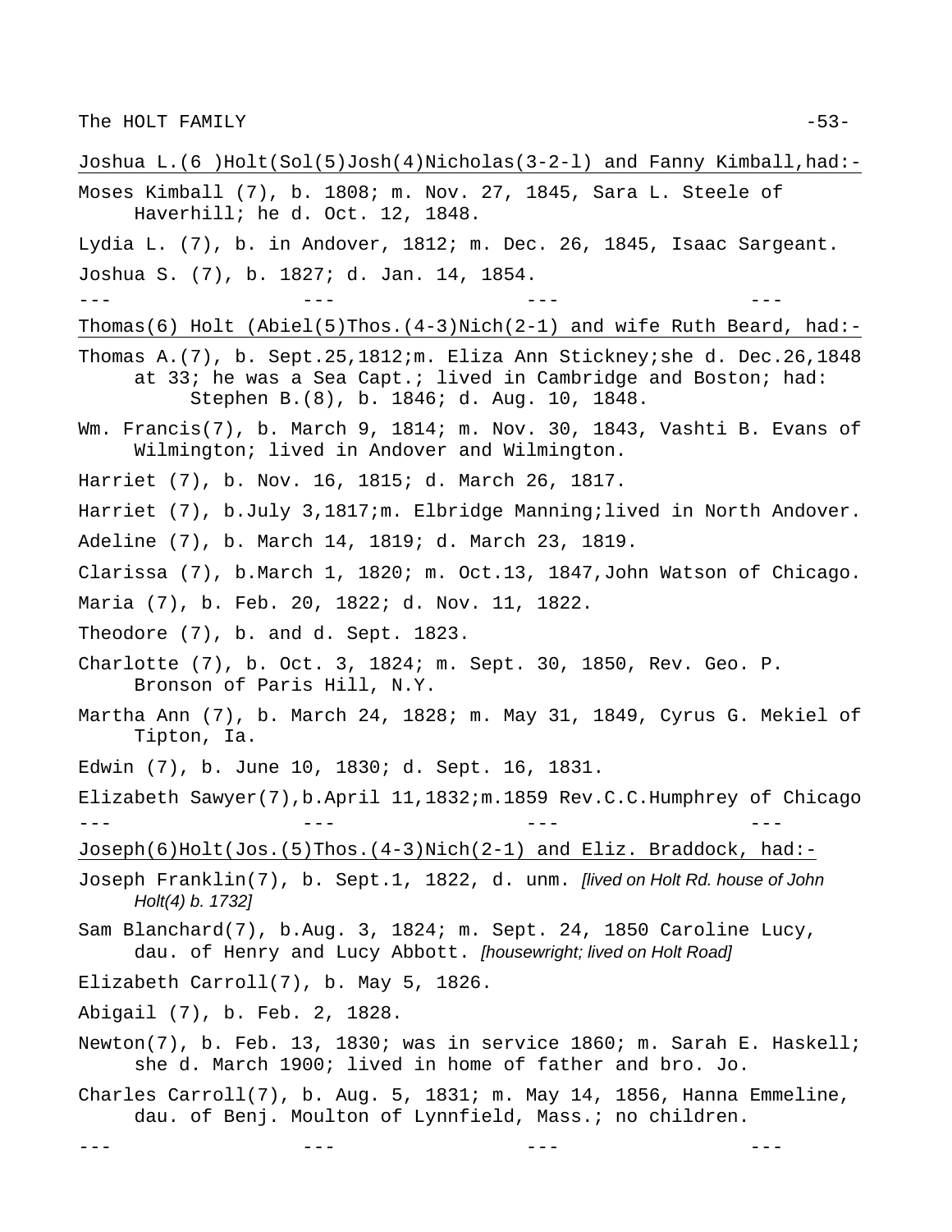Joshua L.(6 )Holt(Sol(5)Josh(4)Nicholas(3-2-l) and Fanny Kimball,had:-

Moses Kimball (7), b. 1808; m. Nov. 27, 1845, Sara L. Steele of Haverhill; he d. Oct. 12, 1848.

Lydia L. (7), b. in Andover, 1812; m. Dec. 26, 1845, Isaac Sargeant.

Joshua S. (7), b. 1827; d. Jan. 14, 1854.

--- --- --- ---

Thomas(6) Holt (Abiel(5)Thos.(4-3)Nich(2-1) and wife Ruth Beard, had:-

Thomas A.(7), b. Sept.25,1812;m. Eliza Ann Stickney;she d. Dec.26,1848 at 33; he was a Sea Capt.; lived in Cambridge and Boston; had:
Stephen B.(8), b. 1846; d. Aug. 10, 1848.

Wm. Francis(7), b. March 9, 1814; m. Nov. 30, 1843, Vashti B. Evans of Wilmington; lived in Andover and Wilmington.

Harriet (7), b. Nov. 16, 1815; d. March 26, 1817.

Harriet (7), b.July 3,1817;m. Elbridge Manning;lived in North Andover.

Adeline (7), b. March 14, 1819; d. March 23, 1819.

Clarissa (7), b.March 1, 1820; m. Oct.13, 1847,John Watson of Chicago.

Maria (7), b. Feb. 20, 1822; d. Nov. 11, 1822.

Theodore (7), b. and d. Sept. 1823.

Charlotte (7), b. Oct. 3, 1824; m. Sept. 30, 1850, Rev. Geo. P. Bronson of Paris Hill, N.Y.

Martha Ann (7), b. March 24, 1828; m. May 31, 1849, Cyrus G. Mekiel of Tipton, Ia.

Edwin (7), b. June 10, 1830; d. Sept. 16, 1831.

Elizabeth Sawyer(7),b.April 11,1832;m.1859 Rev.C.C.Humphrey of Chicago

--- --- --- ---

Joseph(6)Holt(Jos.(5)Thos.(4-3)Nich(2-1) and Eliz. Braddock, had:-

Joseph Franklin(7), b. Sept.1, 1822, d. unm. *[lived on Holt Rd. house of John Holt(4) b. 1732]*

Sam Blanchard(7), b.Aug. 3, 1824; m. Sept. 24, 1850 Caroline Lucy, dau. of Henry and Lucy Abbott. *[housewright; lived on Holt Road]*

Elizabeth Carroll(7), b. May 5, 1826.

Abigail (7), b. Feb. 2, 1828.

Newton(7), b. Feb. 13, 1830; was in service 1860; m. Sarah E. Haskell; she d. March 1900; lived in home of father and bro. Jo.

Charles Carroll(7), b. Aug. 5, 1831; m. May 14, 1856, Hanna Emmeline, dau. of Benj. Moulton of Lynnfield, Mass.; no children.

--- --- --- ---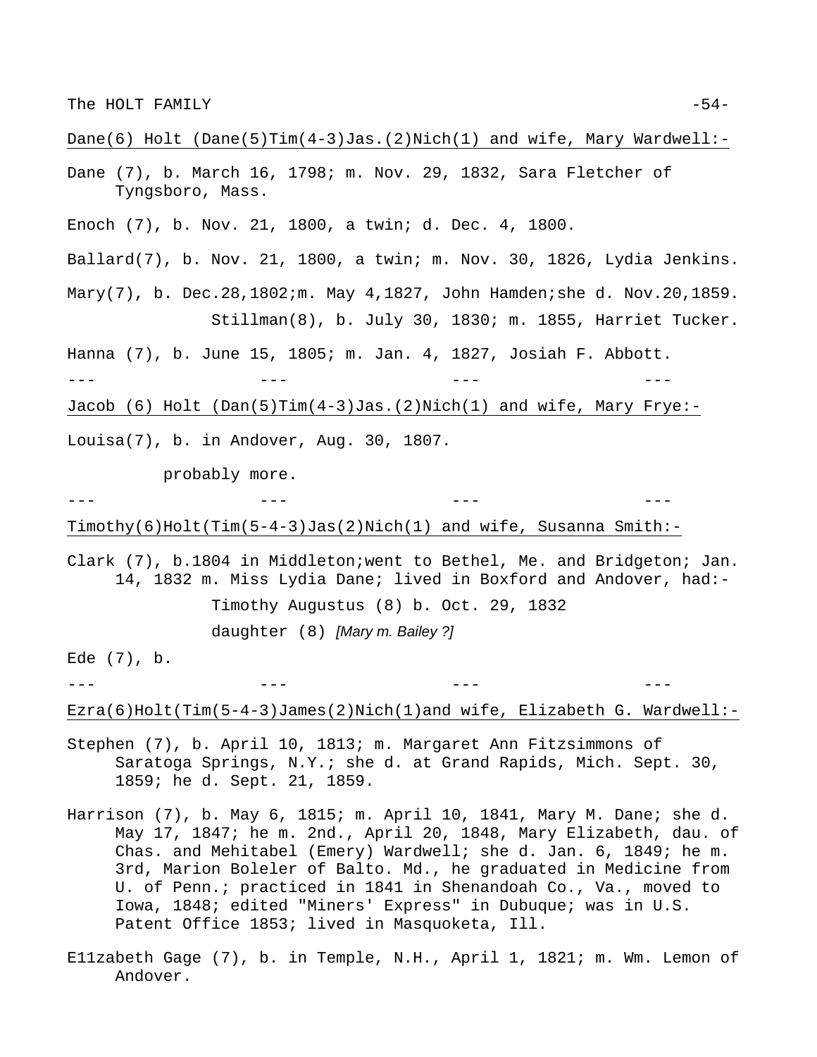<u>Dane(6) Holt (Dane(5)Tim(4-3)Jas.(2)Nich(1) and wife, Mary Wardwell:-</u>

Dane (7), b. March 16, 1798; m. Nov. 29, 1832, Sara Fletcher of Tyngsboro, Mass.

Enoch (7), b. Nov. 21, 1800, a twin; d. Dec. 4, 1800.

Ballard(7), b. Nov. 21, 1800, a twin; m. Nov. 30, 1826, Lydia Jenkins.

Mary(7), b. Dec.28,1802;m. May 4,1827, John Hamden;she d. Nov.20,1859.

Stillman(8), b. July 30, 1830; m. 1855, Harriet Tucker.

Hanna (7), b. June 15, 1805; m. Jan. 4, 1827, Josiah F. Abbott.

--- --- --- ---

<u>Jacob (6) Holt (Dan(5)Tim(4-3)Jas.(2)Nich(1) and wife, Mary Frye:-</u>

Louisa(7), b. in Andover, Aug. 30, 1807.

probably more.

--- --- --- ---

<u>Timothy(6)Holt(Tim(5-4-3)Jas(2)Nich(1) and wife, Susanna Smith:-</u>

Clark (7), b.1804 in Middleton;went to Bethel, Me. and Bridgeton; Jan. 14, 1832 m. Miss Lydia Dane; lived in Boxford and Andover, had:-

Timothy Augustus (8) b. Oct. 29, 1832

daughter (8) *[Mary m. Bailey ?]*

Ede (7), b.

--- --- --- ---

<u>Ezra(6)Holt(Tim(5-4-3)James(2)Nich(1)and wife, Elizabeth G. Wardwell:-</u>

Stephen (7), b. April 10, 1813; m. Margaret Ann Fitzsimmons of Saratoga Springs, N.Y.; she d. at Grand Rapids, Mich. Sept. 30, 1859; he d. Sept. 21, 1859.

Harrison (7), b. May 6, 1815; m. April 10, 1841, Mary M. Dane; she d. May 17, 1847; he m. 2nd., April 20, 1848, Mary Elizabeth, dau. of Chas. and Mehitabel (Emery) Wardwell; she d. Jan. 6, 1849; he m. 3rd, Marion Boleler of Balto. Md., he graduated in Medicine from U. of Penn.; practiced in 1841 in Shenandoah Co., Va., moved to Iowa, 1848; edited "Miners' Express" in Dubuque; was in U.S. Patent Office 1853; lived in Masquoketa, Ill.

E11zabeth Gage (7), b. in Temple, N.H., April 1, 1821; m. Wm. Lemon of Andover.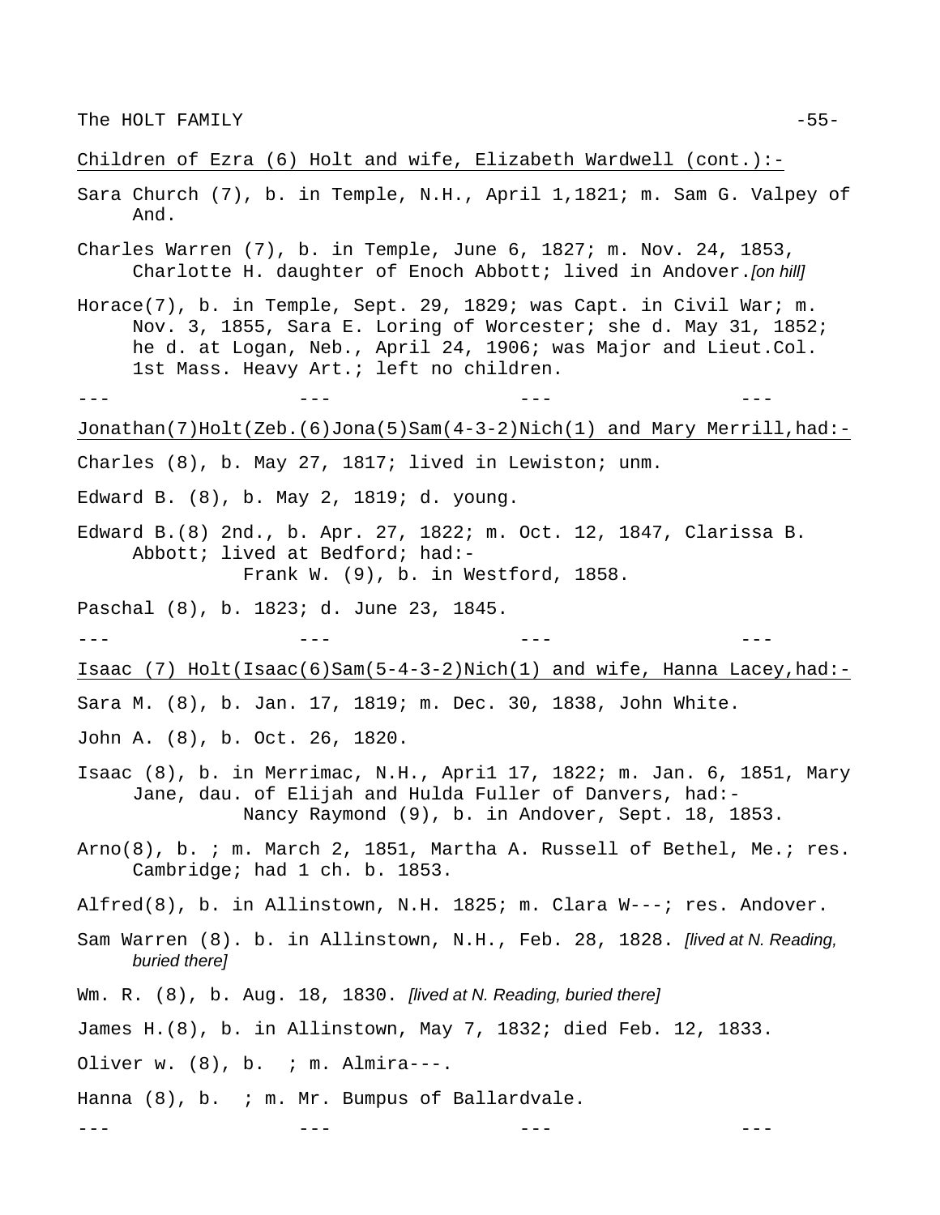<u>Children of Ezra (6) Holt and wife, Elizabeth Wardwell (cont.):-</u>

Sara Church (7), b. in Temple, N.H., April 1,1821; m. Sam G. Valpey of And.

Charles Warren (7), b. in Temple, June 6, 1827; m. Nov. 24, 1853, Charlotte H. daughter of Enoch Abbott; lived in Andover.*[on hill]*

Horace(7), b. in Temple, Sept. 29, 1829; was Capt. in Civil War; m. Nov. 3, 1855, Sara E. Loring of Worcester; she d. May 31, 1852; he d. at Logan, Neb., April 24, 1906; was Major and Lieut.Col. 1st Mass. Heavy Art.; left no children.

--- --- --- ---

<u>Jonathan(7)Holt(Zeb.(6)Jona(5)Sam(4-3-2)Nich(1) and Mary Merrill,had:-</u>

Charles (8), b. May 27, 1817; lived in Lewiston; unm.

Edward B. (8), b. May 2, 1819; d. young.

Edward B.(8) 2nd., b. Apr. 27, 1822; m. Oct. 12, 1847, Clarissa B. Abbott; lived at Bedford; had:-
Frank W. (9), b. in Westford, 1858.

Paschal (8), b. 1823; d. June 23, 1845.

--- --- --- ---

<u>Isaac (7) Holt(Isaac(6)Sam(5-4-3-2)Nich(1) and wife, Hanna Lacey,had:-</u>

Sara M. (8), b. Jan. 17, 1819; m. Dec. 30, 1838, John White.

John A. (8), b. Oct. 26, 1820.

Isaac (8), b. in Merrimac, N.H., Apri1 17, 1822; m. Jan. 6, 1851, Mary Jane, dau. of Elijah and Hulda Fuller of Danvers, had:-
Nancy Raymond (9), b. in Andover, Sept. 18, 1853.

Arno(8), b. ; m. March 2, 1851, Martha A. Russell of Bethel, Me.; res. Cambridge; had 1 ch. b. 1853.

Alfred(8), b. in Allinstown, N.H. 1825; m. Clara W---; res. Andover.

Sam Warren (8). b. in Allinstown, N.H., Feb. 28, 1828. *[lived at N. Reading, buried there]*

Wm. R. (8), b. Aug. 18, 1830. *[lived at N. Reading, buried there]*

James H.(8), b. in Allinstown, May 7, 1832; died Feb. 12, 1833.

Oliver w. (8), b. ; m. Almira---.

Hanna (8), b. ; m. Mr. Bumpus of Ballardvale.

--- --- --- ---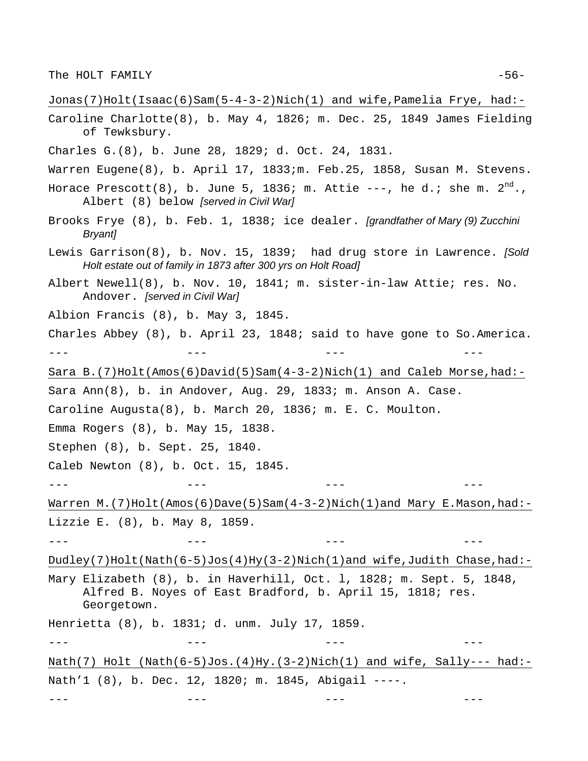Jonas(7)Holt(Isaac(6)Sam(5-4-3-2)Nich(1) and wife,Pamelia Frye, had:-

Caroline Charlotte(8), b. May 4, 1826; m. Dec. 25, 1849 James Fielding of Tewksbury.

Charles G.(8), b. June 28, 1829; d. Oct. 24, 1831.

Warren Eugene(8), b. April 17, 1833;m. Feb.25, 1858, Susan M. Stevens.

Horace Prescott(8), b. June 5, 1836; m. Attie ---, he d.; she m. 2nd., Albert (8) below *[served in Civil War]*

Brooks Frye (8), b. Feb. 1, 1838; ice dealer. *[grandfather of Mary (9) Zucchini Bryant]*

Lewis Garrison(8), b. Nov. 15, 1839; had drug store in Lawrence. *[Sold Holt estate out of family in 1873 after 300 yrs on Holt Road]*

Albert Newell(8), b. Nov. 10, 1841; m. sister-in-law Attie; res. No. Andover. *[served in Civil War]*

Albion Francis (8), b. May 3, 1845.

Charles Abbey (8), b. April 23, 1848; said to have gone to So.America.

--- --- --- ---

Sara B.(7)Holt(Amos(6)David(5)Sam(4-3-2)Nich(1) and Caleb Morse,had:-

Sara Ann(8), b. in Andover, Aug. 29, 1833; m. Anson A. Case.

Caroline Augusta(8), b. March 20, 1836; m. E. C. Moulton.

Emma Rogers (8), b. May 15, 1838.

Stephen (8), b. Sept. 25, 1840.

Caleb Newton (8), b. Oct. 15, 1845.

--- --- --- ---

Warren M.(7)Holt(Amos(6)Dave(5)Sam(4-3-2)Nich(1)and Mary E.Mason,had:-

Lizzie E. (8), b. May 8, 1859.

--- --- --- ---

Dudley(7)Holt(Nath(6-5)Jos(4)Hy(3-2)Nich(1)and wife,Judith Chase,had:-

Mary Elizabeth (8), b. in Haverhill, Oct. l, 1828; m. Sept. 5, 1848, Alfred B. Noyes of East Bradford, b. April 15, 1818; res. Georgetown.

Henrietta (8), b. 1831; d. unm. July 17, 1859.

--- --- --- ---

Nath(7) Holt (Nath(6-5)Jos.(4)Hy.(3-2)Nich(1) and wife, Sally--- had:-

Nath'l (8), b. Dec. 12, 1820; m. 1845, Abigail ----.

--- --- --- ---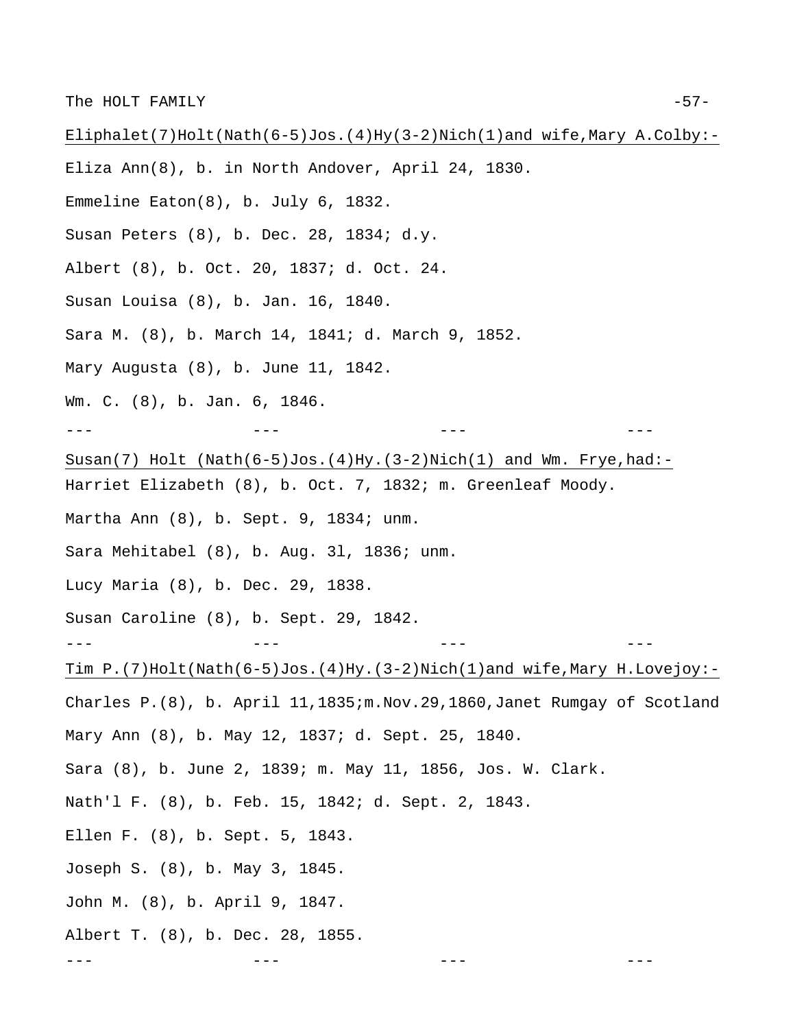Eliphalet(7)Holt(Nath(6-5)Jos.(4)Hy(3-2)Nich(1)and wife,Mary A.Colby:-

Eliza Ann(8), b. in North Andover, April 24, 1830.

Emmeline Eaton(8), b. July 6, 1832.

Susan Peters (8), b. Dec. 28, 1834; d.y.

Albert (8), b. Oct. 20, 1837; d. Oct. 24.

Susan Louisa (8), b. Jan. 16, 1840.

Sara M. (8), b. March 14, 1841; d. March 9, 1852.

Mary Augusta (8), b. June 11, 1842.

Wm. C. (8), b. Jan. 6, 1846.

--- --- --- ---

Susan(7) Holt (Nath(6-5)Jos.(4)Hy.(3-2)Nich(1) and Wm. Frye,had:-

Harriet Elizabeth (8), b. Oct. 7, 1832; m. Greenleaf Moody.

Martha Ann (8), b. Sept. 9, 1834; unm.

Sara Mehitabel (8), b. Aug. 31, 1836; unm.

Lucy Maria (8), b. Dec. 29, 1838.

Susan Caroline (8), b. Sept. 29, 1842.

--- --- --- ---

Tim P.(7)Holt(Nath(6-5)Jos.(4)Hy.(3-2)Nich(1)and wife,Mary H.Lovejoy:-

Charles P.(8), b. April 11,1835;m.Nov.29,1860,Janet Rumgay of Scotland

Mary Ann (8), b. May 12, 1837; d. Sept. 25, 1840.

Sara (8), b. June 2, 1839; m. May 11, 1856, Jos. W. Clark.

Nath'l F. (8), b. Feb. 15, 1842; d. Sept. 2, 1843.

Ellen F. (8), b. Sept. 5, 1843.

Joseph S. (8), b. May 3, 1845.

John M. (8), b. April 9, 1847.

Albert T. (8), b. Dec. 28, 1855.

--- --- --- ---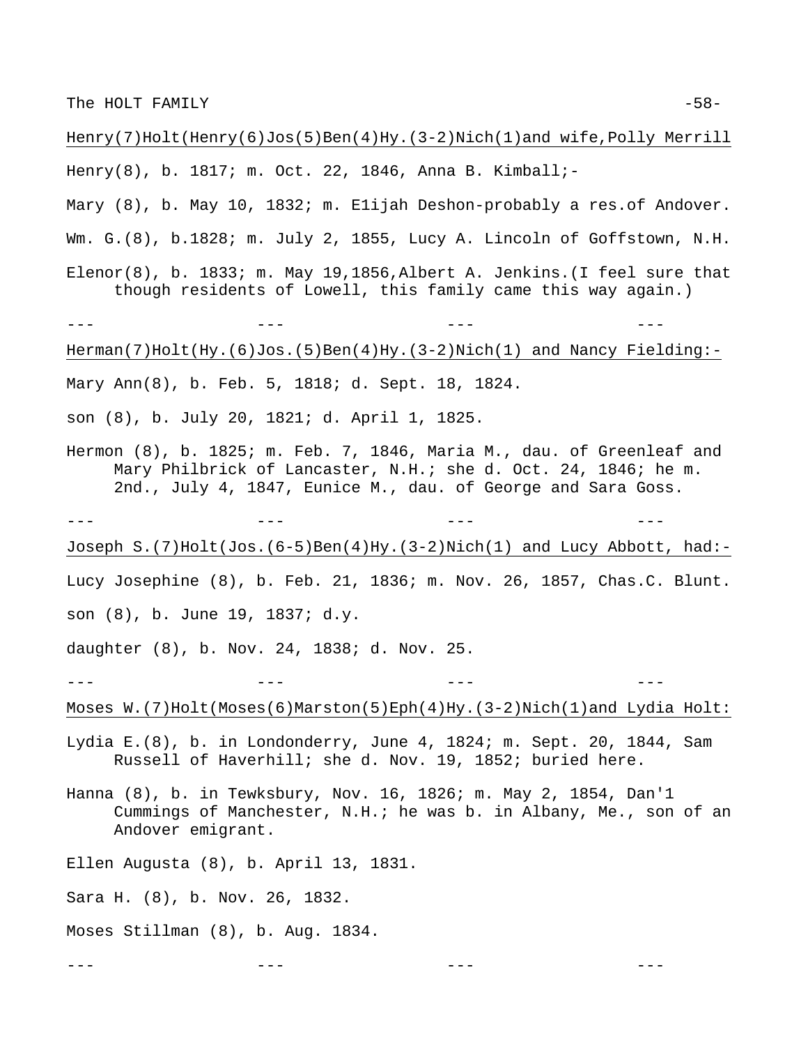Henry(7)Holt(Henry(6)Jos(5)Ben(4)Hy.(3-2)Nich(1)and wife,Polly Merrill

Henry(8), b. 1817; m. Oct. 22, 1846, Anna B. Kimball;-

Mary (8), b. May 10, 1832; m. Elijah Deshon-probably a res.of Andover.

Wm. G.(8), b.1828; m. July 2, 1855, Lucy A. Lincoln of Goffstown, N.H.

Elenor(8), b. 1833; m. May 19,1856,Albert A. Jenkins.(I feel sure that though residents of Lowell, this family came this way again.)

--- --- --- ---

Herman(7)Holt(Hy.(6)Jos.(5)Ben(4)Hy.(3-2)Nich(1) and Nancy Fielding:-

Mary Ann(8), b. Feb. 5, 1818; d. Sept. 18, 1824.

son (8), b. July 20, 1821; d. April 1, 1825.

Hermon (8), b. 1825; m. Feb. 7, 1846, Maria M., dau. of Greenleaf and Mary Philbrick of Lancaster, N.H.; she d. Oct. 24, 1846; he m. 2nd., July 4, 1847, Eunice M., dau. of George and Sara Goss.

--- --- --- ---

Joseph S.(7)Holt(Jos.(6-5)Ben(4)Hy.(3-2)Nich(1) and Lucy Abbott, had:-

Lucy Josephine (8), b. Feb. 21, 1836; m. Nov. 26, 1857, Chas.C. Blunt.

son (8), b. June 19, 1837; d.y.

daughter (8), b. Nov. 24, 1838; d. Nov. 25.

--- --- --- ---

Moses W.(7)Holt(Moses(6)Marston(5)Eph(4)Hy.(3-2)Nich(1)and Lydia Holt:

Lydia E.(8), b. in Londonderry, June 4, 1824; m. Sept. 20, 1844, Sam Russell of Haverhill; she d. Nov. 19, 1852; buried here.

Hanna (8), b. in Tewksbury, Nov. 16, 1826; m. May 2, 1854, Dan'l Cummings of Manchester, N.H.; he was b. in Albany, Me., son of an Andover emigrant.

Ellen Augusta (8), b. April 13, 1831.

Sara H. (8), b. Nov. 26, 1832.

Moses Stillman (8), b. Aug. 1834.

--- --- --- ---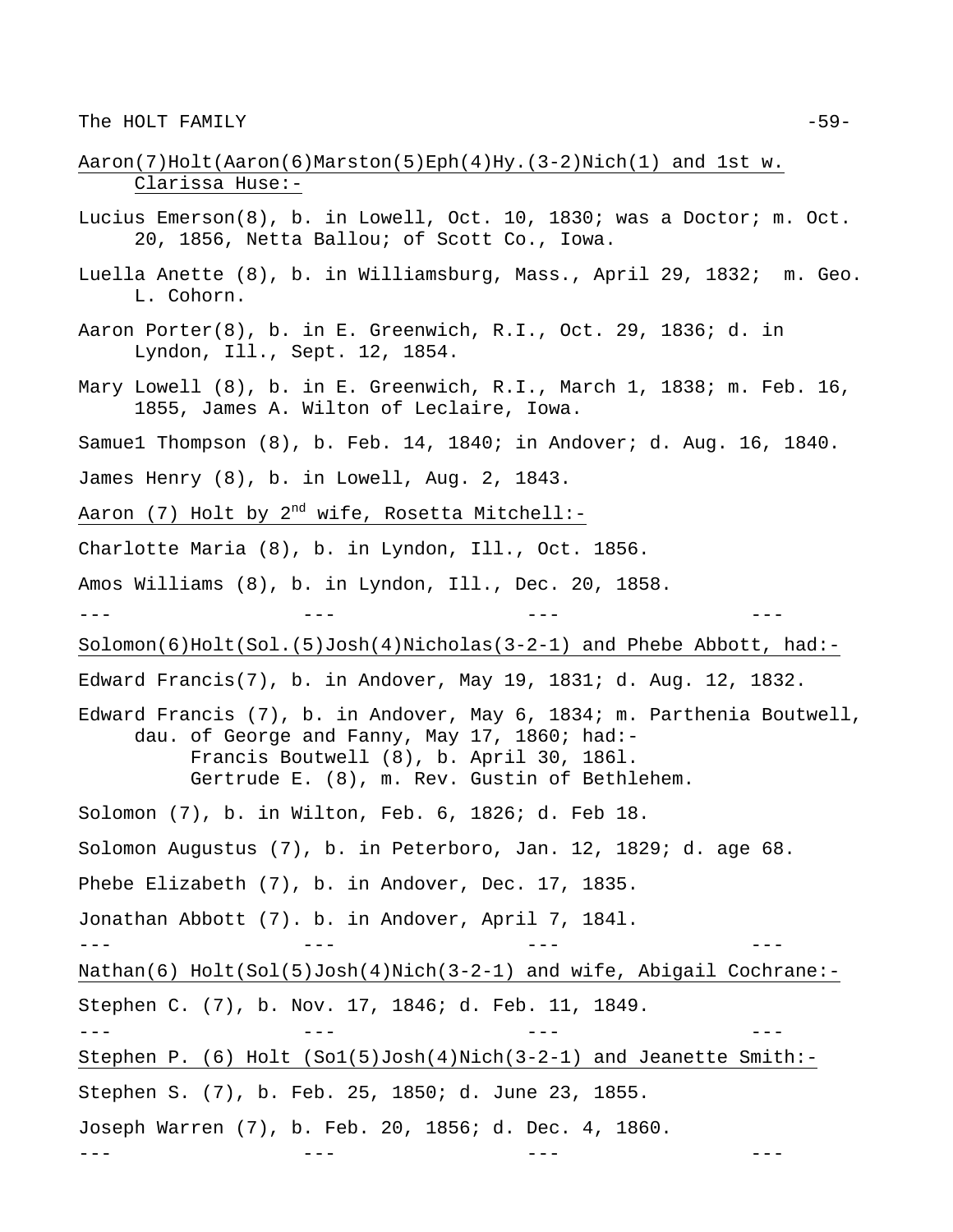Aaron(7)Holt(Aaron(6)Marston(5)Eph(4)Hy.(3-2)Nich(1) and 1st w. Clarissa Huse:-

Lucius Emerson(8), b. in Lowell, Oct. 10, 1830; was a Doctor; m. Oct. 20, 1856, Netta Ballou; of Scott Co., Iowa.

Luella Anette (8), b. in Williamsburg, Mass., April 29, 1832; m. Geo. L. Cohorn.

Aaron Porter(8), b. in E. Greenwich, R.I., Oct. 29, 1836; d. in Lyndon, Ill., Sept. 12, 1854.

Mary Lowell (8), b. in E. Greenwich, R.I., March 1, 1838; m. Feb. 16, 1855, James A. Wilton of Leclaire, Iowa.

Samue1 Thompson (8), b. Feb. 14, 1840; in Andover; d. Aug. 16, 1840.

James Henry (8), b. in Lowell, Aug. 2, 1843.

Aaron (7) Holt by 2nd wife, Rosetta Mitchell:-

Charlotte Maria (8), b. in Lyndon, Ill., Oct. 1856.

Amos Williams (8), b. in Lyndon, Ill., Dec. 20, 1858.

--- --- --- ---

Solomon(6)Holt(Sol.(5)Josh(4)Nicholas(3-2-1) and Phebe Abbott, had:-

Edward Francis(7), b. in Andover, May 19, 1831; d. Aug. 12, 1832.

Edward Francis (7), b. in Andover, May 6, 1834; m. Parthenia Boutwell, dau. of George and Fanny, May 17, 1860; had:-
- Francis Boutwell (8), b. April 30, 186l.
- Gertrude E. (8), m. Rev. Gustin of Bethlehem.

Solomon (7), b. in Wilton, Feb. 6, 1826; d. Feb 18.

Solomon Augustus (7), b. in Peterboro, Jan. 12, 1829; d. age 68.

Phebe Elizabeth (7), b. in Andover, Dec. 17, 1835.

Jonathan Abbott (7). b. in Andover, April 7, 184l.

--- --- --- ---

Nathan(6) Holt(Sol(5)Josh(4)Nich(3-2-1) and wife, Abigail Cochrane:-

Stephen C. (7), b. Nov. 17, 1846; d. Feb. 11, 1849.

--- --- --- ---

Stephen P. (6) Holt (So1(5)Josh(4)Nich(3-2-1) and Jeanette Smith:-

Stephen S. (7), b. Feb. 25, 1850; d. June 23, 1855.

Joseph Warren (7), b. Feb. 20, 1856; d. Dec. 4, 1860.

--- --- --- ---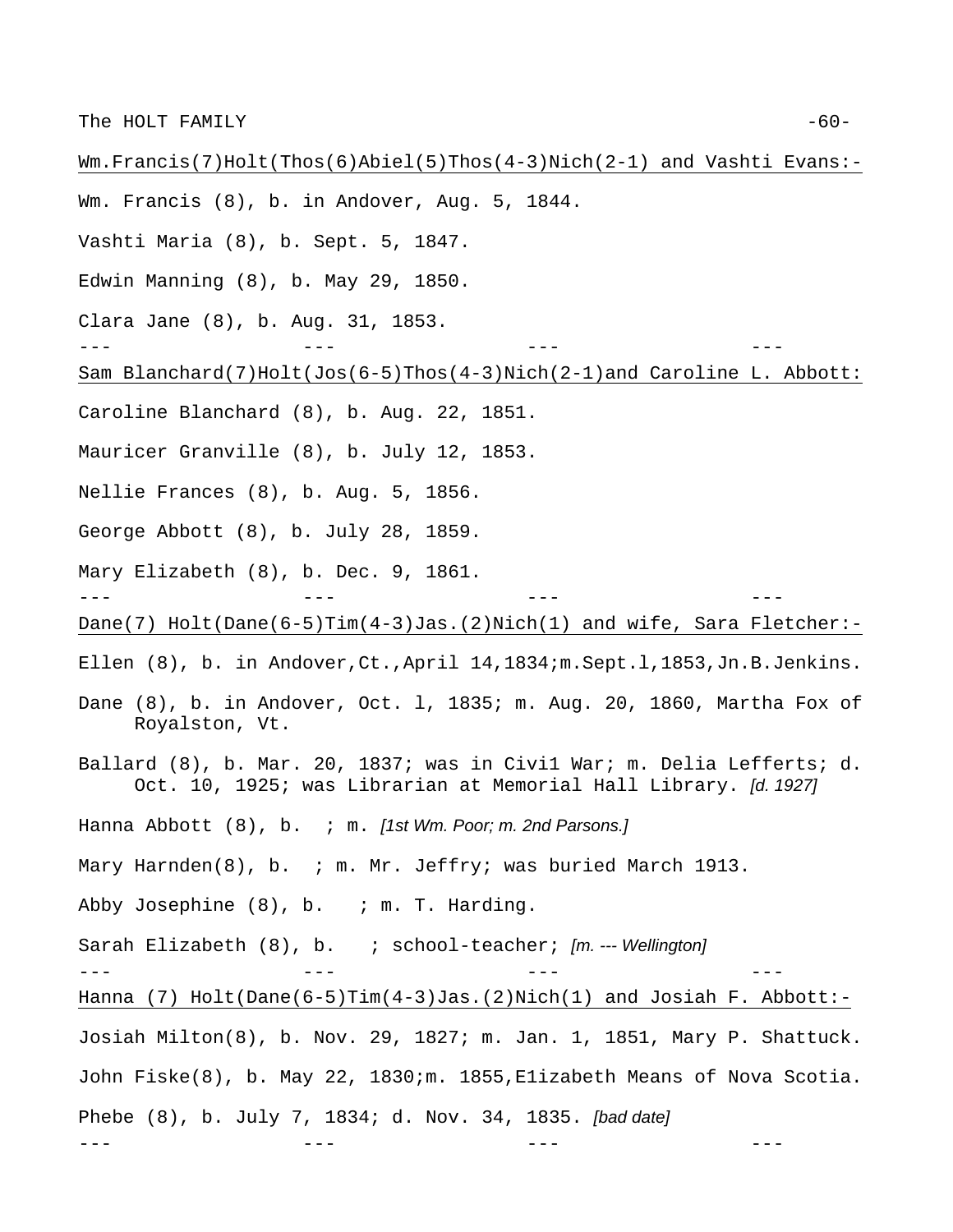Wm.Francis(7)Holt(Thos(6)Abiel(5)Thos(4-3)Nich(2-1) and Vashti Evans:-

Wm. Francis (8), b. in Andover, Aug. 5, 1844.

Vashti Maria (8), b. Sept. 5, 1847.

Edwin Manning (8), b. May 29, 1850.

Clara Jane (8), b. Aug. 31, 1853.

--- --- --- ---

Sam Blanchard(7)Holt(Jos(6-5)Thos(4-3)Nich(2-1)and Caroline L. Abbott:

Caroline Blanchard (8), b. Aug. 22, 1851.

Mauricer Granville (8), b. July 12, 1853.

Nellie Frances (8), b. Aug. 5, 1856.

George Abbott (8), b. July 28, 1859.

Mary Elizabeth (8), b. Dec. 9, 1861.

--- --- --- ---

Dane(7) Holt(Dane(6-5)Tim(4-3)Jas.(2)Nich(1) and wife, Sara Fletcher:-

Ellen (8), b. in Andover,Ct.,April 14,1834;m.Sept.l,1853,Jn.B.Jenkins.

Dane (8), b. in Andover, Oct. l, 1835; m. Aug. 20, 1860, Martha Fox of Royalston, Vt.

Ballard (8), b. Mar. 20, 1837; was in Civi1 War; m. Delia Lefferts; d. Oct. 10, 1925; was Librarian at Memorial Hall Library. *[d. 1927]*

Hanna Abbott (8), b. ; m. *[1st Wm. Poor; m. 2nd Parsons.]*

Mary Harnden(8), b. ; m. Mr. Jeffry; was buried March 1913.

Abby Josephine (8), b. ; m. T. Harding.

Sarah Elizabeth (8), b. ; school-teacher; *[m. --- Wellington]*

--- --- --- ---

Hanna (7) Holt(Dane(6-5)Tim(4-3)Jas.(2)Nich(1) and Josiah F. Abbott:-

Josiah Milton(8), b. Nov. 29, 1827; m. Jan. 1, 1851, Mary P. Shattuck.

John Fiske(8), b. May 22, 1830;m. 1855,E1izabeth Means of Nova Scotia.

Phebe (8), b. July 7, 1834; d. Nov. 34, 1835. *[bad date]*

--- --- --- ---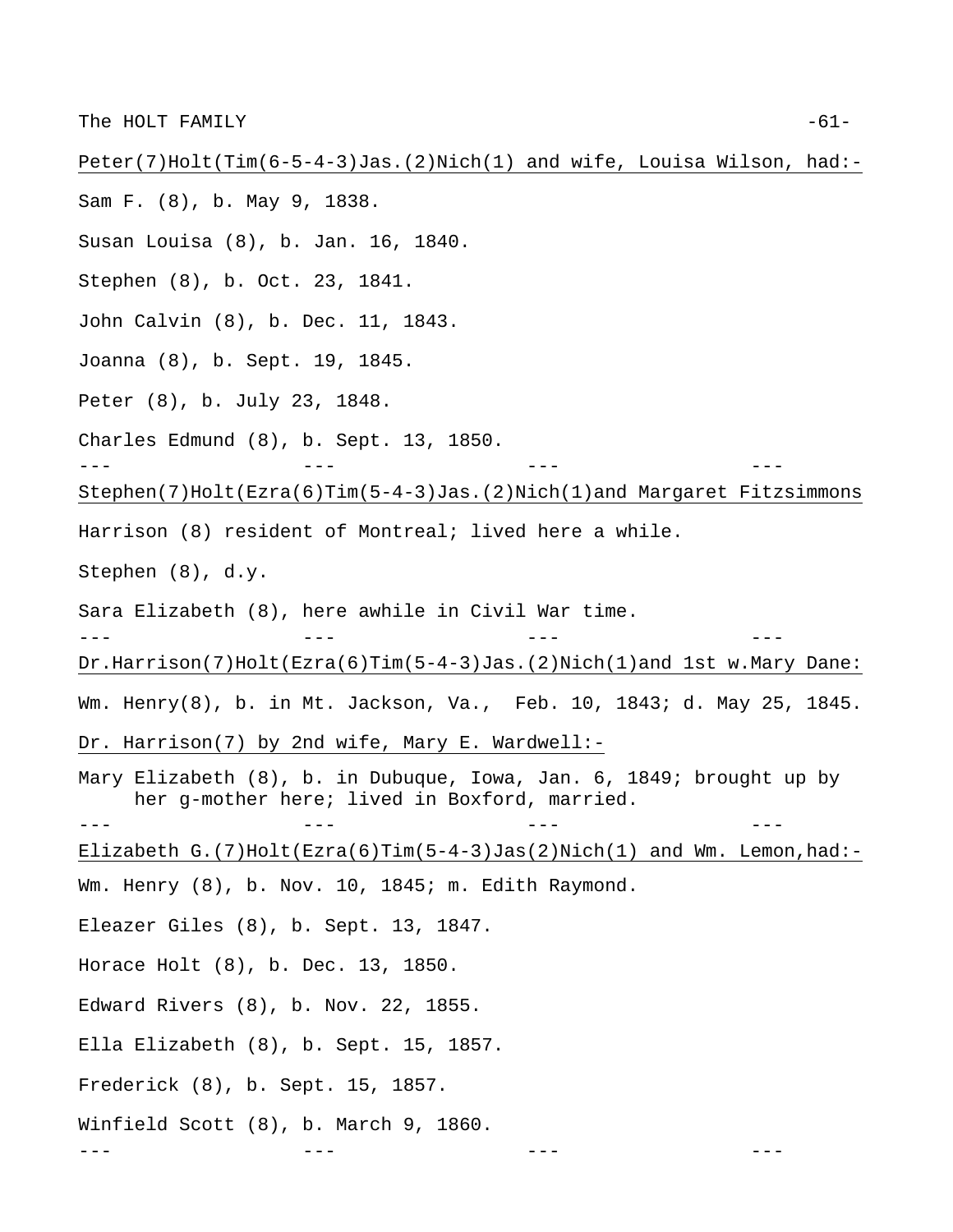Peter(7)Holt(Tim(6-5-4-3)Jas.(2)Nich(1) and wife, Louisa Wilson, had:-

Sam F. (8), b. May 9, 1838.

Susan Louisa (8), b. Jan. 16, 1840.

Stephen (8), b. Oct. 23, 1841.

John Calvin (8), b. Dec. 11, 1843.

Joanna (8), b. Sept. 19, 1845.

Peter (8), b. July 23, 1848.

Charles Edmund (8), b. Sept. 13, 1850.

--- --- --- ---

Stephen(7)Holt(Ezra(6)Tim(5-4-3)Jas.(2)Nich(1)and Margaret Fitzsimmons

Harrison (8) resident of Montreal; lived here a while.

Stephen (8), d.y.

Sara Elizabeth (8), here awhile in Civil War time.

--- --- --- ---

Dr.Harrison(7)Holt(Ezra(6)Tim(5-4-3)Jas.(2)Nich(1)and 1st w.Mary Dane:

Wm. Henry(8), b. in Mt. Jackson, Va., Feb. 10, 1843; d. May 25, 1845.

Dr. Harrison(7) by 2nd wife, Mary E. Wardwell:-

Mary Elizabeth (8), b. in Dubuque, Iowa, Jan. 6, 1849; brought up by her g-mother here; lived in Boxford, married.

--- --- --- ---

Elizabeth G.(7)Holt(Ezra(6)Tim(5-4-3)Jas(2)Nich(1) and Wm. Lemon,had:-

Wm. Henry (8), b. Nov. 10, 1845; m. Edith Raymond.

Eleazer Giles (8), b. Sept. 13, 1847.

Horace Holt (8), b. Dec. 13, 1850.

Edward Rivers (8), b. Nov. 22, 1855.

Ella Elizabeth (8), b. Sept. 15, 1857.

Frederick (8), b. Sept. 15, 1857.

Winfield Scott (8), b. March 9, 1860.

--- --- --- ---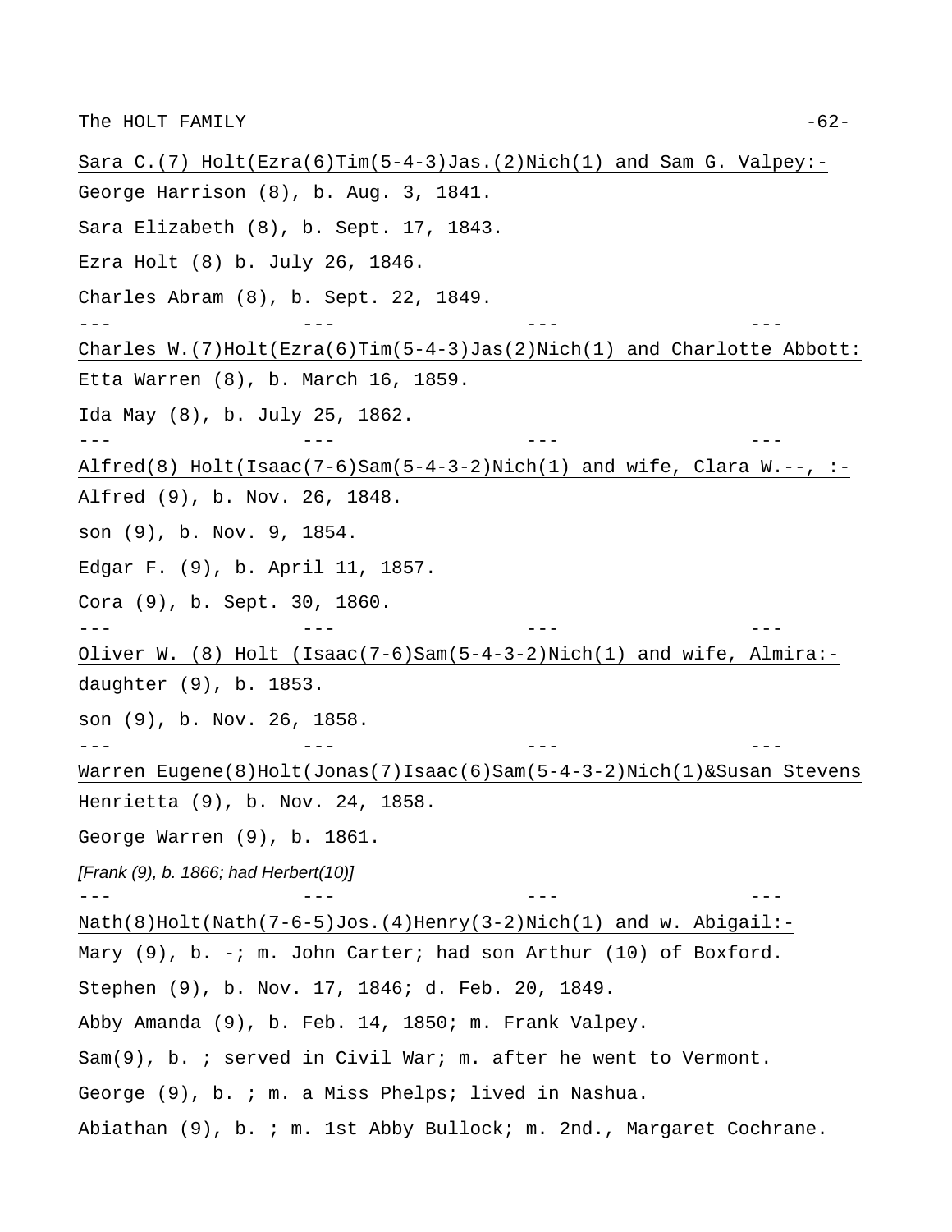Sara C.(7) Holt(Ezra(6)Tim(5-4-3)Jas.(2)Nich(1) and Sam G. Valpey:-

George Harrison (8), b. Aug. 3, 1841.

Sara Elizabeth (8), b. Sept. 17, 1843.

Ezra Holt (8) b. July 26, 1846.

Charles Abram (8), b. Sept. 22, 1849.

--- --- --- ---

Charles W.(7)Holt(Ezra(6)Tim(5-4-3)Jas(2)Nich(1) and Charlotte Abbott:

Etta Warren (8), b. March 16, 1859.

Ida May (8), b. July 25, 1862.

--- --- --- ---

Alfred(8) Holt(Isaac(7-6)Sam(5-4-3-2)Nich(1) and wife, Clara W.--, :-

Alfred (9), b. Nov. 26, 1848.

son (9), b. Nov. 9, 1854.

Edgar F. (9), b. April 11, 1857.

Cora (9), b. Sept. 30, 1860.

--- --- --- ---

Oliver W. (8) Holt (Isaac(7-6)Sam(5-4-3-2)Nich(1) and wife, Almira:-

daughter (9), b. 1853.

son (9), b. Nov. 26, 1858.

--- --- --- ---

Warren Eugene(8)Holt(Jonas(7)Isaac(6)Sam(5-4-3-2)Nich(1)&Susan Stevens

Henrietta (9), b. Nov. 24, 1858.

George Warren (9), b. 1861.

*[Frank (9), b. 1866; had Herbert(10)]*

--- --- --- ---

Nath(8)Holt(Nath(7-6-5)Jos.(4)Henry(3-2)Nich(1) and w. Abigail:-

Mary (9), b. -; m. John Carter; had son Arthur (10) of Boxford.

Stephen (9), b. Nov. 17, 1846; d. Feb. 20, 1849.

Abby Amanda (9), b. Feb. 14, 1850; m. Frank Valpey.

Sam(9), b. ; served in Civil War; m. after he went to Vermont.

George (9), b. ; m. a Miss Phelps; lived in Nashua.

Abiathan (9), b. ; m. 1st Abby Bullock; m. 2nd., Margaret Cochrane.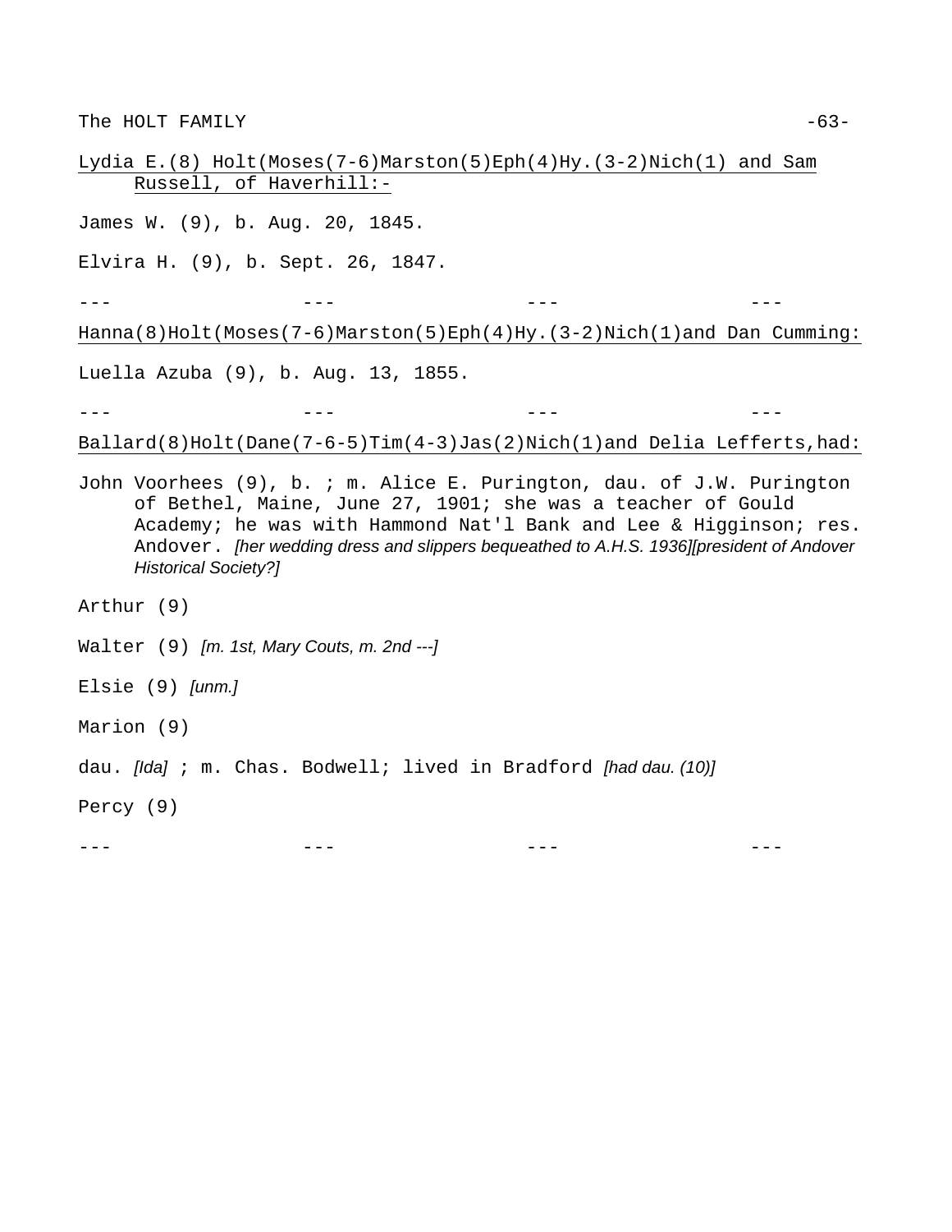Lydia E.(8) Holt(Moses(7-6)Marston(5)Eph(4)Hy.(3-2)Nich(1) and Sam Russell, of Haverhill:-

James W. (9), b. Aug. 20, 1845.

Elvira H. (9), b. Sept. 26, 1847.

--- --- --- ---

Hanna(8)Holt(Moses(7-6)Marston(5)Eph(4)Hy.(3-2)Nich(1)and Dan Cumming:

Luella Azuba (9), b. Aug. 13, 1855.

--- --- --- ---

Ballard(8)Holt(Dane(7-6-5)Tim(4-3)Jas(2)Nich(1)and Delia Lefferts,had:

John Voorhees (9), b. ; m. Alice E. Purington, dau. of J.W. Purington of Bethel, Maine, June 27, 1901; she was a teacher of Gould Academy; he was with Hammond Nat'l Bank and Lee & Higginson; res. Andover. *[her wedding dress and slippers bequeathed to A.H.S. 1936][president of Andover Historical Society?]*

Arthur (9)

Walter (9) *[m. 1st, Mary Couts, m. 2nd ---]*

Elsie (9) *[unm.]*

Marion (9)

dau. *[Ida]* ; m. Chas. Bodwell; lived in Bradford *[had dau. (10)]*

Percy (9)

--- --- --- ---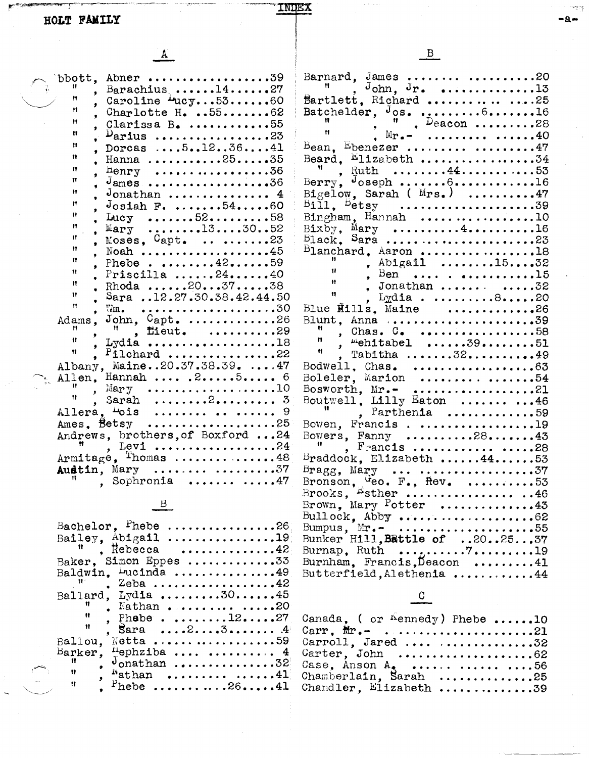# INDEX

## HOLT FAMILY

### A

Abbott, Abner ..................39
", Barachius ......14......27
", Caroline Lucy...53......60
", Charlotte H. ..55.......62
", Clarissa B. ...........55
", Darius ................23
", Dorcas ....5..12..36....41
", Hanna ..........25.....35
", Henry .................36
", James .................36
", Jonathan .............. 4
", Josiah F. .......54.....60
", Lucy .......52.........58
", Mary .......13....30..52
", Moses, Capt. .. .......23
", Noah ..................45
", Phebe . ........42......59
", Priscilla ......24......40
", Rhoda ......20...37.....38
", Sara ..12.27.30.38.42.44.50
", Wm. ....................30
Adams, John, Capt. ............26
", ", Lieut. ..........29
", Lydia ..................18
", Pilchard ...............22
Albany, Maine..20.37.38.39. ....47
Allen, Hannah .... .2.....5..... 6
", Mary ...................10
", Sarah ........2......... 3
Allera, Lois ....... .. ...... 9
Ames, Betsy ..................25
Andrews, brothers,of Boxford ...24
", Levi ..................24
Armitage, Thomas ..............48
Austin, Mary ......... .........37
", Sophronia ...... .....47

### B

Bachelor, Phebe ...............26
Bailey, Abigail ...............19
", Rebecca .............42
Baker, Simon Eppes ............33
Baldwin, Lucinda ..............49
", Zeba ..................42
Ballard, Lydia ........30.......45
", Nathan . ....... .....20
", Phebe . ........12.....27
", Sara ....2....3....... 4
Ballou, Netta .................59
Barker, Hephziba ... .......... 4
", Jonathan ..............32
", Nathan ....... ......41
", Phebe ..........26.....41
Barnard, James ....... ..........20
", John, Jr. .............13
Bartlett, Richard ........... ....25
Batchelder, Jos. .........6.......16
", ", Deacon .........28
", Mr.- ........ ......40
Bean, Ebenezer ........ ...........47
Beard, Elizabeth .................34
", Ruth .......44..........53
Berry, Joseph .......6...........16
Bigelow, Sarah ( Mrs.) ..........47
Bill, Betsy ...................39
Bingham, Hannah .................10
Bixby, Mary .........4...........16
Black, Sara .....................23
Blanchard, Aaron .................18
", Abigail .......15....32
", Ben .... ...........15
", Jonathan ...... .....32
", Lydia . ........8.....20
Blue Hills, Maine .............26
Blunt, Anna .....................39
", Chas. C. ................58
", Mehitabel ......39........51
", Tabitha .......32..........49
Bodwell, Chas. ..................63
Boleler, Marion ....... .......54
Bosworth, Mr.- ................21
Boutwell, Lilly Eaton ........46
", Parthenia ............59
Bowen, Francis ..................19
Bowers, Fanny ..........28........43
", Francis ........... .....28
Braddock, Elizabeth ......44......53
Bragg, Mary .. ..................37
Bronson, Geo. F., Rev. ..........53
Brooks, Esther ............... ..46
Brown, Mary Potter .............43
Bullock, Abby ...................62
Bumpus, Mr.- ....................55
Bunker Hill,Battle of ..20..25...37
Burnap, Ruth .........7.........19
Burnham, Francis,Deacon .........41
Butterfield,Alethenia ...........44

### C

Canada, ( or Kennedy) Phebe ......10
Carr, Mr.- . ....................21
Carroll, Jared .... ..............32
Carter, John ....................62
Case, Anson A. ..... ............56
Chamberlain, Sarah ..............25
Chandler, Elizabeth .............39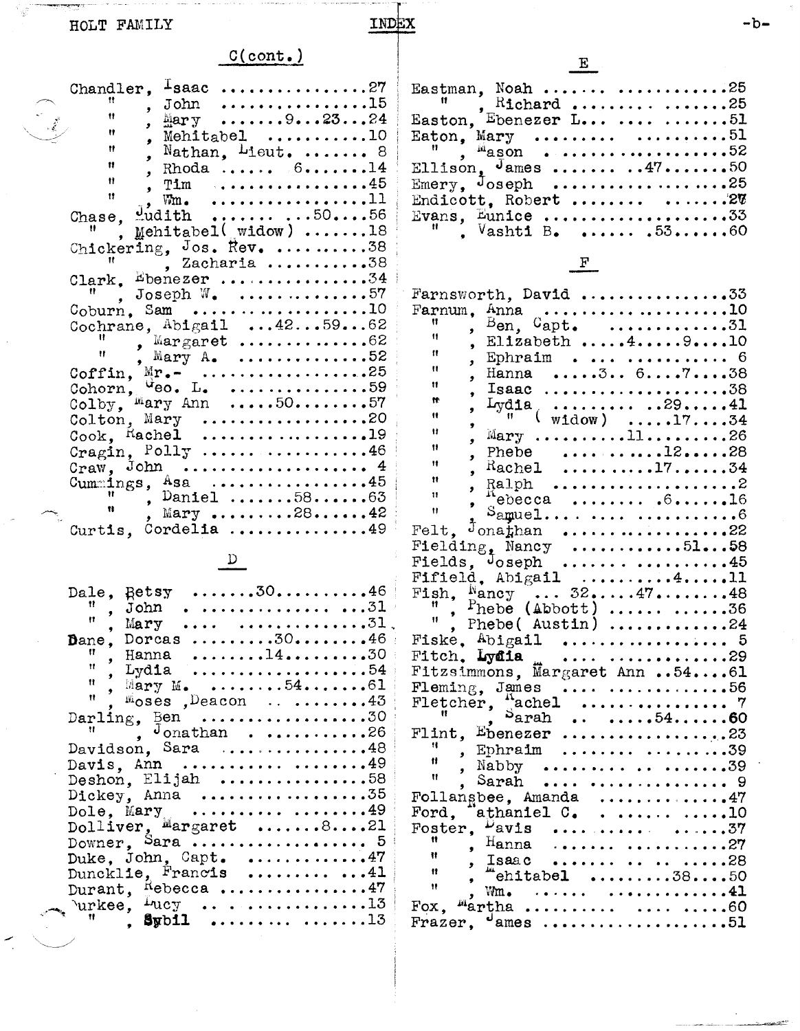## C(cont.)

Chandler, Isaac ................27
" , John ................15
" , Mary .......9...23...24
" , Mehitabel ...........10
" , Nathan, Lieut. ....... 8
" , Rhoda ...... 6.......14
" , Tim ..................45
" , Wm. ..................11
Chase, Judith ...... ...50....56
" , Mehitabel( widow) .......18
Chickering, Jos. Rev. .........38
" , Zacharia ...........38
Clark, Ebenezer ................34
" , Joseph W. ...............57
Coburn, Sam ....................10
Cochrane, Abigail ...42...59...62
" , Margaret ..............62
" , Mary A. ...............52
Coffin, Mr.- ...................25
Cohorn, Geo. L. ................59
Colby, Mary Ann .....50.........57
Colton, Mary ...................20
Cook, Rachel ...................19
Cragin, Polly ..................46
Craw, John ..................... 4
Cummings, Asa ..................45
" , Daniel .......58.......63
" , Mary .........28......42
Curtis, Cordelia ...............49

## D

Dale, Betsy .......30..........46
" , John ....................31
" , Mary ....................31
Dane, Dorcas .........30........46
" , Hanna .......14.........30
" , Lydia ...................54
" , Mary M. ........54.......61
" , Moses ,Deacon ...........43
Darling, Ben ...................30
" , Jonathan ...............26
Davidson, Sara .................48
Davis, Ann .....................49
Deshon, Elijah .................58
Dickey, Anna ...................35
Dole, Mary .....................49
Dolliver, Margaret ........8....21
Downer, Sara ................... 5
Duke, John, Capt. ..............47
Duncklie, Francis ..............41
Durant, Rebecca ................47
Durkee, Lucy ...................13
" , Sybil ...................13

## E

Eastman, Noah ..................25
" , Richard .................25
Easton, Ebenezer L.............51
Eaton, Mary ....................51
" , Mason ...................52
Ellison, James ........47.......50
Emery, Joseph ..................25
Endicott, Robert ...............27
Evans, Eunice ..................33
" , Vashti B. ...... .53.....60

## F

Farnsworth, David ..............33
Farnum, Anna ...................10
" , Ben, Capt. ..............31
" , Elizabeth .....4.....9....10
" , Ephraim ................. 6
" , Hanna .....3.. 6....7....38
" , Isaac ...................38
" , Lydia ..........29.....41
" , " ( widow) .....17....34
" , Mary ..........11.........26
" , Phebe ..........12.....28
" , Rachel ..........17......34
" , Ralph ...................2
" , Rebecca ........ .6......16
" , Samuel.....................6
Felt, Jonathan .................22
Fielding, Nancy ............51...58
Fields, Joseph .................45
Fifield, Abigail ..........4.....11
Fish, Nancy ... 32.....47........48
" , Phebe (Abbott) ...........36
" , Phebe( Austin) ...........24
Fiske, Abigail ................. 5
Fitch, Lydia ...................29
Fitzsimmons, Margaret Ann ..54....61
Fleming, James .................56
Fletcher, Rachel ............... 7
" , Sarah .. .....54......60
Flint, Ebenezer ................23
" , Ephraim .................39
" , Nabby ...................39
" , Sarah .................. 9
Follansbee, Amanda .............47
Ford, Nathaniel C. .............10
Foster, Davis ..................37
" , Hanna ...................27
" , Isaac ...................28
" , Mehitabel ........38....50
" , Wm. ....................41
Fox, Martha ....................60
Frazer, James ..................51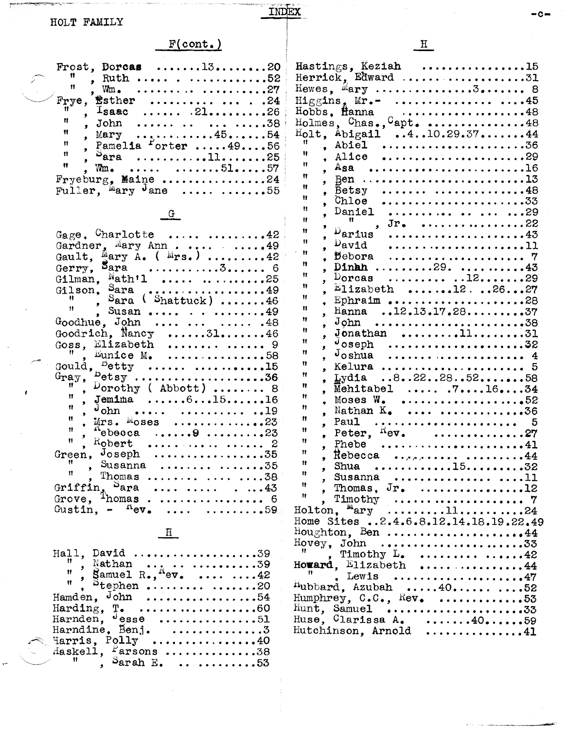HOLT FAMILY

INDEX

## F(cont.)

Frost, Dorcas .......13........20
" , Ruth .... . ..........52
" , Wm. ........ ..........27
Frye, Esther ......... ... . .24
" , Isaac ...... .21........26
" , John ...... .. .. .....38
" , Mary ..........45......54
" , Pamelia Porter .....49....56
" , Sara ..........11.......25
" , Wm. ..... .......51.....57
Fryeburg, Maine ...............24
Fuller, Mary Jane .... ......55

## G

Gage, Charlotte .... ........42
Gardner, Mary Ann . .... .....49
Gault, Mary A. ( Mrs.) .......42
Gerry, Sara ..........3...... 6
Gilman, Nath'l .... .. .......25
Gilson, Sara .................49
" , Sara ( Shattuck) .......46
" , Susan .... . . ........49
Goodhue, John .... ... ..... .48
Goodrich, Nancy ......31.......46
Goss, Elizabeth ........... 9
" , Eunice M. ..............58
Gould, Betty ..... ..........15
Gray, Betsy ..................36
" , Dorothy ( Abbott) ........ 8
" , Jemima ......6...15......16
" , John .... .......... ..19
" , Mrs. Moses ..............23
" , Rebecca ......9 ..........23
" , Robert .............. 2
Green, Joseph ................35
" , Susanna ....... .......35
" , Thomas .......... ......38
Griffin, Sara .... ..... . ...43
Grove, Thomas . ............... 6
Gustin, - Rev. .... .........59

## H

Hall, David ...................39
" , Nathan ... .. .......39
" , Samuel R., Rev. .... ....42
" , Stephen ........ .......20
Hamden, John .................54
Harding, T. ..................60
Harnden, Jesse ..............51
Harndine, Benj. ..............3
Harris, Polly ................40
Haskell, Parsons ..............38
" , Sarah E. .. .........53

## H

Hastings, Keziah ..............15
Herrick, Edward ..................31
Hewes, Mary ..............3....... 8
Higgins, Mr.- ............... ....45
Hobbs, Hanna .....................48
Holmes, Chas., Capt. ...............48
Holt, Abigail ..4..10.29.37........44
" , Abiel ....................36
" , Alice .....................29
" , Asa ......................16
" , Ben ......................13
" , Betsy .....................48
" , Chloe .....................33
" , Daniel ......... .. .. ...29
" , " , Jr. ...............22
" , Darius ....................43
" , David .....................11
" , Debora .................... 7
" , Dinah .........29. ..........43
" , Dorcas ......... ..12.......29
" , Elizabeth .......12. ..26...27
" , Ephraim ...................28
" , Hanna ..12.13.17.28..........37
" , John .......................38
" , Jonathan .........11........31
" , Joseph ....................32
" , Joshua ..................... 4
" , Kelura ..................... 5
" , Lydia ..8..22..28..52.......58
" , Mehitabel ..... .7....16....34
" , Moses W. ..................52
" , Nathan K. .... ............36
" , Paul ...................... 5
" , Peter, Rev. ..............27
" , Phebe .....................41
" , Rebecca ....... ...........44
" , Shua ...........15..........32
" , Susanna ...................11
" , Thomas, Jr. ...............12
" , Timothy ................... 7
Holton, Mary .........11.........24
Home Sites ..2.4.6.8.12.14.18.19.22.49
Houghton, Ben ....................44
Hovey, John ......................33
" , Timothy L. ........ ......42
Howard, Elizabeth ................44
" , Lewis ....................47
Hubbard, Azubah .....40....... ....52
Humphrey, C.C., Rev. .............53
Hunt, Samuel .....................33
Huse, Clarissa A. .......40......59
Hutchinson, Arnold ..............41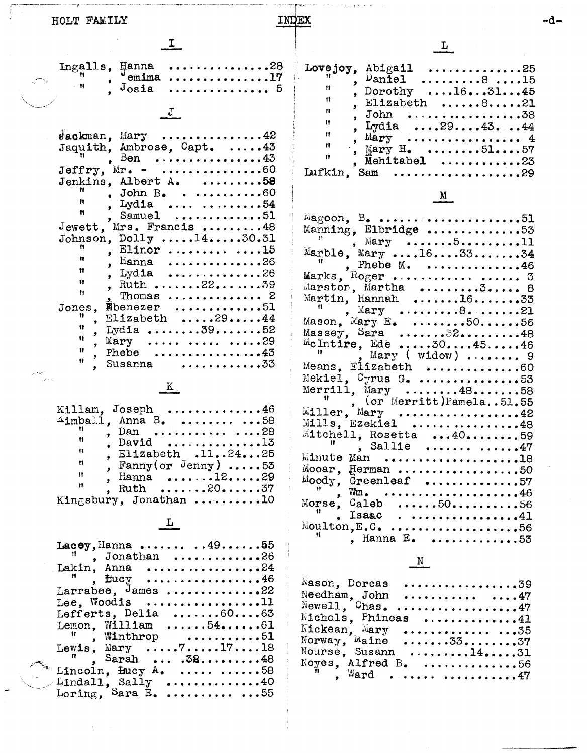## INDEX

### I

Ingalls, Hanna ..............28
" , Jemima ..............17
" , Josia .............. 5

### J

Jackman, Mary ..............42
Jaquith, Ambrose, Capt. .....43
" , Ben ..............43
Jeffry, Mr. - ..............60
Jenkins, Albert A. .........58
" , John B. . ..........60
" , Lydia .... .........54
" , Samuel ............51
Jewett, Mrs. Francis .........48
Johnson, Dolly .....14.....30.31
" , Elinor ......... ....15
" , Hanna ..............26
" , Lydia ..............26
" , Ruth .......22.......39
" , Thomas ............. 2
Jones, Ebenezer ..............51
" , Elizabeth .....29.....44
" , Lydia ........39.......52
" , Mary ..... ..... .....29
" , Phebe ................43
" , Susanna ............33

### K

Killam, Joseph ..............46
Kimball, Anna B. ........ ...58
" , Dan ........... ....28
" , David ..............13
" , Elizabeth .11..24...25
" , Fanny(or Jenny) .....53
" , Hanna ......12......29
" , Ruth .......20......37
Kingsbury, Jonathan ..........10

### L

Lacey, Hanna ....... ..49......55
" , Jonathan ............26
Lakin, Anna ..................24
" , Lucy ..................46
Larrabee, James ..............22
Lee, Woodis ..................11
Lefferts, Delia .......60....63
Lemon, William ......54......61
" , Winthrop ...........51
Lewis, Mary .....7.....17....18
" , Sarah ... .32.........48
Lincoln, Lucy A. .... ......58
Lindall, Sally ...............40
Loring, Sara E. .......... ...55

Lovejoy, Abigail .............25
" , Daniel .........8 ....15
" , Dorothy ....16...31...45
" , Elizabeth ......8.....21
" , John ..................38
" , Lydia ....29....43. ..44
" , Mary .................. 4
" , Mary H. .........51....57
" , Mehitabel ............23
Lufkin, Sam ..................29

### M

Magoon, B. .......................51
Manning, Elbridge ..............53
" , Mary .......5.........11
Marble, Mary ....16....33.......34
" , Phebe M. ..............46
Marks, Roger ........... ...... 3
Marston, Martha .........3..... 8
Martin, Hannah .......16.......33
" , Mary .........8.......21
Mason, Mary E. ........50......56
Massey, Sara .......32.........48
McIntire, Ede .....30....45.....46
" , Mary ( widow) ........ 9
Means, Elizabeth ..............60
Mekiel, Cyrus G. ..............53
Merrill, Mary ........48.......58
" , (or Merritt)Pamela..51.55
Miller, Mary ..................42
Mills, Ezekiel ................48
Mitchell, Rosetta ...40.........59
" , Sallie ...... ......47
Minute Man ....................18
Mooar, Herman ..................50
Moody, Greenleaf ..............57
" , Wm. ...................46
Morse, Caleb ......50...........56
" , Isaac . ................41
Moulton, E.C. ...................56
" , Hanna E. .............53

### N

Nason, Dorcas .................39
Needham, John ........... ....47
Newell, Chas. .................47
Nichols, Phineas ..............41
Nickean, Mary ............. ...35
Norway, Maine .......33........37
Nourse, Susann .........14.....31
Noyes, Alfred B. ..............56
" , Ward . ..... ...........47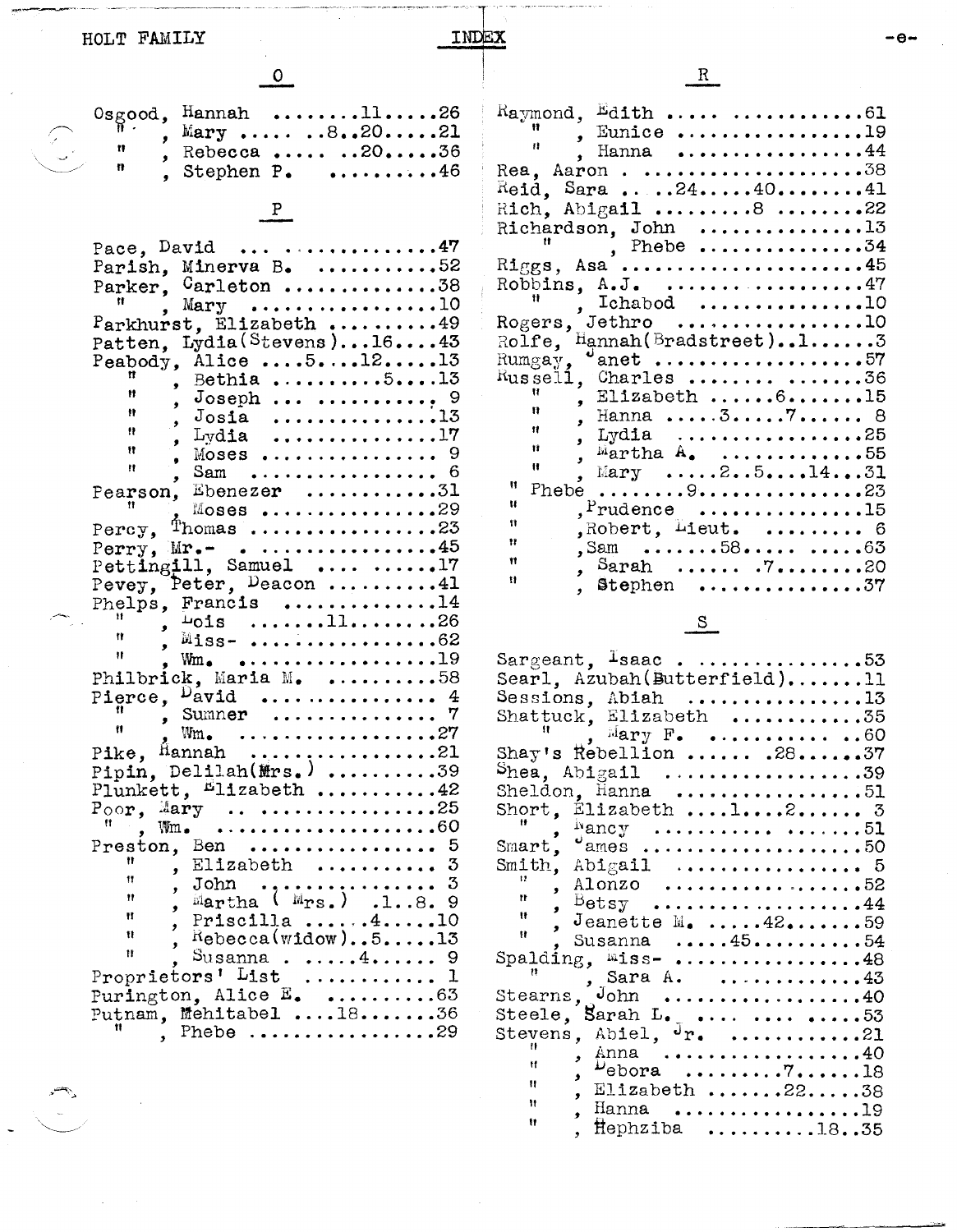## INDEX

### O

Osgood, Hannah ........11.....26
" , Mary ..... ..8..20.....21
" , Rebecca ..... ..20.....36
" , Stephen P. ..........46

### P

Pace, David ... ..............47
Parish, Minerva B. ...........52
Parker, Carleton ..............38
" , Mary ................10
Parkhurst, Elizabeth ..........49
Patten, Lydia(Stevens)...16....43
Peabody, Alice ....5....12.....13
" , Bethia ..........5....13
" , Joseph ... ..........9
" , Josia ..............13
" , Lydia ...............17
" , Moses ............... 9
" , Sam ................. 6
Pearson, Ebenezer ............31
" , Moses ................29
Percy, Thomas .................23
Perry, Mr.- . .................45
Pettingill, Samuel ... ......17
Pevey, Peter, Deacon ..........41
Phelps, Francis ..............14
" , Lois .......11........26
" , Miss- ................62
" , Wm. ..................19
Philbrick, Maria M. ..........58
Pierce, David ............... 4
" , Sumner ............... 7
" , Wm. ..................27
Pike, Hannah .................21
Pipin, Delilah(Mrs.) ..........39
Plunkett, Elizabeth ...........42
Poor, Mary .. .................25
" , Wm. ......................60
Preston, Ben ................ 5
" , Elizabeth .......... 3
" , John ................ 3
" , Martha ( Mrs.) .1..8. 9
" , Priscilla ......4.....10
" , Rebecca(widow)..5.....13
" , Susanna . .....4...... 9
Proprietors' List ........... 1
Purington, Alice E. ..........63
Putnam, Mehitabel ....18.......36
" , Phebe .................29

### R

Raymond, Edith .... ............61
" , Eunice .................19
" , Hanna .................44
Rea, Aaron . ....................38
Reid, Sara ... ..24.....40........41
Rich, Abigail ........8 ........22
Richardson, John ..............13
" , Phebe ..............34
Riggs, Asa .....................45
Robbins, A.J. ..................47
" , Ichabod ..............10
Rogers, Jethro ................10
Rolfe, Hannah(Bradstreet)..1......3
Rumgay, Janet .................57
Russell, Charles ...... .......36
" , Elizabeth ......6.......15
" , Hanna ....3.....7...... 8
" , Lydia .................25
" , Martha A. ............55
" , Mary .....2..5....14...31
" Phebe ........9...............23
" ,Prudence ..............15
" ,Robert, Lieut. ......... 6
" ,Sam .......58..... .....63
" , Sarah ...... .7........20
" , Stephen ...............37

### S

Sargeant, Isaac . ..............53
Searl, Azubah(Butterfield).......11
Sessions, Abiah ...............13
Shattuck, Elizabeth ...........35
" , Mary F. ........... ..60
Shay's Rebellion ...... .28......37
Shea, Abigail .................39
Sheldon, Hanna .................51
Short, Elizabeth ....1....2...... 3
" , Nancy .......... ......51
Smart, James ...................50
Smith, Abigail ................ 5
" , Alonzo .................52
" , Betsy ..................44
" , Jeanette M. .....42.......59
" , Susanna .....45..........54
Spalding, Miss- ................48
" , Sara A. ..............43
Stearns, John .................40
Steele, Sarah L. ... .... .....53
Stevens, Abiel, Jr. ...........21
" , Anna ..................40
" , Debora .........7......18
" , Elizabeth .......22.....38
" , Hanna .................19
" , Hephziba ..........18..35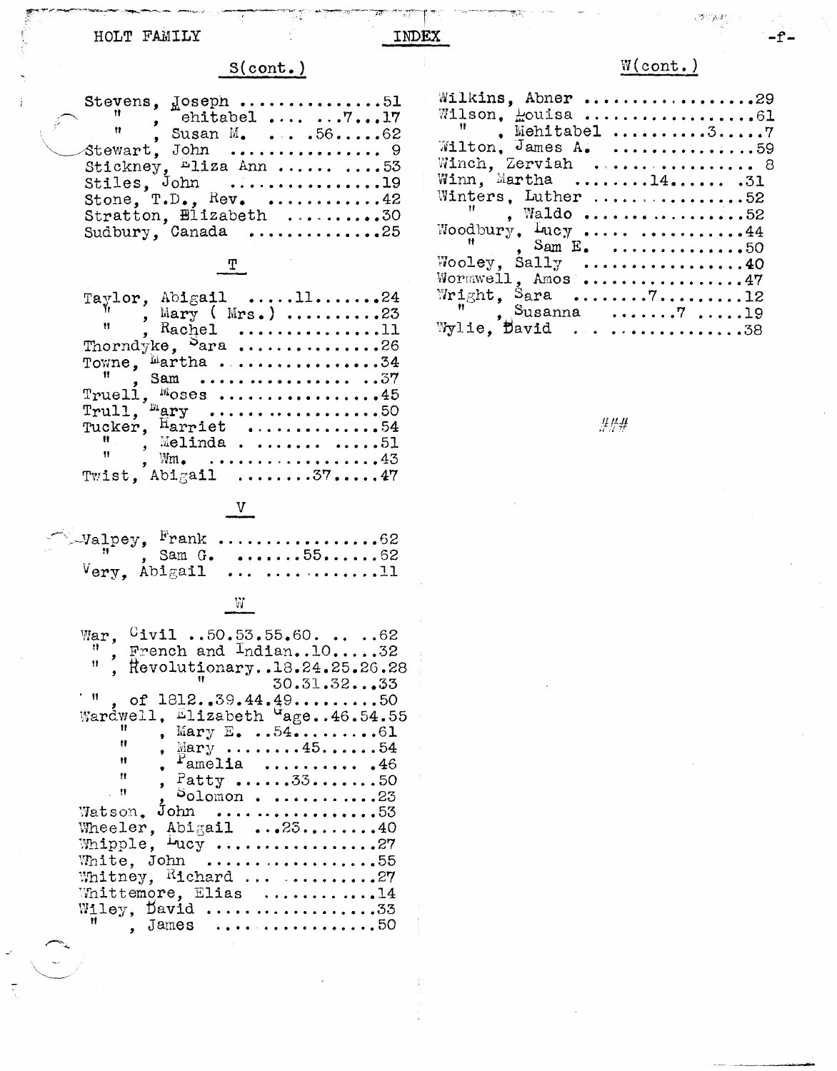## S(cont.)

Stevens, Joseph ..............51
" , Mehitabel .... ...7...17
" , Susan M. ... .56.....62
Stewart, John ............... 9
Stickney, Eliza Ann ...... ....53
Stiles, John ................19
Stone, T.D., Rev. ............42
Stratton, Elizabeth ..........30
Sudbury, Canada ..............25

## T

Taylor, Abigail .....11.......24
" , Mary ( Mrs.) ..........23
" , Rachel ................11
Thorndyke, Sara ...............26
Towne, Martha .................34
" , Sam ................ ..37
Truell, Moses .................45
Trull, Mary ...................50
Tucker, Harriet ..............54
" , Melinda . ....... .....51
" , Wm. ...................43
Twist, Abigail ........37.....47

## V

Valpey, Frank .................62
" , Sam G. .......55......62
Very, Abigail ... ............11

## W

War, Civil ..50.53.55.60. .. ..62
" , French and Indian..10.....32
" , Revolutionary..18.24.25.26.28
" 30.31.32...33
" , of 1812..39.44.49.........50
Wardwell, Elizabeth Gage..46.54.55
" , Mary E. ..54.........61
" , Mary ........45......54
" , Pamelia .......... .46
" , Patty ......33.......50
" , Solomon . ...........23
Watson, John .................53
Wheeler, Abigail ...23........40
Whipple, Lucy ................27
White, John ..................55
Whitney, Richard ... ..........27
Whittemore, Elias ...........14
Wiley, David ..................33
" , James ................50

## W(cont.)

Wilkins, Abner .................29
Wilson, Louisa .................61
" , Mehitabel ..........3.....7
Wilton, James A. ...............59
Winch, Zerviah ................ 8
Winn, Martha ........14...... .31
Winters, Luther ...............52
" , Waldo .................52
Woodbury, Lucy .... ...........44
" , Sam E. ..............50
Wooley, Sally .................40
Wormwell, Amos ................47
Wright, Sara ........7.........12
" , Susanna .......7 .....19
Wylie, David . . .............38

###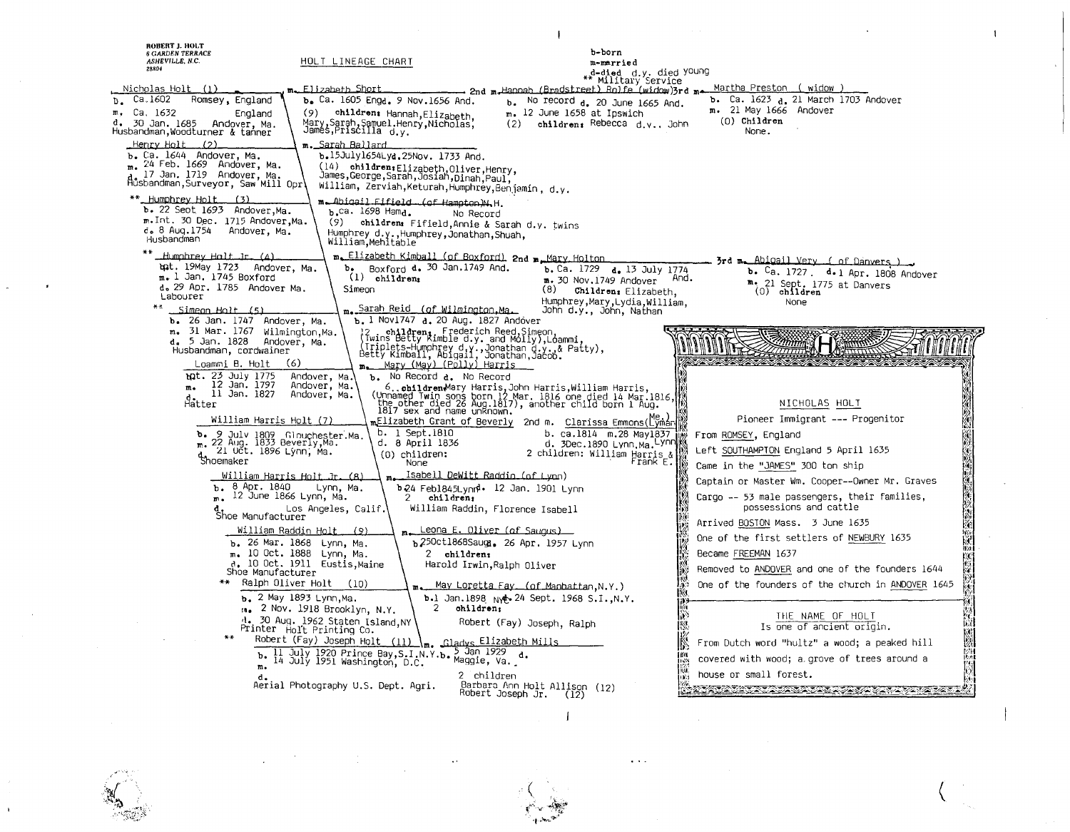ROBERT J. HOLT
6 GARDEN TERRACE
ASHEVILLE, N.C.
28804

# HOLT LINEAGE CHART

b-born
m-married
d-died d.y. died young
** Military Service

**Nicholas Holt (1)**
b. Ca.1602 Romsey, England
m. Ca. 1632 England
d. 30 Jan. 1685 Andover, Ma.
Husbandman, Woodturner & tanner

m. Elizabeth Short
b. Ca. 1605 Engd. d. 9 Nov.1656 And.
(9) children: Hannah, Elizabeth, Mary, Sarah, Samuel, Henry, Nicholas, James, Priscilla d.y.

2nd m. Hannah (Bradstreet) Rolfe (widow)
b. No record d. 20 June 1665 And.
m. 12 June 1658 at Ipswich
(2) children: Rebecca d.y., John

3rd m. Martha Preston (widow)
b. Ca. 1623 d. 21 March 1703 Andover
m. 21 May 1666 Andover
(0) Children
None.

**Henry Holt (2)**
b. Ca. 1644 Andover, Ma.
m. 24 Feb. 1669 Andover, Ma.
d. 17 Jan. 1719 Andover, Ma.
Husbandman, Surveyor, Saw Mill Opr.

m. Sarah Ballard
b. 15July1654 d. 25Nov. 1733 And.
(14) children: Elizabeth, Oliver, Henry, James, George, Sarah, Josiah, Dinah, Paul, William, Zerviah, Keturah, Humphrey, Benjamin, d.y.

** **Humphrey Holt (3)**
b. 22 Sept 1693 Andover, Ma.
m. Int. 30 Dec. 1715 Andover, Ma.
d. 8 Aug.1754 Andover, Ma.
Husbandman

m. Abigail Fifield (of Hampton) N.H.
b. ca. 1698 Hamp. d. No Record
(9) children: Fifield, Annie & Sarah d.y. twins
Humphrey d.y., Humphrey, Jonathan, Shuah, William, Mehitable

** **Humphrey Holt Jr. (4)**
bpt. 19May 1723 Andover, Ma.
m. 1 Jan. 1745 Boxford
d. 29 Apr. 1785 Andover Ma.
Labourer

m. Elizabeth Kimball (of Boxford)
b. Boxford d. 30 Jan.1749 And.
(1) children:
Simeon

2nd m. Mary Holton
b. Ca. 1729 d. 13 July 1774 And.
m. 30 Nov.1749 Andover
(8) Children: Elizabeth, Humphrey, Mary, Lydia, William, John d.y., John, Nathan

3rd m. Abigail Very (of Danvers)
b. Ca. 1727. d. 1 Apr. 1808 Andover
m. 21 Sept. 1775 at Danvers
(0) children
None

** **Simeon Holt (5)**
b. 26 Jan. 1747 Andover, Ma.
m. 31 Mar. 1767 Wilmington, Ma.
d. 5 Jan. 1828 Andover, Ma.
Husbandman, cordwainer

m. Sarah Reid (of Wilmington, Ma.
b. 1 Nov1747 d. 20 Aug. 1827 Andover
12 children: Frederich Reed, Simeon, (Twins Betty Kimble d.y. and Molly), Loammi, (Triplets-Humphrey d.y., Jonathan d.y., & Patty), Betty Kimball, Abigail, Jonathan, Jacob.

**Loammi B. Holt (6)**
bpt. 23 July 1775 Andover, Ma.
m. 12 Jan. 1797 Andover, Ma.
d. 11 Jan. 1827 Andover, Ma.
Hatter

m. Mary (May) (Polly) Harris
b. No Record d. No Record
6 children: Mary Harris, John Harris, William Harris, (Unnamed Twin sons born 12 Mar. 1816 one died 14 Mar.1816, the other died 26 Aug.1817), another child born 1 Aug. 1817 sex and name unknown.

**William Harris Holt (7)**
b. 9 July 1809 Gloucester.Ma.
m. 22 Aug. 1833 Beverly, Ma.
d. 21 Oct. 1896 Lynn, Ma.
Shoemaker

m. Elizabeth Grant of Beverly
b. 1 Sept.1810
d. 8 April 1836
(0) children:
None

2nd m. Clarissa Emmons (Lyman Me.)
b. ca.1814 m.28 May1837 Lynn
d. 3Dec.1890 Lynn, Ma.
2 children: William Harris & Frank E.

**William Harris Holt Jr. (8)**
b. 8 Apr. 1840 Lynn, Ma.
m. 12 June 1866 Lynn, Ma.
d. Los Angeles, Calif.
Shoe Manufacturer

m. Isabell DeWitt Raddin (of Lynn)
b. 24 Feb1845Lynn d. 12 Jan. 1901 Lynn
2 children:
William Raddin, Florence Isabell

**William Raddin Holt (9)**
b. 26 Mar. 1868 Lynn, Ma.
m. 10 Oct. 1888 Lynn, Ma.
d. 10 Oct. 1911 Eustis, Maine
Shoe Manufacturer

m. Leona E. Oliver (of Saugus)
b. 25Oct1868Saug. d. 26 Apr. 1957 Lynn
2 children:
Harold Irwin, Ralph Oliver

** **Ralph Oliver Holt (10)**
b. 2 May 1893 Lynn, Ma.
m. 2 Nov. 1918 Brooklyn, N.Y.
d. 30 Aug. 1962 Staten Island, NY
Printer Holt Printing Co.

m. May Loretta Fay (of Manhattan, N.Y.)
b. 1 Jan.1898 NY d. 24 Sept. 1968 S.I., N.Y.
2 children:
Robert (Fay) Joseph, Ralph

** **Robert (Fay) Joseph Holt (11)**
b. 11 July 1920 Prince Bay, S.I.N.Y.
m. 14 July 1951 Washington, D.C.
d.
Aerial Photography U.S. Dept. Agri.

m. Gladys Elizabeth Mills
b. 5 Jan 1929 Maggie, Va. d.
2 children
Barbara Ann Holt Allison (12)
Robert Joseph Jr. (12)

---

## NICHOLAS HOLT

Pioneer Immigrant --- Progenitor

From ROMSEY, England

Left SOUTHAMPTON England 5 April 1635

Came in the "JAMES" 300 ton ship

Captain or Master Wm. Cooper--Owner Mr. Graves

Cargo -- 53 male passengers, their families, possessions and cattle

Arrived BOSTON Mass. 3 June 1635

One of the first settlers of NEWBURY 1635

Became FREEMAN 1637

Removed to ANDOVER and one of the founders 1644

One of the founders of the church in ANDOVER 1645

## THE NAME OF HOLT

Is one of ancient origin.

From Dutch word "hultz" a wood; a peaked hill covered with wood; a grove of trees around a house or small forest.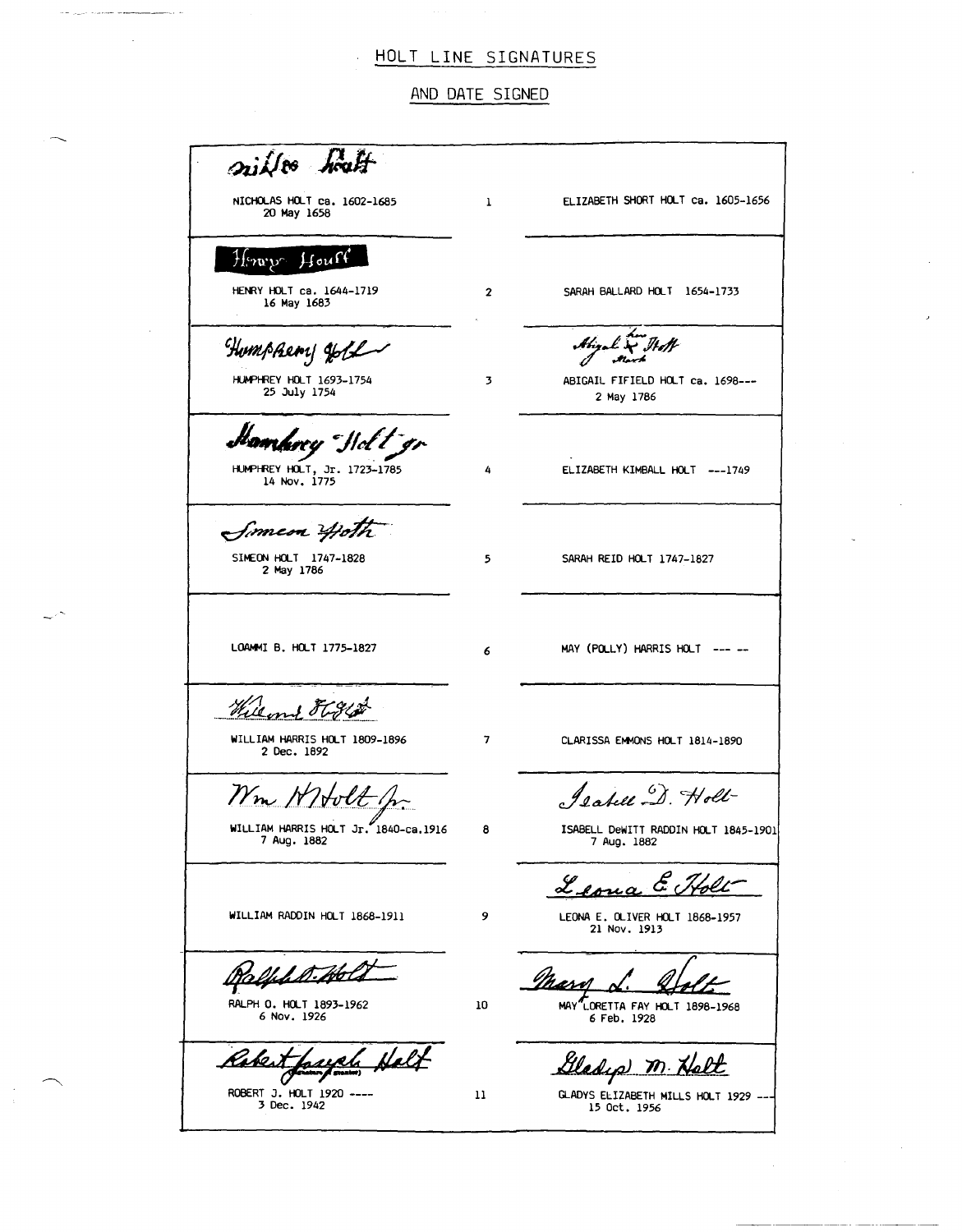## HOLT LINE SIGNATURES

## AND DATE SIGNED

| Husband (signature, name, date signed) | Gen. | Wife (signature, name, date signed) |
|---|---|---|
| *nickles holt*<br>NICHOLAS HOLT ca. 1602-1685<br>20 May 1658 | 1 | ELIZABETH SHORT HOLT ca. 1605-1656 |
| *Henry Hoult*<br>HENRY HOLT ca. 1644-1719<br>16 May 1683 | 2 | SARAH BALLARD HOLT 1654-1733 |
| *Humphrey Holt*<br>HUMPHREY HOLT 1693-1754<br>25 July 1754 | 3 | *Abigail Holt (her mark)*<br>ABIGAIL FIFIELD HOLT ca. 1698---<br>2 May 1786 |
| *Humphrey Holt jr*<br>HUMPHREY HOLT, Jr. 1723-1785<br>14 Nov. 1775 | 4 | ELIZABETH KIMBALL HOLT ---1749 |
| *Simeon Holt*<br>SIMEON HOLT 1747-1828<br>2 May 1786 | 5 | SARAH REID HOLT 1747-1827 |
| LOAMMI B. HOLT 1775-1827 | 6 | MAY (POLLY) HARRIS HOLT --- -- |
| *William Holt*<br>WILLIAM HARRIS HOLT 1809-1896<br>2 Dec. 1892 | 7 | CLARISSA EMMONS HOLT 1814-1890 |
| *Wm H Holt Jr*<br>WILLIAM HARRIS HOLT Jr. 1840-ca.1916<br>7 Aug. 1882 | 8 | *Isabell D. Holt*<br>ISABELL DeWITT RADDIN HOLT 1845-1901<br>7 Aug. 1882 |
| WILLIAM RADDIN HOLT 1868-1911 | 9 | *Leona E. Holt*<br>LEONA E. OLIVER HOLT 1868-1957<br>21 Nov. 1913 |
| *Ralph O. Holt*<br>RALPH O. HOLT 1893-1962<br>6 Nov. 1926 | 10 | *Mary L. Holt*<br>MAY LORETTA FAY HOLT 1898-1968<br>6 Feb. 1928 |
| *Robert Joseph Holt*<br>ROBERT J. HOLT 1920 ----<br>3 Dec. 1942 | 11 | *Gladys M. Holt*<br>GLADYS ELIZABETH MILLS HOLT 1929 ---<br>15 Oct. 1956 |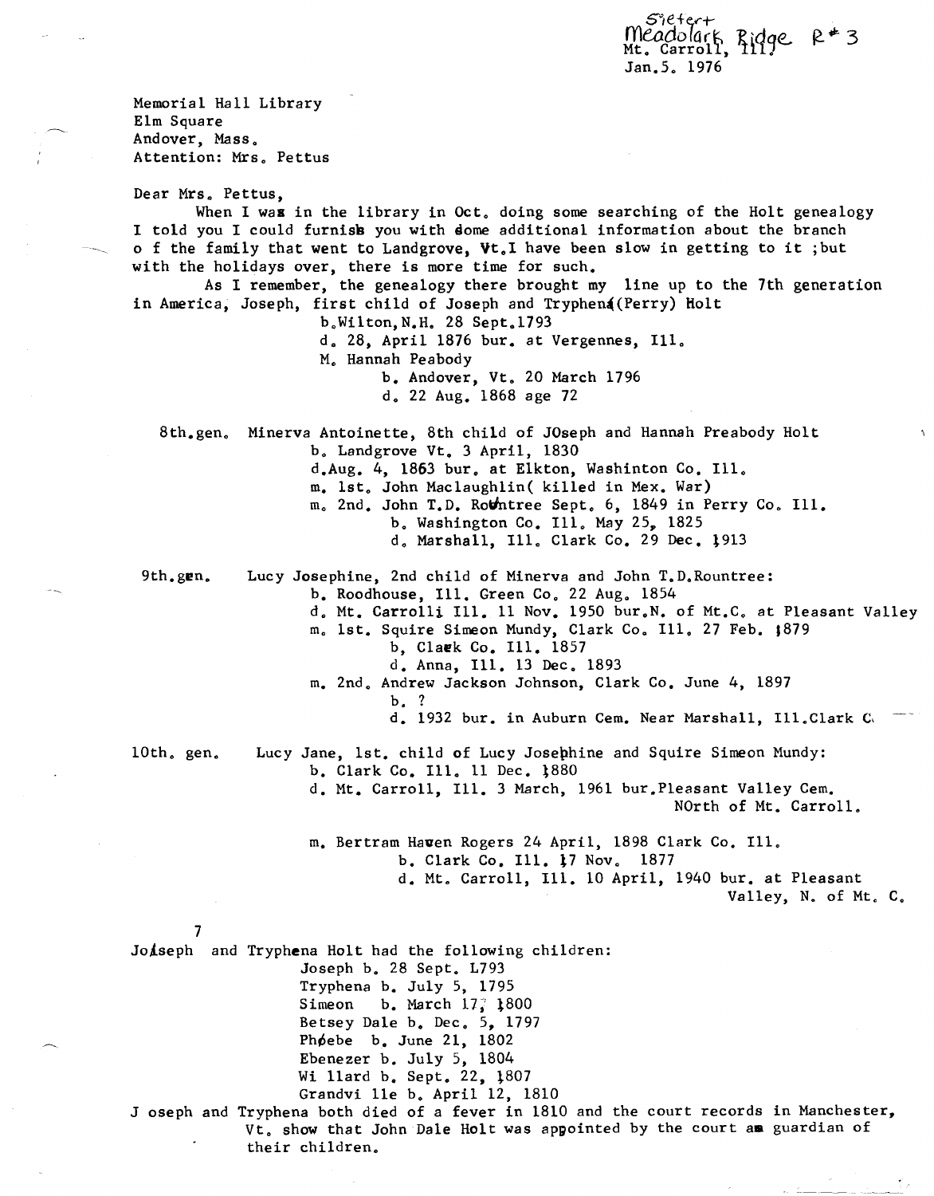Sietert
Meadolark Ridge R# 3
Mt. Carroll, Ill.
Jan. 5. 1976

Memorial Hall Library
Elm Square
Andover, Mass.
Attention: Mrs. Pettus

Dear Mrs. Pettus,

When I was in the library in Oct. doing some searching of the Holt genealogy I told you I could furnish you with some additional information about the branch o f the family that went to Landgrove, Vt. I have been slow in getting to it ;but with the holidays over, there is more time for such.

As I remember, the genealogy there brought my line up to the 7th generation in America, Joseph, first child of Joseph and Tryphena(Perry) Holt
b. Wilton, N.H. 28 Sept. 1793
d. 28, April 1876 bur. at Vergennes, Ill.
M. Hannah Peabody
b. Andover, Vt. 20 March 1796
d. 22 Aug. 1868 age 72

8th.gen. Minerva Antoinette, 8th child of JOseph and Hannah Preabody Holt
b. Landgrove Vt. 3 April, 1830
d. Aug. 4, 1863 bur. at Elkton, Washinton Co. Ill.
m. 1st. John Maclaughlin( killed in Mex. War)
m. 2nd. John T.D. Rowntree Sept. 6, 1849 in Perry Co. Ill.
b. Washington Co. Ill. May 25, 1825
d. Marshall, Ill. Clark Co. 29 Dec. 1913

9th.gen. Lucy Josephine, 2nd child of Minerva and John T.D. Rountree:
b. Roodhouse, Ill. Green Co. 22 Aug. 1854
d. Mt. Carrolli Ill. 11 Nov. 1950 bur. N. of Mt. C. at Pleasant Valley
m. 1st. Squire Simeon Mundy, Clark Co. Ill. 27 Feb. 1879
b, Clark Co. Ill. 1857
d. Anna, Ill. 13 Dec. 1893
m. 2nd. Andrew Jackson Johnson, Clark Co. June 4, 1897
b. ?
d. 1932 bur. in Auburn Cem. Near Marshall, Ill. Clark C.

10th. gen. Lucy Jane, 1st. child of Lucy Josephine and Squire Simeon Mundy:
b. Clark Co. Ill. 11 Dec. 1880
d. Mt. Carroll, Ill. 3 March, 1961 bur. Pleasant Valley Cem. NOrth of Mt. Carroll.

m. Bertram Haven Rogers 24 April, 1898 Clark Co. Ill.
b. Clark Co. Ill. 17 Nov. 1877
d. Mt. Carroll, Ill. 10 April, 1940 bur. at Pleasant Valley, N. of Mt. C.

7
Joseph and Tryphena Holt had the following children:
Joseph b. 28 Sept. L793
Tryphena b. July 5, 1795
Simeon b. March 17, 1800
Betsey Dale b. Dec. 5, 1797
Phoebe b. June 21, 1802
Ebenezer b. July 5, 1804
Willard b. Sept. 22, 1807
Grandville b. April 12, 1810

J oseph and Tryphena both died of a fever in 1810 and the court records in Manchester, Vt. show that John Dale Holt was appointed by the court as guardian of their children.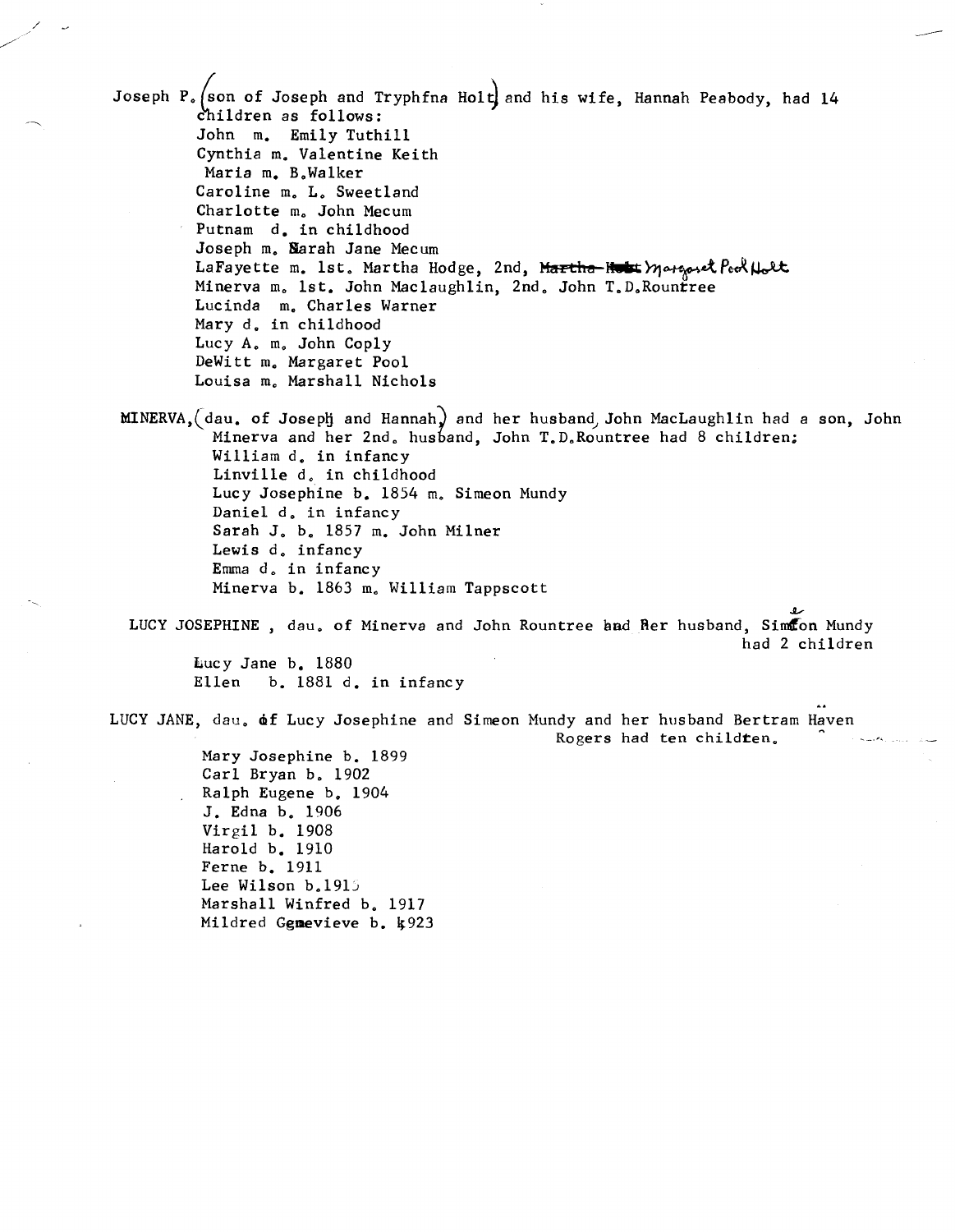Joseph P. (son of Joseph and Tryphfna Holt) and his wife, Hannah Peabody, had 14 children as follows:

John m. Emily Tuthill
Cynthia m. Valentine Keith
Maria m. B.Walker
Caroline m. L. Sweetland
Charlotte m. John Mecum
Putnam d. in childhood
Joseph m. Sarah Jane Mecum
LaFayette m. 1st. Martha Hodge, 2nd, ~~Martha Holt~~ Margaret Pool Holt
Minerva m. 1st. John Maclaughlin, 2nd. John T.D.Rountree
Lucinda m. Charles Warner
Mary d. in childhood
Lucy A. m. John Coply
DeWitt m. Margaret Pool
Louisa m. Marshall Nichols

MINERVA, (dau. of Joseph and Hannah) and her husband, John MacLaughlin had a son, John
Minerva and her 2nd. husband, John T.D.Rountree had 8 children:

William d. in infancy
Linville d. in childhood
Lucy Josephine b. 1854 m. Simeon Mundy
Daniel d. in infancy
Sarah J. b. 1857 m. John Milner
Lewis d. infancy
Emma d. in infancy
Minerva b. 1863 m. William Tappscott

LUCY JOSEPHINE , dau. of Minerva and John Rountree and her husband, Simeon Mundy had 2 children

Lucy Jane b. 1880
Ellen b. 1881 d. in infancy

LUCY JANE, dau. of Lucy Josephine and Simeon Mundy and her husband Bertram Haven Rogers had ten children.

Mary Josephine b. 1899
Carl Bryan b. 1902
Ralph Eugene b. 1904
J. Edna b. 1906
Virgil b. 1908
Harold b. 1910
Ferne b. 1911
Lee Wilson b.1915
Marshall Winfred b. 1917
Mildred Genevieve b. 1923